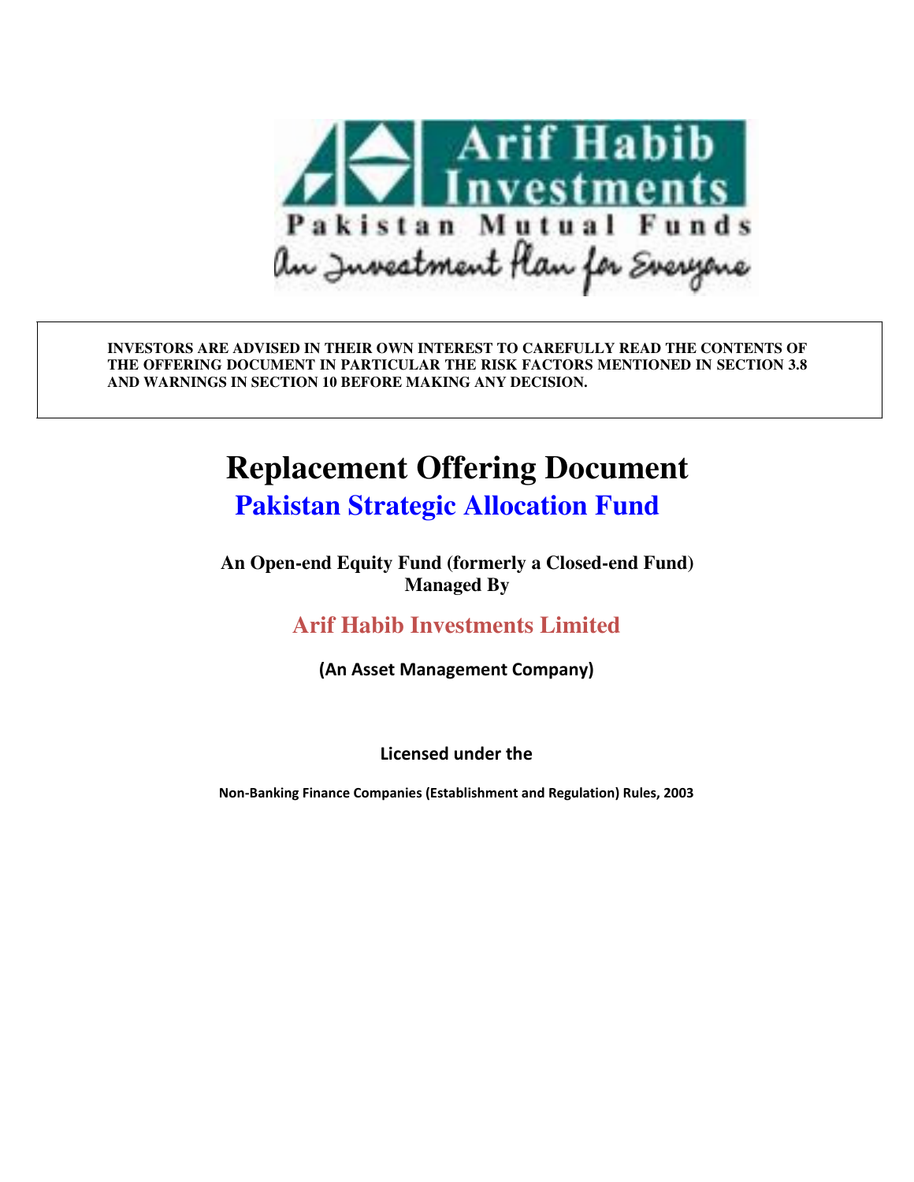Arif Habib Investments

Pakistan Mutual Funds

An Investment Plan for Everyone

**INVESTORS ARE ADVISED IN THEIR OWN INTEREST TO CAREFULLY READ THE CONTENTS OF THE OFFERING DOCUMENT IN PARTICULAR THE RISK FACTORS MENTIONED IN SECTION 3.8 AND WARNINGS IN SECTION 10 BEFORE MAKING ANY DECISION.**

# Replacement Offering Document

## Pakistan Strategic Allocation Fund

**An Open-end Equity Fund (formerly a Closed-end Fund)**
**Managed By**

## Arif Habib Investments Limited

**(An Asset Management Company)**

**Licensed under the**

**Non-Banking Finance Companies (Establishment and Regulation) Rules, 2003**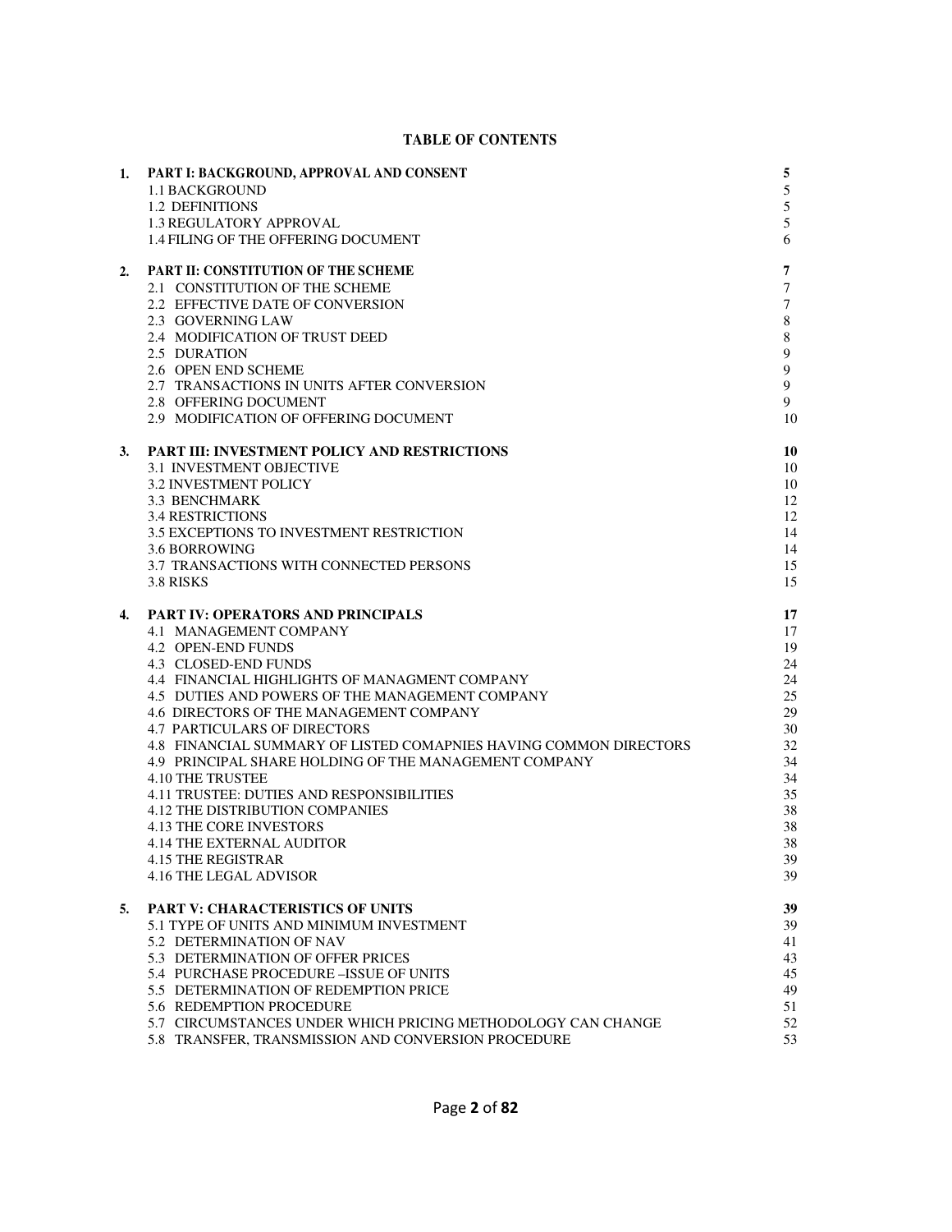# TABLE OF CONTENTS

| | | |
|---|---|---|
| **1.** | **PART I: BACKGROUND, APPROVAL AND CONSENT** | **5** |
| | 1.1 BACKGROUND | 5 |
| | 1.2 DEFINITIONS | 5 |
| | 1.3 REGULATORY APPROVAL | 5 |
| | 1.4 FILING OF THE OFFERING DOCUMENT | 6 |
| **2.** | **PART II: CONSTITUTION OF THE SCHEME** | **7** |
| | 2.1 CONSTITUTION OF THE SCHEME | 7 |
| | 2.2 EFFECTIVE DATE OF CONVERSION | 7 |
| | 2.3 GOVERNING LAW | 8 |
| | 2.4 MODIFICATION OF TRUST DEED | 8 |
| | 2.5 DURATION | 9 |
| | 2.6 OPEN END SCHEME | 9 |
| | 2.7 TRANSACTIONS IN UNITS AFTER CONVERSION | 9 |
| | 2.8 OFFERING DOCUMENT | 9 |
| | 2.9 MODIFICATION OF OFFERING DOCUMENT | 10 |
| **3.** | **PART III: INVESTMENT POLICY AND RESTRICTIONS** | **10** |
| | 3.1 INVESTMENT OBJECTIVE | 10 |
| | 3.2 INVESTMENT POLICY | 10 |
| | 3.3 BENCHMARK | 12 |
| | 3.4 RESTRICTIONS | 12 |
| | 3.5 EXCEPTIONS TO INVESTMENT RESTRICTION | 14 |
| | 3.6 BORROWING | 14 |
| | 3.7 TRANSACTIONS WITH CONNECTED PERSONS | 15 |
| | 3.8 RISKS | 15 |
| **4.** | **PART IV: OPERATORS AND PRINCIPALS** | **17** |
| | 4.1 MANAGEMENT COMPANY | 17 |
| | 4.2 OPEN-END FUNDS | 19 |
| | 4.3 CLOSED-END FUNDS | 24 |
| | 4.4 FINANCIAL HIGHLIGHTS OF MANAGMENT COMPANY | 24 |
| | 4.5 DUTIES AND POWERS OF THE MANAGEMENT COMPANY | 25 |
| | 4.6 DIRECTORS OF THE MANAGEMENT COMPANY | 29 |
| | 4.7 PARTICULARS OF DIRECTORS | 30 |
| | 4.8 FINANCIAL SUMMARY OF LISTED COMAPNIES HAVING COMMON DIRECTORS | 32 |
| | 4.9 PRINCIPAL SHARE HOLDING OF THE MANAGEMENT COMPANY | 34 |
| | 4.10 THE TRUSTEE | 34 |
| | 4.11 TRUSTEE: DUTIES AND RESPONSIBILITIES | 35 |
| | 4.12 THE DISTRIBUTION COMPANIES | 38 |
| | 4.13 THE CORE INVESTORS | 38 |
| | 4.14 THE EXTERNAL AUDITOR | 38 |
| | 4.15 THE REGISTRAR | 39 |
| | 4.16 THE LEGAL ADVISOR | 39 |
| **5.** | **PART V: CHARACTERISTICS OF UNITS** | **39** |
| | 5.1 TYPE OF UNITS AND MINIMUM INVESTMENT | 39 |
| | 5.2 DETERMINATION OF NAV | 41 |
| | 5.3 DETERMINATION OF OFFER PRICES | 43 |
| | 5.4 PURCHASE PROCEDURE –ISSUE OF UNITS | 45 |
| | 5.5 DETERMINATION OF REDEMPTION PRICE | 49 |
| | 5.6 REDEMPTION PROCEDURE | 51 |
| | 5.7 CIRCUMSTANCES UNDER WHICH PRICING METHODOLOGY CAN CHANGE | 52 |
| | 5.8 TRANSFER, TRANSMISSION AND CONVERSION PROCEDURE | 53 |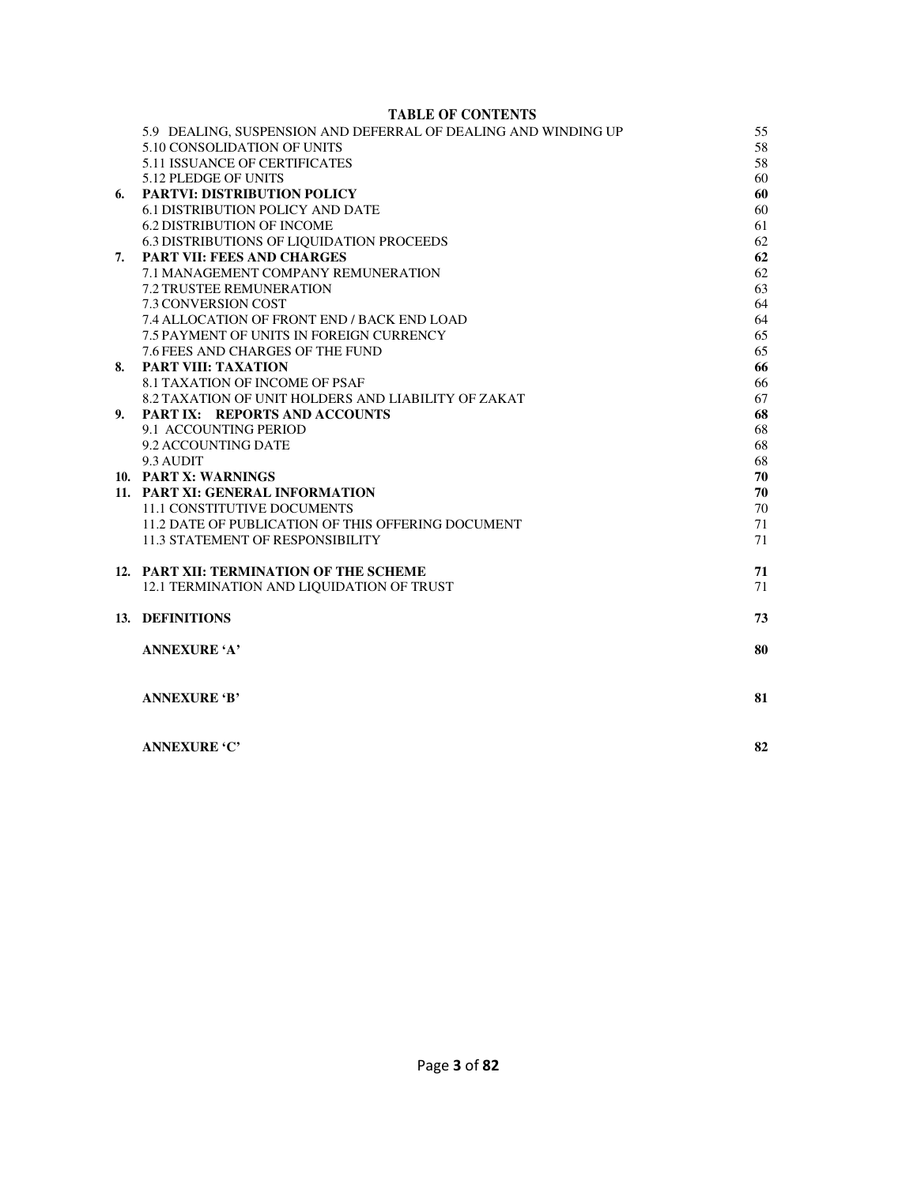**TABLE OF CONTENTS**

| | | |
|---|---|---|
| | 5.9 DEALING, SUSPENSION AND DEFERRAL OF DEALING AND WINDING UP | 55 |
| | 5.10 CONSOLIDATION OF UNITS | 58 |
| | 5.11 ISSUANCE OF CERTIFICATES | 58 |
| | 5.12 PLEDGE OF UNITS | 60 |
| **6.** | **PARTVI: DISTRIBUTION POLICY** | **60** |
| | 6.1 DISTRIBUTION POLICY AND DATE | 60 |
| | 6.2 DISTRIBUTION OF INCOME | 61 |
| | 6.3 DISTRIBUTIONS OF LIQUIDATION PROCEEDS | 62 |
| **7.** | **PART VII: FEES AND CHARGES** | **62** |
| | 7.1 MANAGEMENT COMPANY REMUNERATION | 62 |
| | 7.2 TRUSTEE REMUNERATION | 63 |
| | 7.3 CONVERSION COST | 64 |
| | 7.4 ALLOCATION OF FRONT END / BACK END LOAD | 64 |
| | 7.5 PAYMENT OF UNITS IN FOREIGN CURRENCY | 65 |
| | 7.6 FEES AND CHARGES OF THE FUND | 65 |
| **8.** | **PART VIII: TAXATION** | **66** |
| | 8.1 TAXATION OF INCOME OF PSAF | 66 |
| | 8.2 TAXATION OF UNIT HOLDERS AND LIABILITY OF ZAKAT | 67 |
| **9.** | **PART IX: REPORTS AND ACCOUNTS** | **68** |
| | 9.1 ACCOUNTING PERIOD | 68 |
| | 9.2 ACCOUNTING DATE | 68 |
| | 9.3 AUDIT | 68 |
| **10.** | **PART X: WARNINGS** | **70** |
| **11.** | **PART XI: GENERAL INFORMATION** | **70** |
| | 11.1 CONSTITUTIVE DOCUMENTS | 70 |
| | 11.2 DATE OF PUBLICATION OF THIS OFFERING DOCUMENT | 71 |
| | 11.3 STATEMENT OF RESPONSIBILITY | 71 |
| **12.** | **PART XII: TERMINATION OF THE SCHEME** | **71** |
| | 12.1 TERMINATION AND LIQUIDATION OF TRUST | 71 |
| **13.** | **DEFINITIONS** | **73** |
| | **ANNEXURE 'A'** | **80** |
| | **ANNEXURE 'B'** | **81** |
| | **ANNEXURE 'C'** | **82** |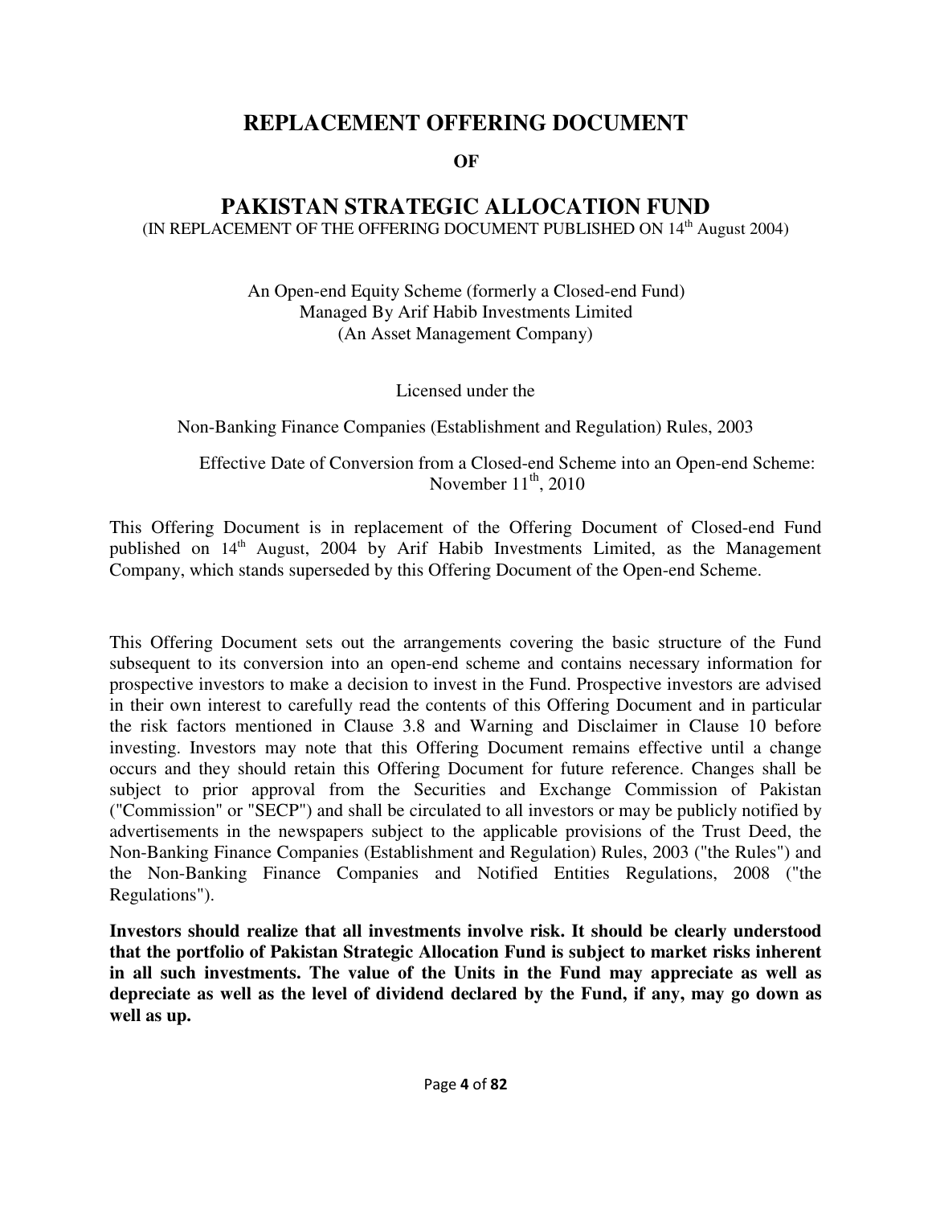# REPLACEMENT OFFERING DOCUMENT

**OF**

# PAKISTAN STRATEGIC ALLOCATION FUND

(IN REPLACEMENT OF THE OFFERING DOCUMENT PUBLISHED ON 14th August 2004)

An Open-end Equity Scheme (formerly a Closed-end Fund)
Managed By Arif Habib Investments Limited
(An Asset Management Company)

Licensed under the

Non-Banking Finance Companies (Establishment and Regulation) Rules, 2003

Effective Date of Conversion from a Closed-end Scheme into an Open-end Scheme:
November 11th, 2010

This Offering Document is in replacement of the Offering Document of Closed-end Fund published on 14th August, 2004 by Arif Habib Investments Limited, as the Management Company, which stands superseded by this Offering Document of the Open-end Scheme.

This Offering Document sets out the arrangements covering the basic structure of the Fund subsequent to its conversion into an open-end scheme and contains necessary information for prospective investors to make a decision to invest in the Fund. Prospective investors are advised in their own interest to carefully read the contents of this Offering Document and in particular the risk factors mentioned in Clause 3.8 and Warning and Disclaimer in Clause 10 before investing. Investors may note that this Offering Document remains effective until a change occurs and they should retain this Offering Document for future reference. Changes shall be subject to prior approval from the Securities and Exchange Commission of Pakistan ("Commission" or "SECP") and shall be circulated to all investors or may be publicly notified by advertisements in the newspapers subject to the applicable provisions of the Trust Deed, the Non-Banking Finance Companies (Establishment and Regulation) Rules, 2003 ("the Rules") and the Non-Banking Finance Companies and Notified Entities Regulations, 2008 ("the Regulations").

**Investors should realize that all investments involve risk. It should be clearly understood that the portfolio of Pakistan Strategic Allocation Fund is subject to market risks inherent in all such investments. The value of the Units in the Fund may appreciate as well as depreciate as well as the level of dividend declared by the Fund, if any, may go down as well as up.**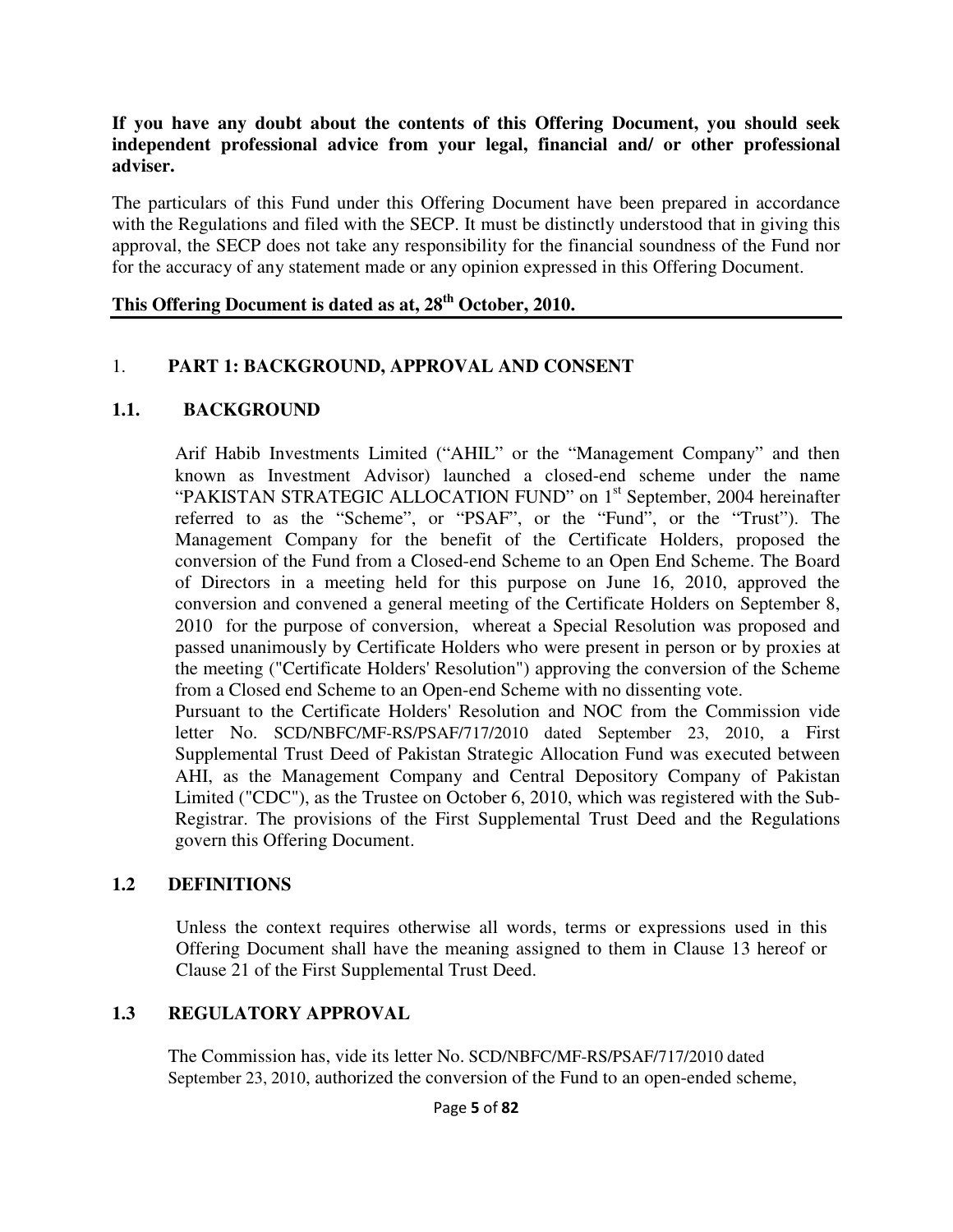**If you have any doubt about the contents of this Offering Document, you should seek independent professional advice from your legal, financial and/ or other professional adviser.**

The particulars of this Fund under this Offering Document have been prepared in accordance with the Regulations and filed with the SECP. It must be distinctly understood that in giving this approval, the SECP does not take any responsibility for the financial soundness of the Fund nor for the accuracy of any statement made or any opinion expressed in this Offering Document.

**This Offering Document is dated as at, 28th October, 2010.**

---

# 1. PART 1: BACKGROUND, APPROVAL AND CONSENT

## 1.1. BACKGROUND

Arif Habib Investments Limited ("AHIL" or the "Management Company" and then known as Investment Advisor) launched a closed-end scheme under the name "PAKISTAN STRATEGIC ALLOCATION FUND" on 1st September, 2004 hereinafter referred to as the "Scheme", or "PSAF", or the "Fund", or the "Trust"). The Management Company for the benefit of the Certificate Holders, proposed the conversion of the Fund from a Closed-end Scheme to an Open End Scheme. The Board of Directors in a meeting held for this purpose on June 16, 2010, approved the conversion and convened a general meeting of the Certificate Holders on September 8, 2010 for the purpose of conversion, whereat a Special Resolution was proposed and passed unanimously by Certificate Holders who were present in person or by proxies at the meeting ("Certificate Holders' Resolution") approving the conversion of the Scheme from a Closed end Scheme to an Open-end Scheme with no dissenting vote.

Pursuant to the Certificate Holders' Resolution and NOC from the Commission vide letter No. SCD/NBFC/MF-RS/PSAF/717/2010 dated September 23, 2010, a First Supplemental Trust Deed of Pakistan Strategic Allocation Fund was executed between AHI, as the Management Company and Central Depository Company of Pakistan Limited ("CDC"), as the Trustee on October 6, 2010, which was registered with the Sub-Registrar. The provisions of the First Supplemental Trust Deed and the Regulations govern this Offering Document.

## 1.2 DEFINITIONS

Unless the context requires otherwise all words, terms or expressions used in this Offering Document shall have the meaning assigned to them in Clause 13 hereof or Clause 21 of the First Supplemental Trust Deed.

## 1.3 REGULATORY APPROVAL

The Commission has, vide its letter No. SCD/NBFC/MF-RS/PSAF/717/2010 dated September 23, 2010, authorized the conversion of the Fund to an open-ended scheme,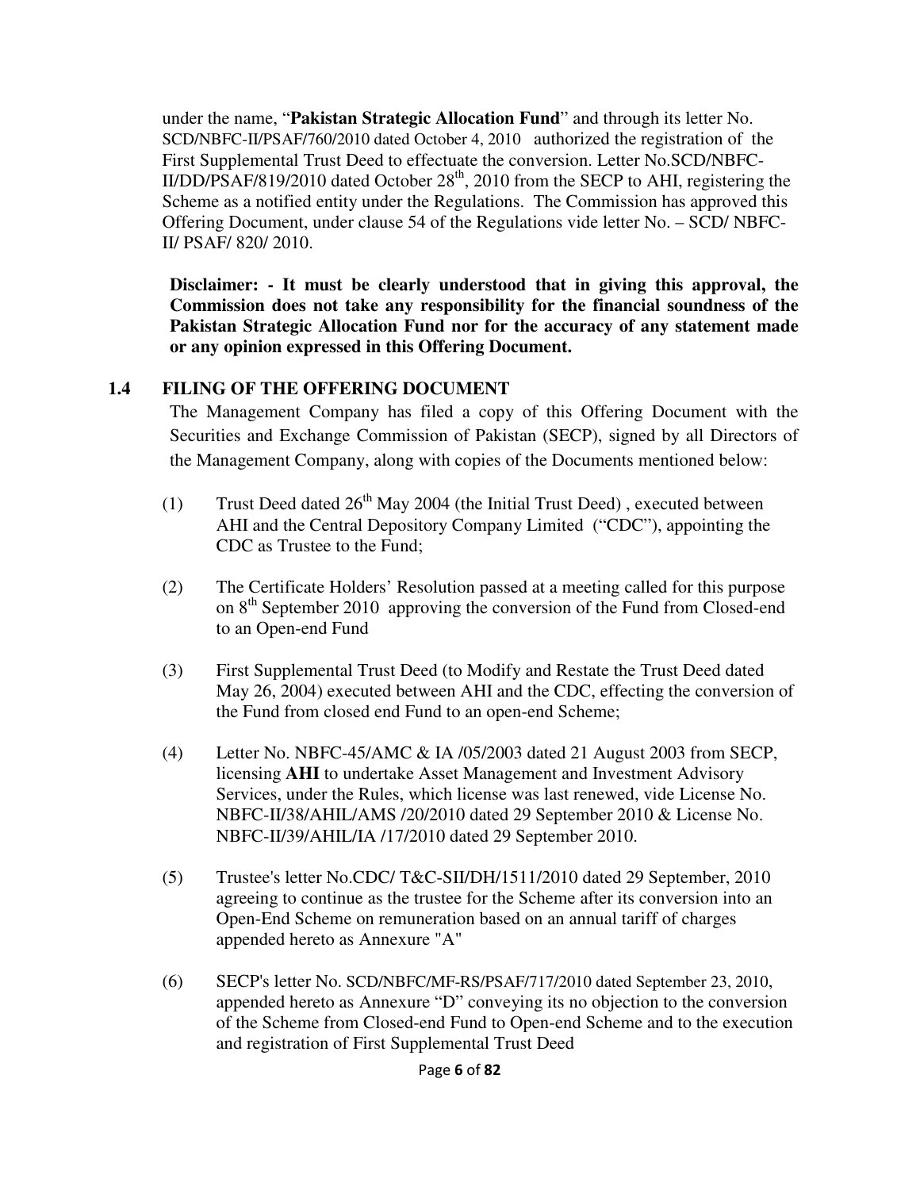under the name, "**Pakistan Strategic Allocation Fund**" and through its letter No. SCD/NBFC-II/PSAF/760/2010 dated October 4, 2010 authorized the registration of the First Supplemental Trust Deed to effectuate the conversion. Letter No.SCD/NBFC-II/DD/PSAF/819/2010 dated October 28th, 2010 from the SECP to AHI, registering the Scheme as a notified entity under the Regulations. The Commission has approved this Offering Document, under clause 54 of the Regulations vide letter No. – SCD/ NBFC-II/ PSAF/ 820/ 2010.

**Disclaimer: - It must be clearly understood that in giving this approval, the Commission does not take any responsibility for the financial soundness of the Pakistan Strategic Allocation Fund nor for the accuracy of any statement made or any opinion expressed in this Offering Document.**

### 1.4 FILING OF THE OFFERING DOCUMENT

The Management Company has filed a copy of this Offering Document with the Securities and Exchange Commission of Pakistan (SECP), signed by all Directors of the Management Company, along with copies of the Documents mentioned below:

(1) Trust Deed dated 26th May 2004 (the Initial Trust Deed) , executed between AHI and the Central Depository Company Limited ("CDC"), appointing the CDC as Trustee to the Fund;

(2) The Certificate Holders' Resolution passed at a meeting called for this purpose on 8th September 2010 approving the conversion of the Fund from Closed-end to an Open-end Fund

(3) First Supplemental Trust Deed (to Modify and Restate the Trust Deed dated May 26, 2004) executed between AHI and the CDC, effecting the conversion of the Fund from closed end Fund to an open-end Scheme;

(4) Letter No. NBFC-45/AMC & IA /05/2003 dated 21 August 2003 from SECP, licensing **AHI** to undertake Asset Management and Investment Advisory Services, under the Rules, which license was last renewed, vide License No. NBFC-II/38/AHIL/AMS /20/2010 dated 29 September 2010 & License No. NBFC-II/39/AHIL/IA /17/2010 dated 29 September 2010.

(5) Trustee's letter No.CDC/ T&C-SII/DH/1511/2010 dated 29 September, 2010 agreeing to continue as the trustee for the Scheme after its conversion into an Open-End Scheme on remuneration based on an annual tariff of charges appended hereto as Annexure "A"

(6) SECP's letter No. SCD/NBFC/MF-RS/PSAF/717/2010 dated September 23, 2010, appended hereto as Annexure "D" conveying its no objection to the conversion of the Scheme from Closed-end Fund to Open-end Scheme and to the execution and registration of First Supplemental Trust Deed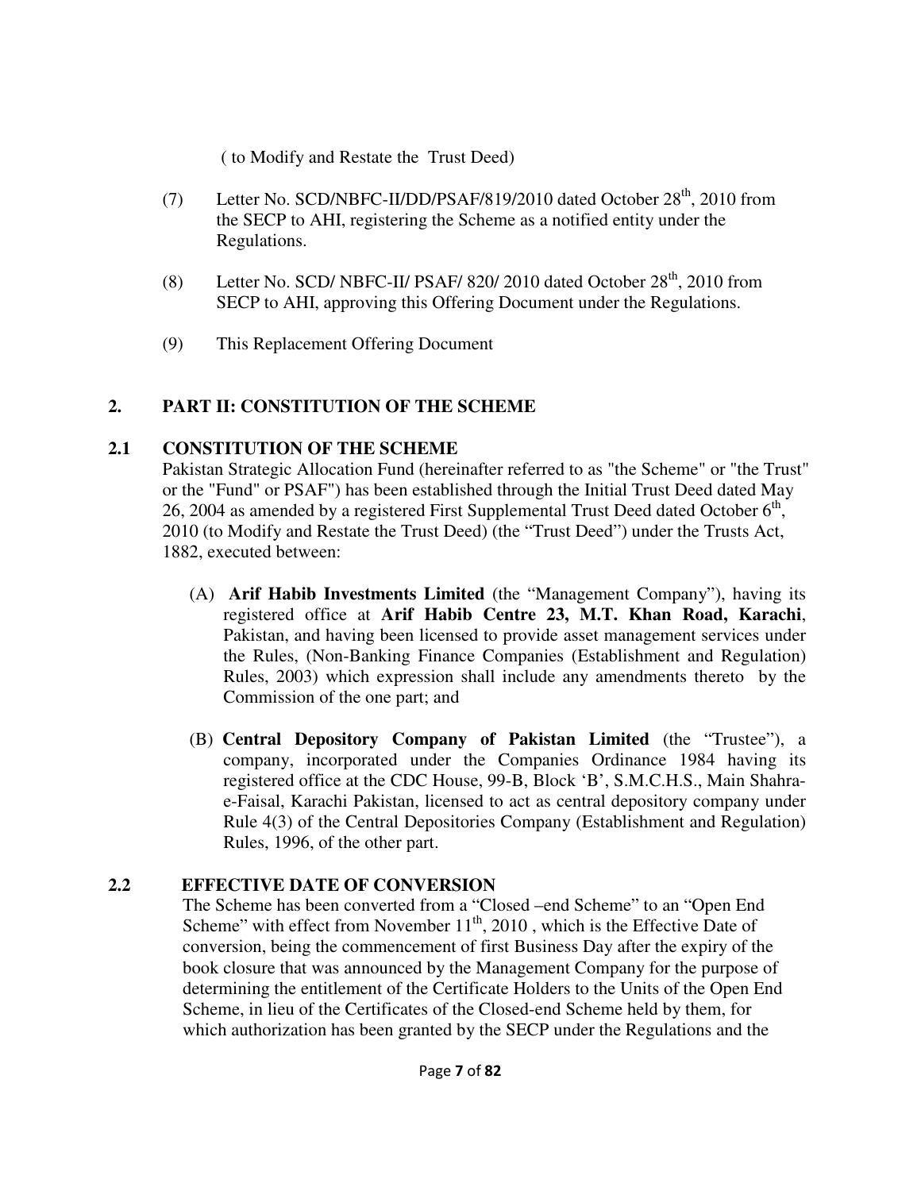( to Modify and Restate the Trust Deed)

(7) Letter No. SCD/NBFC-II/DD/PSAF/819/2010 dated October 28th, 2010 from the SECP to AHI, registering the Scheme as a notified entity under the Regulations.

(8) Letter No. SCD/ NBFC-II/ PSAF/ 820/ 2010 dated October 28th, 2010 from SECP to AHI, approving this Offering Document under the Regulations.

(9) This Replacement Offering Document

## 2. PART II: CONSTITUTION OF THE SCHEME

### 2.1 CONSTITUTION OF THE SCHEME

Pakistan Strategic Allocation Fund (hereinafter referred to as "the Scheme" or "the Trust" or the "Fund" or PSAF") has been established through the Initial Trust Deed dated May 26, 2004 as amended by a registered First Supplemental Trust Deed dated October 6th, 2010 (to Modify and Restate the Trust Deed) (the "Trust Deed") under the Trusts Act, 1882, executed between:

(A) **Arif Habib Investments Limited** (the "Management Company"), having its registered office at **Arif Habib Centre 23, M.T. Khan Road, Karachi**, Pakistan, and having been licensed to provide asset management services under the Rules, (Non-Banking Finance Companies (Establishment and Regulation) Rules, 2003) which expression shall include any amendments thereto by the Commission of the one part; and

(B) **Central Depository Company of Pakistan Limited** (the "Trustee"), a company, incorporated under the Companies Ordinance 1984 having its registered office at the CDC House, 99-B, Block 'B', S.M.C.H.S., Main Shahra-e-Faisal, Karachi Pakistan, licensed to act as central depository company under Rule 4(3) of the Central Depositories Company (Establishment and Regulation) Rules, 1996, of the other part.

### 2.2 EFFECTIVE DATE OF CONVERSION

The Scheme has been converted from a "Closed –end Scheme" to an "Open End Scheme" with effect from November 11th, 2010 , which is the Effective Date of conversion, being the commencement of first Business Day after the expiry of the book closure that was announced by the Management Company for the purpose of determining the entitlement of the Certificate Holders to the Units of the Open End Scheme, in lieu of the Certificates of the Closed-end Scheme held by them, for which authorization has been granted by the SECP under the Regulations and the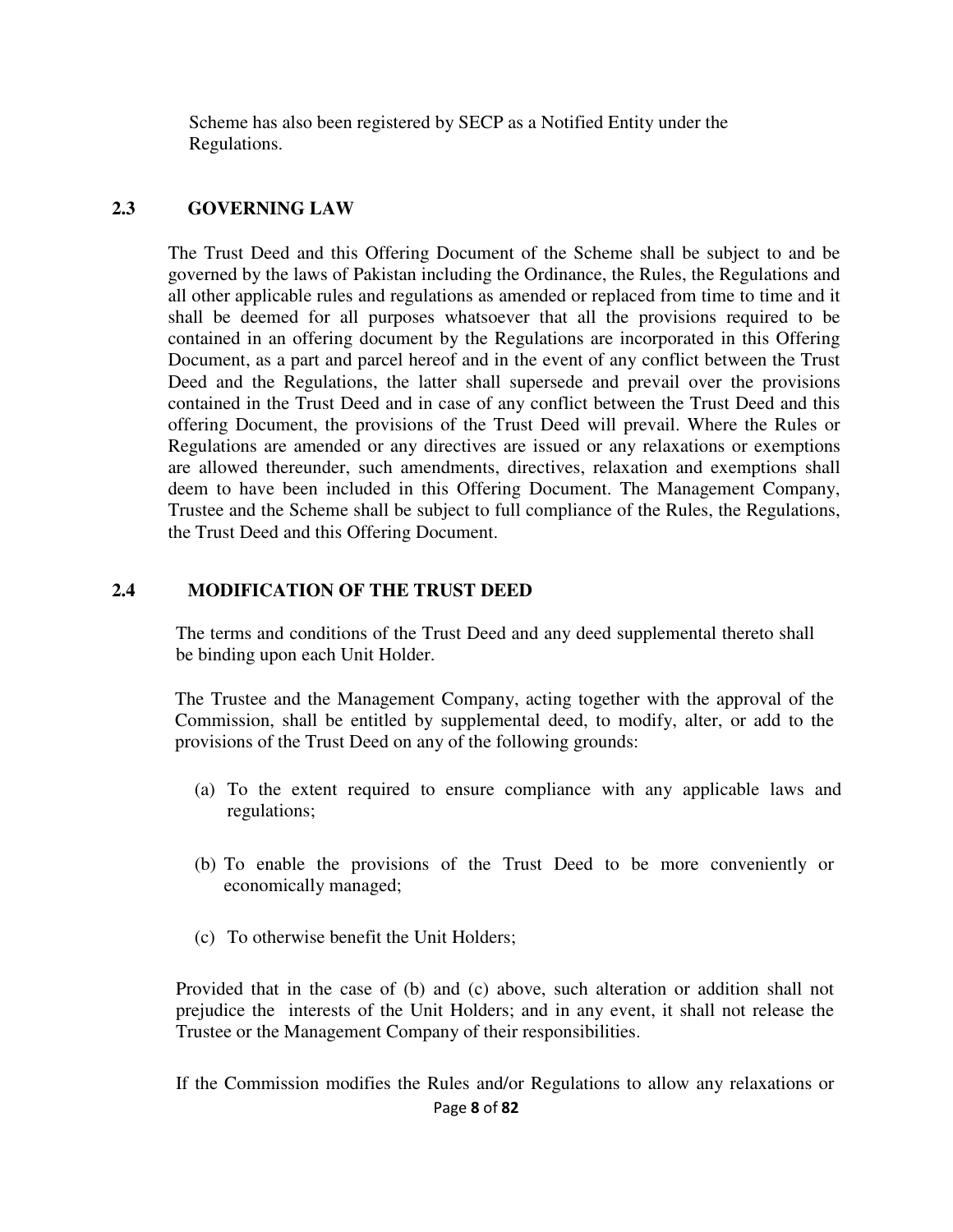Scheme has also been registered by SECP as a Notified Entity under the Regulations.

## 2.3 GOVERNING LAW

The Trust Deed and this Offering Document of the Scheme shall be subject to and be governed by the laws of Pakistan including the Ordinance, the Rules, the Regulations and all other applicable rules and regulations as amended or replaced from time to time and it shall be deemed for all purposes whatsoever that all the provisions required to be contained in an offering document by the Regulations are incorporated in this Offering Document, as a part and parcel hereof and in the event of any conflict between the Trust Deed and the Regulations, the latter shall supersede and prevail over the provisions contained in the Trust Deed and in case of any conflict between the Trust Deed and this offering Document, the provisions of the Trust Deed will prevail. Where the Rules or Regulations are amended or any directives are issued or any relaxations or exemptions are allowed thereunder, such amendments, directives, relaxation and exemptions shall deem to have been included in this Offering Document. The Management Company, Trustee and the Scheme shall be subject to full compliance of the Rules, the Regulations, the Trust Deed and this Offering Document.

## 2.4 MODIFICATION OF THE TRUST DEED

The terms and conditions of the Trust Deed and any deed supplemental thereto shall be binding upon each Unit Holder.

The Trustee and the Management Company, acting together with the approval of the Commission, shall be entitled by supplemental deed, to modify, alter, or add to the provisions of the Trust Deed on any of the following grounds:

(a) To the extent required to ensure compliance with any applicable laws and regulations;

(b) To enable the provisions of the Trust Deed to be more conveniently or economically managed;

(c) To otherwise benefit the Unit Holders;

Provided that in the case of (b) and (c) above, such alteration or addition shall not prejudice the interests of the Unit Holders; and in any event, it shall not release the Trustee or the Management Company of their responsibilities.

If the Commission modifies the Rules and/or Regulations to allow any relaxations or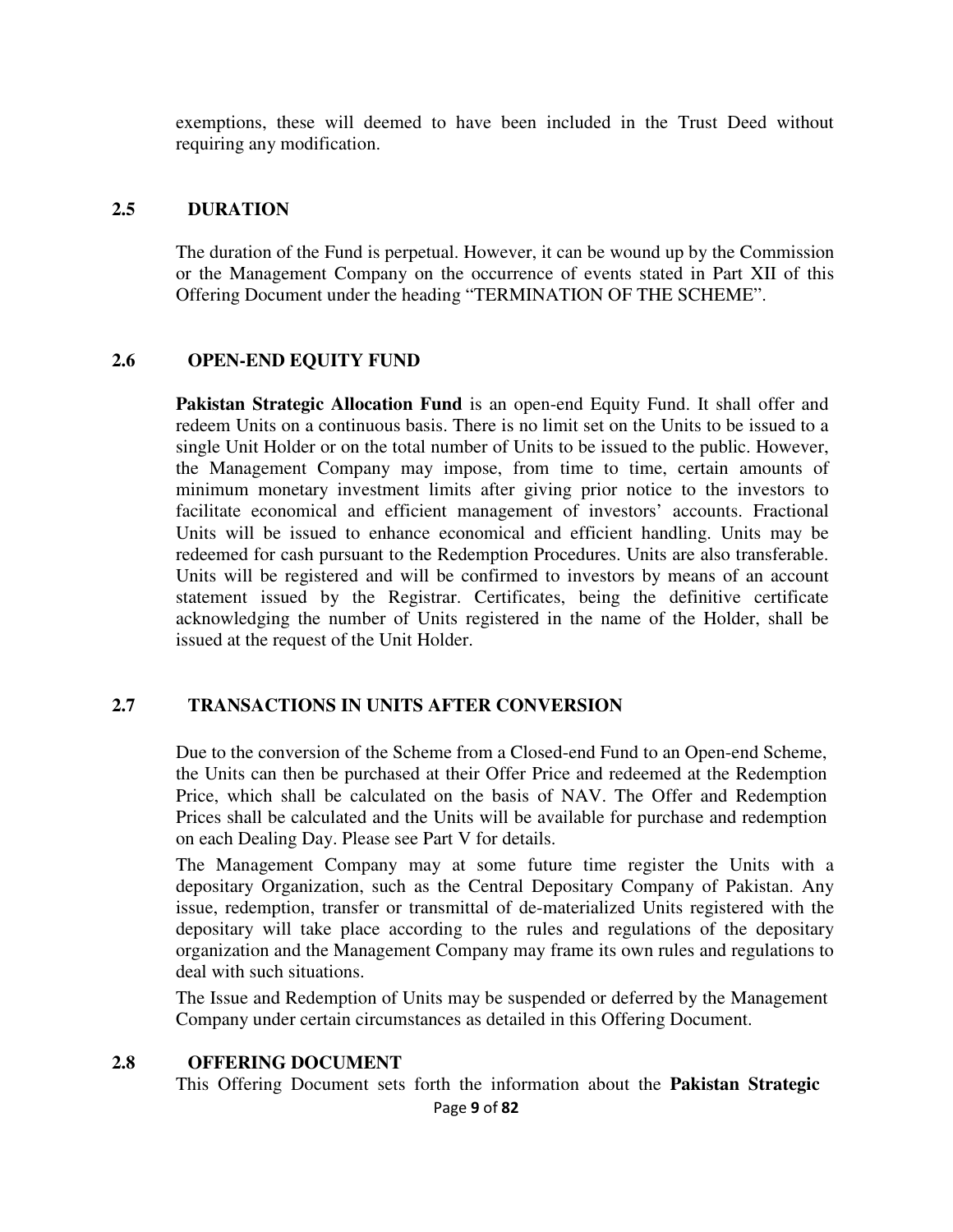exemptions, these will deemed to have been included in the Trust Deed without requiring any modification.

### 2.5 DURATION

The duration of the Fund is perpetual. However, it can be wound up by the Commission or the Management Company on the occurrence of events stated in Part XII of this Offering Document under the heading "TERMINATION OF THE SCHEME".

### 2.6 OPEN-END EQUITY FUND

**Pakistan Strategic Allocation Fund** is an open-end Equity Fund. It shall offer and redeem Units on a continuous basis. There is no limit set on the Units to be issued to a single Unit Holder or on the total number of Units to be issued to the public. However, the Management Company may impose, from time to time, certain amounts of minimum monetary investment limits after giving prior notice to the investors to facilitate economical and efficient management of investors' accounts. Fractional Units will be issued to enhance economical and efficient handling. Units may be redeemed for cash pursuant to the Redemption Procedures. Units are also transferable. Units will be registered and will be confirmed to investors by means of an account statement issued by the Registrar. Certificates, being the definitive certificate acknowledging the number of Units registered in the name of the Holder, shall be issued at the request of the Unit Holder.

### 2.7 TRANSACTIONS IN UNITS AFTER CONVERSION

Due to the conversion of the Scheme from a Closed-end Fund to an Open-end Scheme, the Units can then be purchased at their Offer Price and redeemed at the Redemption Price, which shall be calculated on the basis of NAV. The Offer and Redemption Prices shall be calculated and the Units will be available for purchase and redemption on each Dealing Day. Please see Part V for details.

The Management Company may at some future time register the Units with a depositary Organization, such as the Central Depositary Company of Pakistan. Any issue, redemption, transfer or transmittal of de-materialized Units registered with the depositary will take place according to the rules and regulations of the depositary organization and the Management Company may frame its own rules and regulations to deal with such situations.

The Issue and Redemption of Units may be suspended or deferred by the Management Company under certain circumstances as detailed in this Offering Document.

### 2.8 OFFERING DOCUMENT

This Offering Document sets forth the information about the **Pakistan Strategic**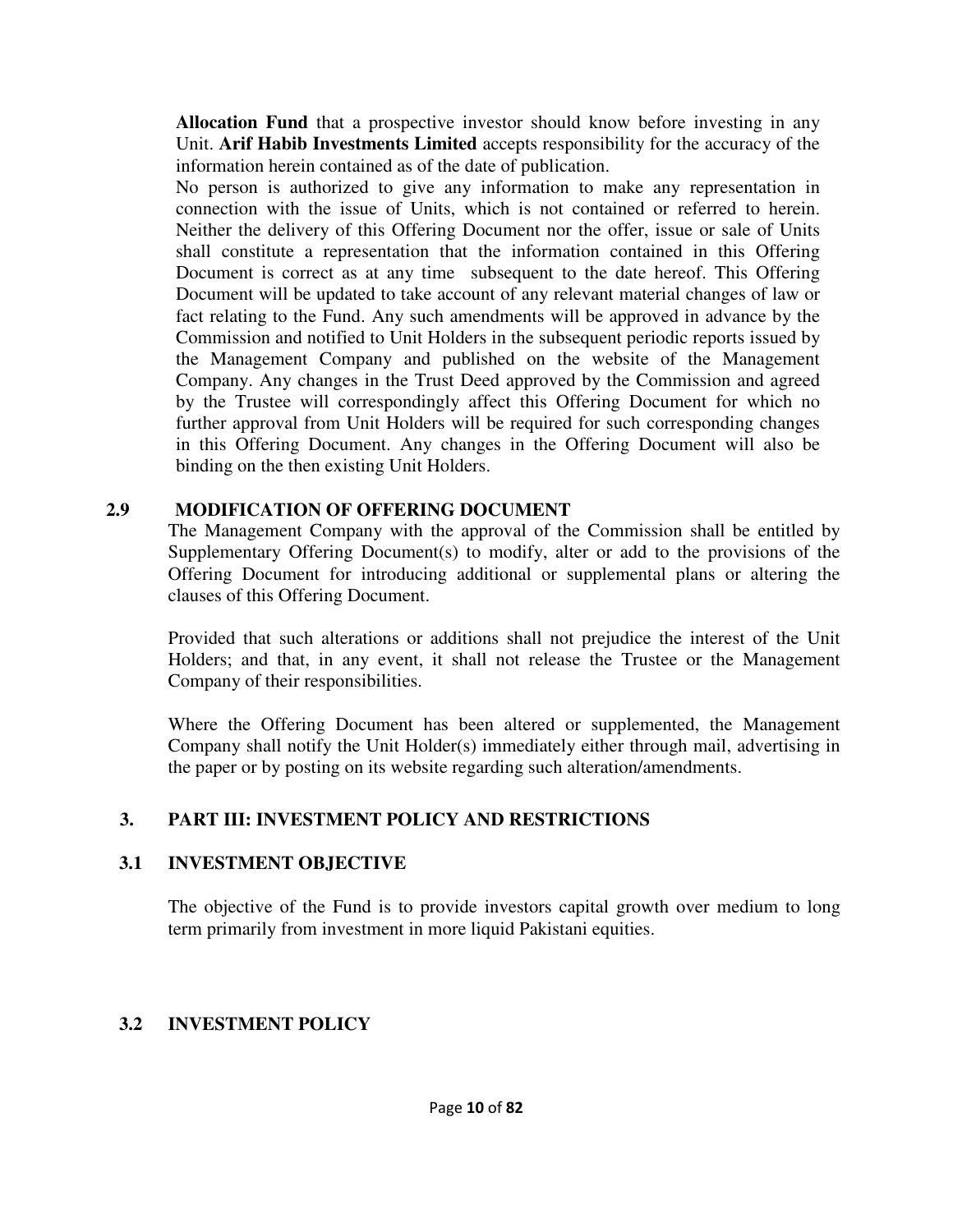**Allocation Fund** that a prospective investor should know before investing in any Unit. **Arif Habib Investments Limited** accepts responsibility for the accuracy of the information herein contained as of the date of publication.

No person is authorized to give any information to make any representation in connection with the issue of Units, which is not contained or referred to herein. Neither the delivery of this Offering Document nor the offer, issue or sale of Units shall constitute a representation that the information contained in this Offering Document is correct as at any time subsequent to the date hereof. This Offering Document will be updated to take account of any relevant material changes of law or fact relating to the Fund. Any such amendments will be approved in advance by the Commission and notified to Unit Holders in the subsequent periodic reports issued by the Management Company and published on the website of the Management Company. Any changes in the Trust Deed approved by the Commission and agreed by the Trustee will correspondingly affect this Offering Document for which no further approval from Unit Holders will be required for such corresponding changes in this Offering Document. Any changes in the Offering Document will also be binding on the then existing Unit Holders.

### 2.9 MODIFICATION OF OFFERING DOCUMENT

The Management Company with the approval of the Commission shall be entitled by Supplementary Offering Document(s) to modify, alter or add to the provisions of the Offering Document for introducing additional or supplemental plans or altering the clauses of this Offering Document.

Provided that such alterations or additions shall not prejudice the interest of the Unit Holders; and that, in any event, it shall not release the Trustee or the Management Company of their responsibilities.

Where the Offering Document has been altered or supplemented, the Management Company shall notify the Unit Holder(s) immediately either through mail, advertising in the paper or by posting on its website regarding such alteration/amendments.

## 3. PART III: INVESTMENT POLICY AND RESTRICTIONS

### 3.1 INVESTMENT OBJECTIVE

The objective of the Fund is to provide investors capital growth over medium to long term primarily from investment in more liquid Pakistani equities.

### 3.2 INVESTMENT POLICY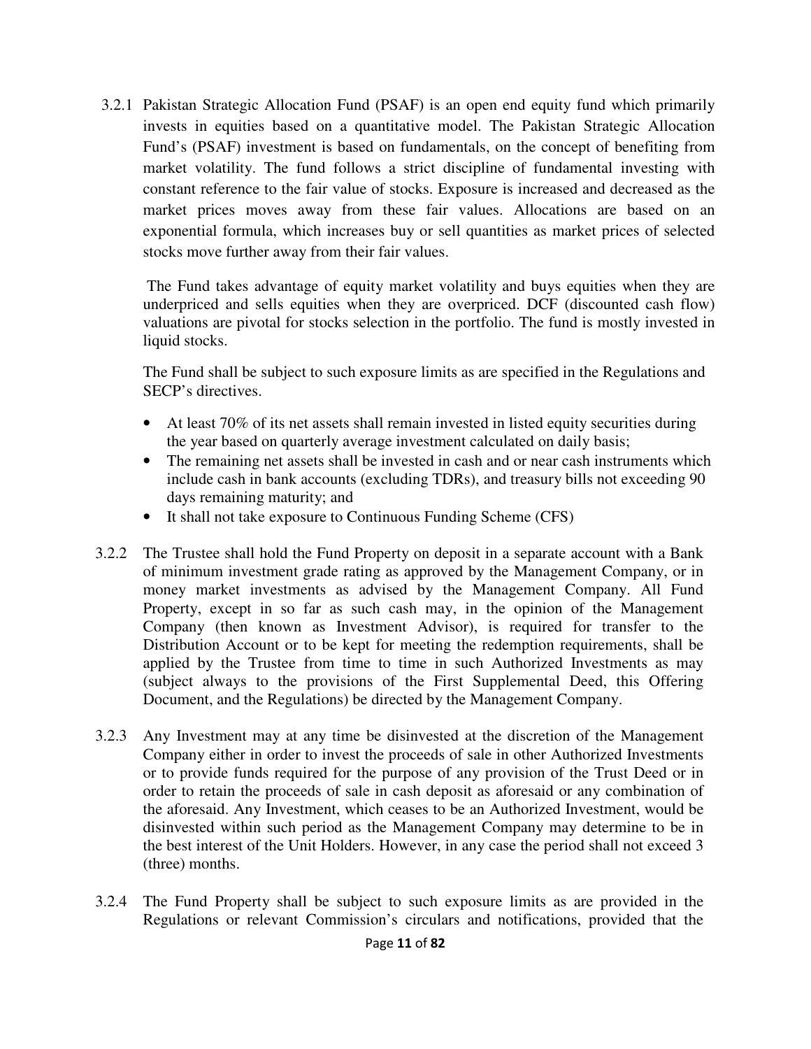3.2.1 Pakistan Strategic Allocation Fund (PSAF) is an open end equity fund which primarily invests in equities based on a quantitative model. The Pakistan Strategic Allocation Fund's (PSAF) investment is based on fundamentals, on the concept of benefiting from market volatility. The fund follows a strict discipline of fundamental investing with constant reference to the fair value of stocks. Exposure is increased and decreased as the market prices moves away from these fair values. Allocations are based on an exponential formula, which increases buy or sell quantities as market prices of selected stocks move further away from their fair values.

The Fund takes advantage of equity market volatility and buys equities when they are underpriced and sells equities when they are overpriced. DCF (discounted cash flow) valuations are pivotal for stocks selection in the portfolio. The fund is mostly invested in liquid stocks.

The Fund shall be subject to such exposure limits as are specified in the Regulations and SECP's directives.

- At least 70% of its net assets shall remain invested in listed equity securities during the year based on quarterly average investment calculated on daily basis;
- The remaining net assets shall be invested in cash and or near cash instruments which include cash in bank accounts (excluding TDRs), and treasury bills not exceeding 90 days remaining maturity; and
- It shall not take exposure to Continuous Funding Scheme (CFS)

3.2.2 The Trustee shall hold the Fund Property on deposit in a separate account with a Bank of minimum investment grade rating as approved by the Management Company, or in money market investments as advised by the Management Company. All Fund Property, except in so far as such cash may, in the opinion of the Management Company (then known as Investment Advisor), is required for transfer to the Distribution Account or to be kept for meeting the redemption requirements, shall be applied by the Trustee from time to time in such Authorized Investments as may (subject always to the provisions of the First Supplemental Deed, this Offering Document, and the Regulations) be directed by the Management Company.

3.2.3 Any Investment may at any time be disinvested at the discretion of the Management Company either in order to invest the proceeds of sale in other Authorized Investments or to provide funds required for the purpose of any provision of the Trust Deed or in order to retain the proceeds of sale in cash deposit as aforesaid or any combination of the aforesaid. Any Investment, which ceases to be an Authorized Investment, would be disinvested within such period as the Management Company may determine to be in the best interest of the Unit Holders. However, in any case the period shall not exceed 3 (three) months.

3.2.4 The Fund Property shall be subject to such exposure limits as are provided in the Regulations or relevant Commission's circulars and notifications, provided that the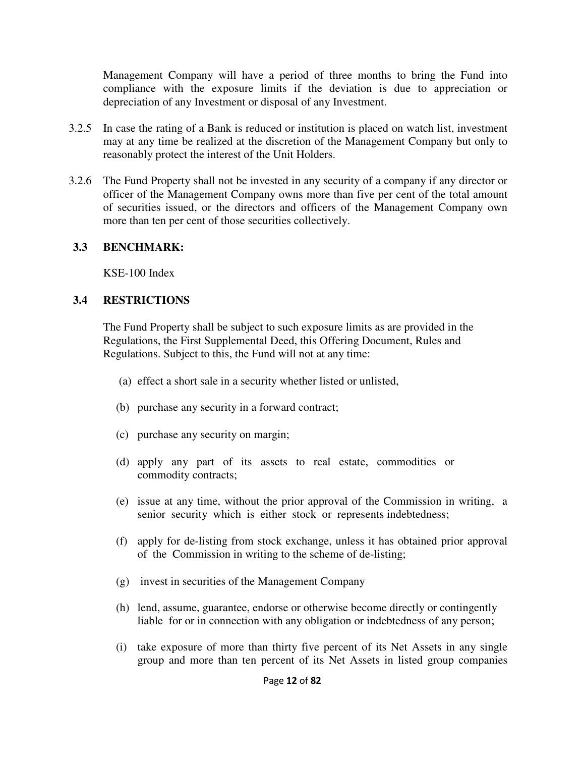Management Company will have a period of three months to bring the Fund into compliance with the exposure limits if the deviation is due to appreciation or depreciation of any Investment or disposal of any Investment.

3.2.5 In case the rating of a Bank is reduced or institution is placed on watch list, investment may at any time be realized at the discretion of the Management Company but only to reasonably protect the interest of the Unit Holders.

3.2.6 The Fund Property shall not be invested in any security of a company if any director or officer of the Management Company owns more than five per cent of the total amount of securities issued, or the directors and officers of the Management Company own more than ten per cent of those securities collectively.

### 3.3 BENCHMARK:

KSE-100 Index

### 3.4 RESTRICTIONS

The Fund Property shall be subject to such exposure limits as are provided in the Regulations, the First Supplemental Deed, this Offering Document, Rules and Regulations. Subject to this, the Fund will not at any time:

(a) effect a short sale in a security whether listed or unlisted,

(b) purchase any security in a forward contract;

(c) purchase any security on margin;

(d) apply any part of its assets to real estate, commodities or commodity contracts;

(e) issue at any time, without the prior approval of the Commission in writing, a senior security which is either stock or represents indebtedness;

(f) apply for de-listing from stock exchange, unless it has obtained prior approval of the Commission in writing to the scheme of de-listing;

(g) invest in securities of the Management Company

(h) lend, assume, guarantee, endorse or otherwise become directly or contingently liable for or in connection with any obligation or indebtedness of any person;

(i) take exposure of more than thirty five percent of its Net Assets in any single group and more than ten percent of its Net Assets in listed group companies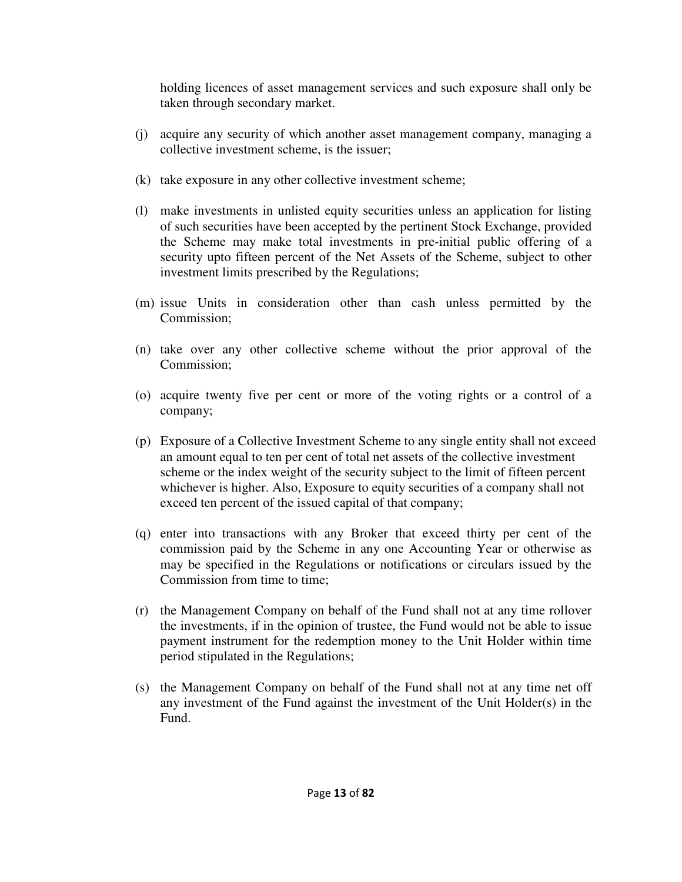holding licences of asset management services and such exposure shall only be taken through secondary market.

(j) acquire any security of which another asset management company, managing a collective investment scheme, is the issuer;

(k) take exposure in any other collective investment scheme;

(l) make investments in unlisted equity securities unless an application for listing of such securities have been accepted by the pertinent Stock Exchange, provided the Scheme may make total investments in pre-initial public offering of a security upto fifteen percent of the Net Assets of the Scheme, subject to other investment limits prescribed by the Regulations;

(m) issue Units in consideration other than cash unless permitted by the Commission;

(n) take over any other collective scheme without the prior approval of the Commission;

(o) acquire twenty five per cent or more of the voting rights or a control of a company;

(p) Exposure of a Collective Investment Scheme to any single entity shall not exceed an amount equal to ten per cent of total net assets of the collective investment scheme or the index weight of the security subject to the limit of fifteen percent whichever is higher. Also, Exposure to equity securities of a company shall not exceed ten percent of the issued capital of that company;

(q) enter into transactions with any Broker that exceed thirty per cent of the commission paid by the Scheme in any one Accounting Year or otherwise as may be specified in the Regulations or notifications or circulars issued by the Commission from time to time;

(r) the Management Company on behalf of the Fund shall not at any time rollover the investments, if in the opinion of trustee, the Fund would not be able to issue payment instrument for the redemption money to the Unit Holder within time period stipulated in the Regulations;

(s) the Management Company on behalf of the Fund shall not at any time net off any investment of the Fund against the investment of the Unit Holder(s) in the Fund.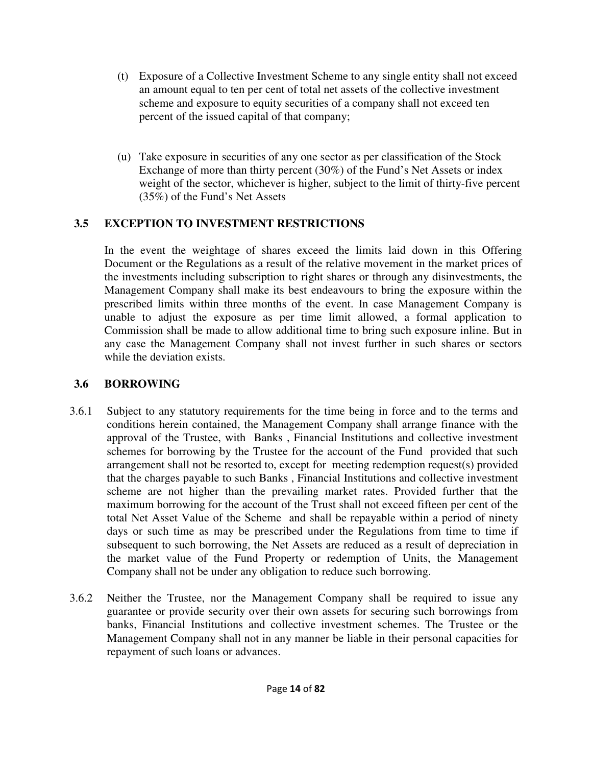(t) Exposure of a Collective Investment Scheme to any single entity shall not exceed an amount equal to ten per cent of total net assets of the collective investment scheme and exposure to equity securities of a company shall not exceed ten percent of the issued capital of that company;

(u) Take exposure in securities of any one sector as per classification of the Stock Exchange of more than thirty percent (30%) of the Fund's Net Assets or index weight of the sector, whichever is higher, subject to the limit of thirty-five percent (35%) of the Fund's Net Assets

## 3.5 EXCEPTION TO INVESTMENT RESTRICTIONS

In the event the weightage of shares exceed the limits laid down in this Offering Document or the Regulations as a result of the relative movement in the market prices of the investments including subscription to right shares or through any disinvestments, the Management Company shall make its best endeavours to bring the exposure within the prescribed limits within three months of the event. In case Management Company is unable to adjust the exposure as per time limit allowed, a formal application to Commission shall be made to allow additional time to bring such exposure inline. But in any case the Management Company shall not invest further in such shares or sectors while the deviation exists.

## 3.6 BORROWING

3.6.1 Subject to any statutory requirements for the time being in force and to the terms and conditions herein contained, the Management Company shall arrange finance with the approval of the Trustee, with Banks , Financial Institutions and collective investment schemes for borrowing by the Trustee for the account of the Fund provided that such arrangement shall not be resorted to, except for meeting redemption request(s) provided that the charges payable to such Banks , Financial Institutions and collective investment scheme are not higher than the prevailing market rates. Provided further that the maximum borrowing for the account of the Trust shall not exceed fifteen per cent of the total Net Asset Value of the Scheme and shall be repayable within a period of ninety days or such time as may be prescribed under the Regulations from time to time if subsequent to such borrowing, the Net Assets are reduced as a result of depreciation in the market value of the Fund Property or redemption of Units, the Management Company shall not be under any obligation to reduce such borrowing.

3.6.2 Neither the Trustee, nor the Management Company shall be required to issue any guarantee or provide security over their own assets for securing such borrowings from banks, Financial Institutions and collective investment schemes. The Trustee or the Management Company shall not in any manner be liable in their personal capacities for repayment of such loans or advances.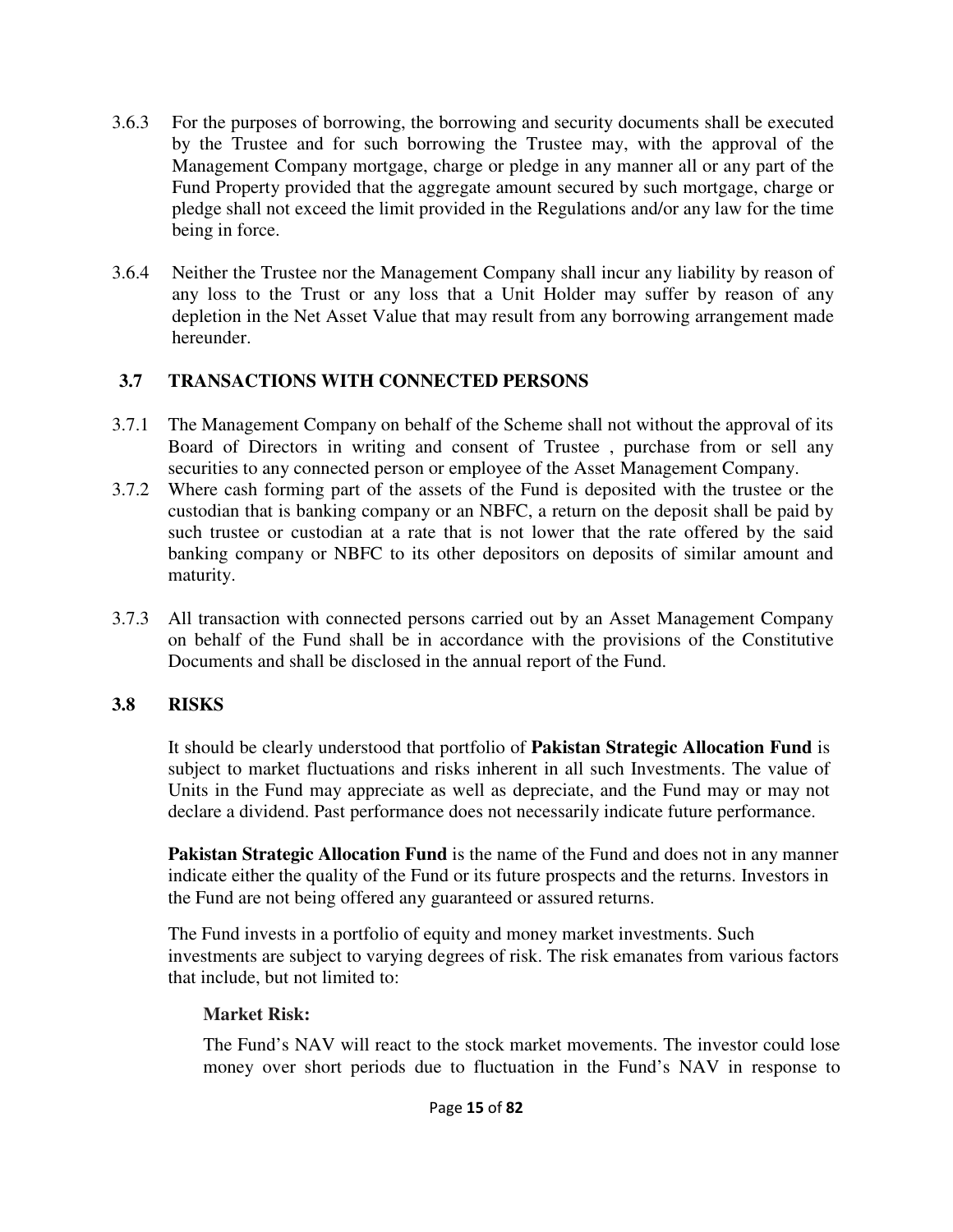3.6.3 For the purposes of borrowing, the borrowing and security documents shall be executed by the Trustee and for such borrowing the Trustee may, with the approval of the Management Company mortgage, charge or pledge in any manner all or any part of the Fund Property provided that the aggregate amount secured by such mortgage, charge or pledge shall not exceed the limit provided in the Regulations and/or any law for the time being in force.

3.6.4 Neither the Trustee nor the Management Company shall incur any liability by reason of any loss to the Trust or any loss that a Unit Holder may suffer by reason of any depletion in the Net Asset Value that may result from any borrowing arrangement made hereunder.

### 3.7 TRANSACTIONS WITH CONNECTED PERSONS

3.7.1 The Management Company on behalf of the Scheme shall not without the approval of its Board of Directors in writing and consent of Trustee , purchase from or sell any securities to any connected person or employee of the Asset Management Company.

3.7.2 Where cash forming part of the assets of the Fund is deposited with the trustee or the custodian that is banking company or an NBFC, a return on the deposit shall be paid by such trustee or custodian at a rate that is not lower that the rate offered by the said banking company or NBFC to its other depositors on deposits of similar amount and maturity.

3.7.3 All transaction with connected persons carried out by an Asset Management Company on behalf of the Fund shall be in accordance with the provisions of the Constitutive Documents and shall be disclosed in the annual report of the Fund.

### 3.8 RISKS

It should be clearly understood that portfolio of **Pakistan Strategic Allocation Fund** is subject to market fluctuations and risks inherent in all such Investments. The value of Units in the Fund may appreciate as well as depreciate, and the Fund may or may not declare a dividend. Past performance does not necessarily indicate future performance.

**Pakistan Strategic Allocation Fund** is the name of the Fund and does not in any manner indicate either the quality of the Fund or its future prospects and the returns. Investors in the Fund are not being offered any guaranteed or assured returns.

The Fund invests in a portfolio of equity and money market investments. Such investments are subject to varying degrees of risk. The risk emanates from various factors that include, but not limited to:

**Market Risk:**

The Fund's NAV will react to the stock market movements. The investor could lose money over short periods due to fluctuation in the Fund's NAV in response to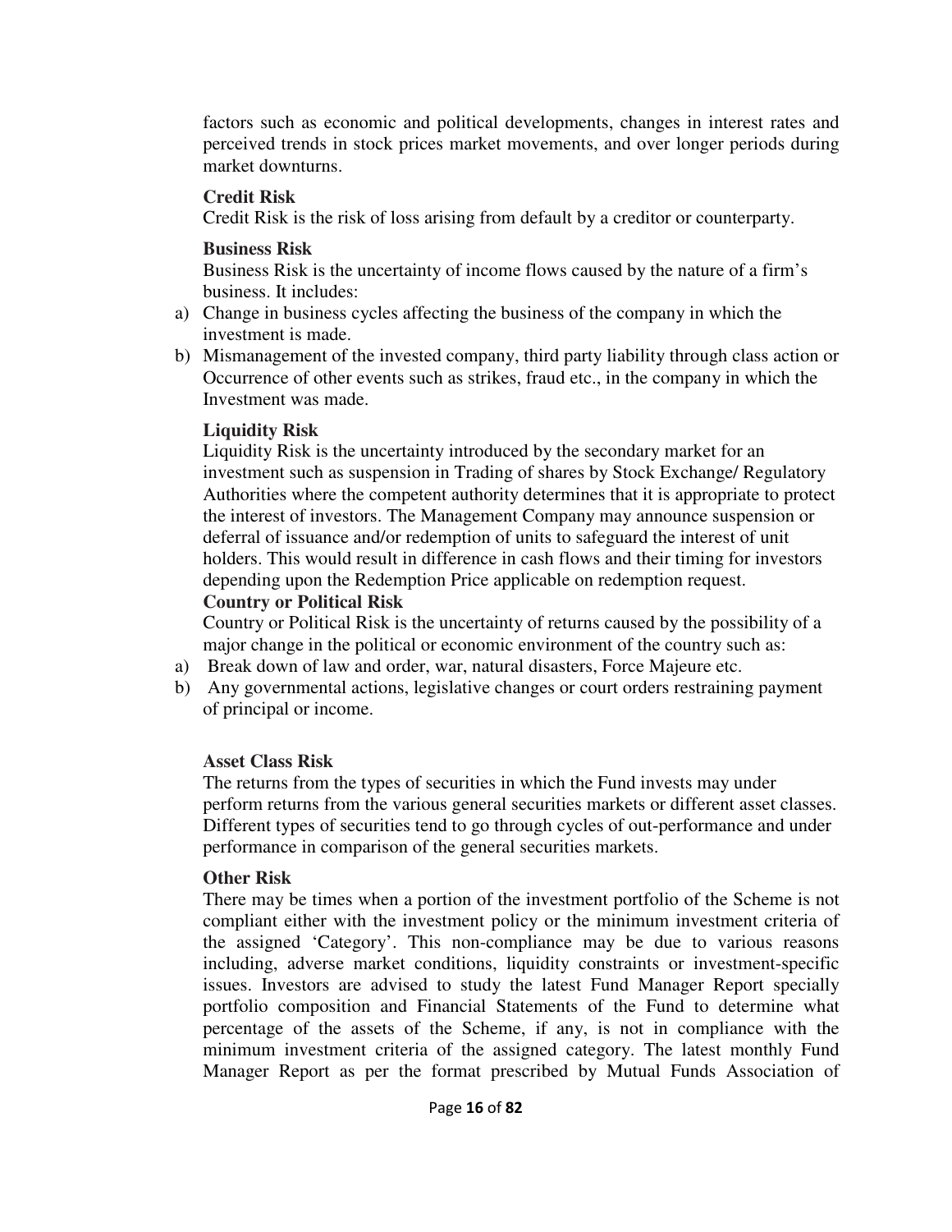factors such as economic and political developments, changes in interest rates and perceived trends in stock prices market movements, and over longer periods during market downturns.

**Credit Risk**

Credit Risk is the risk of loss arising from default by a creditor or counterparty.

**Business Risk**

Business Risk is the uncertainty of income flows caused by the nature of a firm's business. It includes:

a) Change in business cycles affecting the business of the company in which the investment is made.
b) Mismanagement of the invested company, third party liability through class action or Occurrence of other events such as strikes, fraud etc., in the company in which the Investment was made.

**Liquidity Risk**

Liquidity Risk is the uncertainty introduced by the secondary market for an investment such as suspension in Trading of shares by Stock Exchange/ Regulatory Authorities where the competent authority determines that it is appropriate to protect the interest of investors. The Management Company may announce suspension or deferral of issuance and/or redemption of units to safeguard the interest of unit holders. This would result in difference in cash flows and their timing for investors depending upon the Redemption Price applicable on redemption request.

**Country or Political Risk**

Country or Political Risk is the uncertainty of returns caused by the possibility of a major change in the political or economic environment of the country such as:

a) Break down of law and order, war, natural disasters, Force Majeure etc.
b) Any governmental actions, legislative changes or court orders restraining payment of principal or income.

**Asset Class Risk**

The returns from the types of securities in which the Fund invests may under perform returns from the various general securities markets or different asset classes. Different types of securities tend to go through cycles of out-performance and under performance in comparison of the general securities markets.

**Other Risk**

There may be times when a portion of the investment portfolio of the Scheme is not compliant either with the investment policy or the minimum investment criteria of the assigned 'Category'. This non-compliance may be due to various reasons including, adverse market conditions, liquidity constraints or investment-specific issues. Investors are advised to study the latest Fund Manager Report specially portfolio composition and Financial Statements of the Fund to determine what percentage of the assets of the Scheme, if any, is not in compliance with the minimum investment criteria of the assigned category. The latest monthly Fund Manager Report as per the format prescribed by Mutual Funds Association of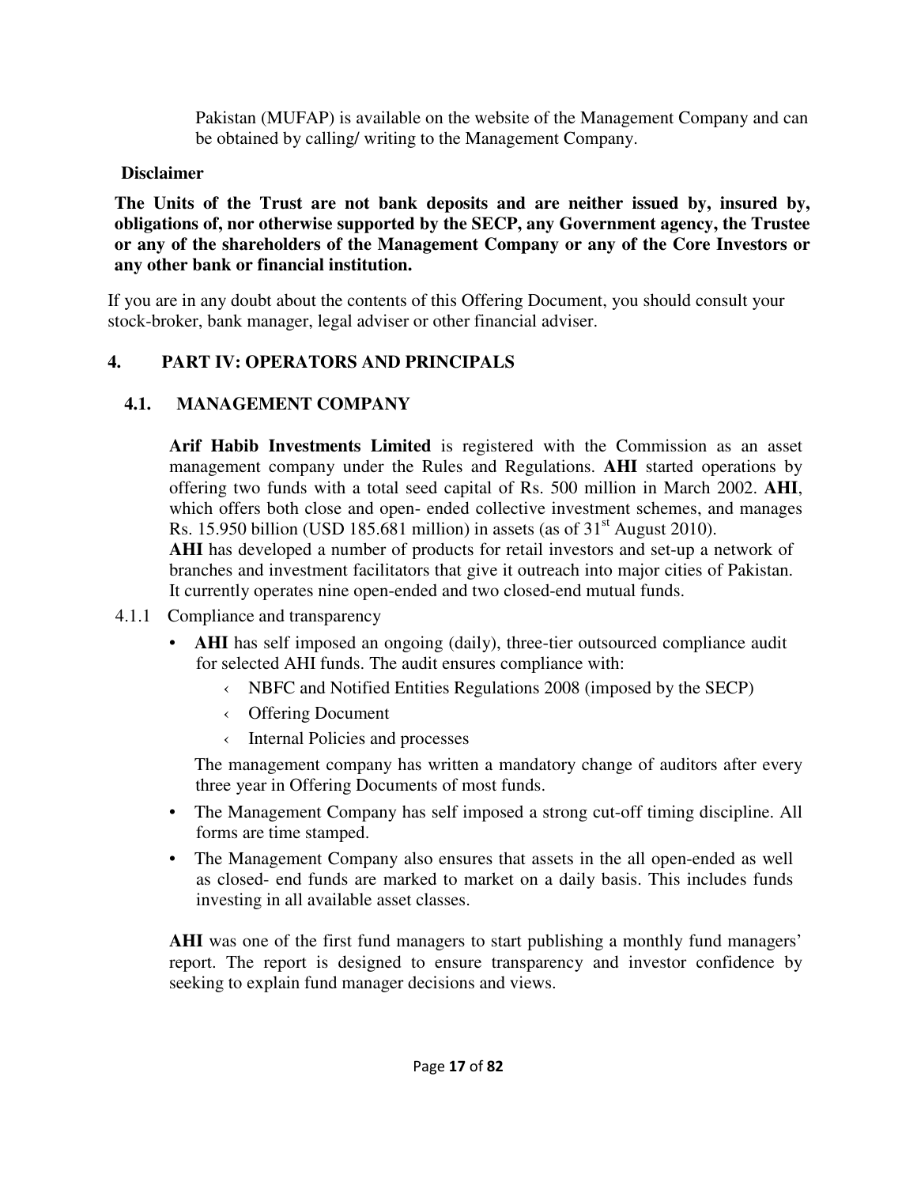Pakistan (MUFAP) is available on the website of the Management Company and can be obtained by calling/ writing to the Management Company.

**Disclaimer**

**The Units of the Trust are not bank deposits and are neither issued by, insured by, obligations of, nor otherwise supported by the SECP, any Government agency, the Trustee or any of the shareholders of the Management Company or any of the Core Investors or any other bank or financial institution.**

If you are in any doubt about the contents of this Offering Document, you should consult your stock-broker, bank manager, legal adviser or other financial adviser.

## 4. PART IV: OPERATORS AND PRINCIPALS

### 4.1. MANAGEMENT COMPANY

**Arif Habib Investments Limited** is registered with the Commission as an asset management company under the Rules and Regulations. **AHI** started operations by offering two funds with a total seed capital of Rs. 500 million in March 2002. **AHI**, which offers both close and open- ended collective investment schemes, and manages Rs. 15.950 billion (USD 185.681 million) in assets (as of 31st August 2010).

**AHI** has developed a number of products for retail investors and set-up a network of branches and investment facilitators that give it outreach into major cities of Pakistan. It currently operates nine open-ended and two closed-end mutual funds.

4.1.1 Compliance and transparency

- **AHI** has self imposed an ongoing (daily), three-tier outsourced compliance audit for selected AHI funds. The audit ensures compliance with:
  - NBFC and Notified Entities Regulations 2008 (imposed by the SECP)
  - Offering Document
  - Internal Policies and processes

  The management company has written a mandatory change of auditors after every three year in Offering Documents of most funds.
- The Management Company has self imposed a strong cut-off timing discipline. All forms are time stamped.
- The Management Company also ensures that assets in the all open-ended as well as closed- end funds are marked to market on a daily basis. This includes funds investing in all available asset classes.

**AHI** was one of the first fund managers to start publishing a monthly fund managers' report. The report is designed to ensure transparency and investor confidence by seeking to explain fund manager decisions and views.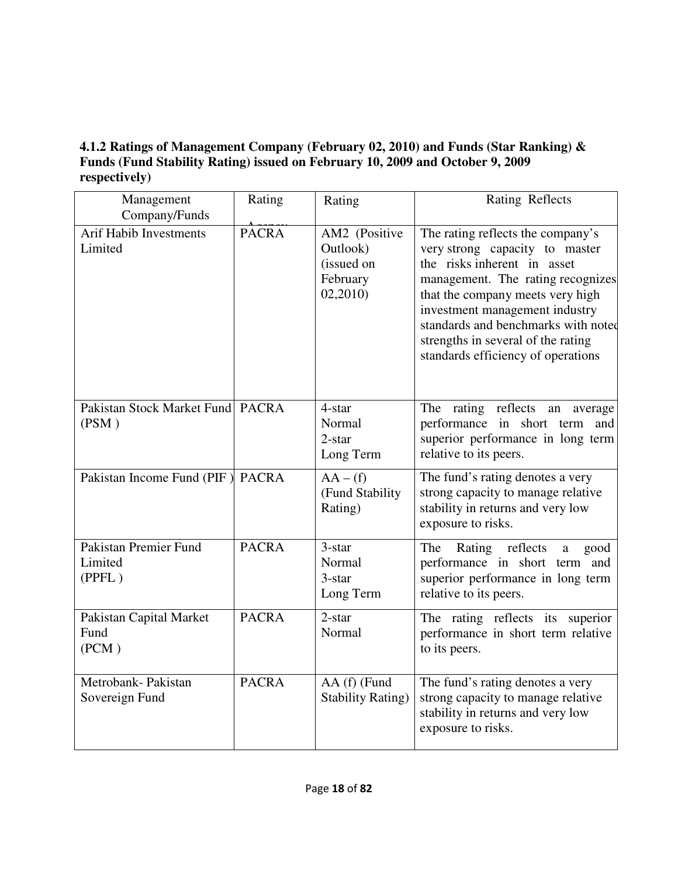**4.1.2 Ratings of Management Company (February 02, 2010) and Funds (Star Ranking) & Funds (Fund Stability Rating) issued on February 10, 2009 and October 9, 2009 respectively)**

| Management Company/Funds | Rating Agency | Rating | Rating Reflects |
|---|---|---|---|
| Arif Habib Investments Limited | PACRA | AM2 (Positive Outlook) (issued on February 02,2010) | The rating reflects the company's very strong capacity to master the risks inherent in asset management. The rating recognizes that the company meets very high investment management industry standards and benchmarks with noted strengths in several of the rating standards efficiency of operations |
| Pakistan Stock Market Fund (PSM ) | PACRA | 4-star Normal 2-star Long Term | The rating reflects an average performance in short term and superior performance in long term relative to its peers. |
| Pakistan Income Fund (PIF ) | PACRA | AA – (f) (Fund Stability Rating) | The fund's rating denotes a very strong capacity to manage relative stability in returns and very low exposure to risks. |
| Pakistan Premier Fund Limited (PPFL ) | PACRA | 3-star Normal 3-star Long Term | The Rating reflects a good performance in short term and superior performance in long term relative to its peers. |
| Pakistan Capital Market Fund (PCM ) | PACRA | 2-star Normal | The rating reflects its superior performance in short term relative to its peers. |
| Metrobank- Pakistan Sovereign Fund | PACRA | AA (f) (Fund Stability Rating) | The fund's rating denotes a very strong capacity to manage relative stability in returns and very low exposure to risks. |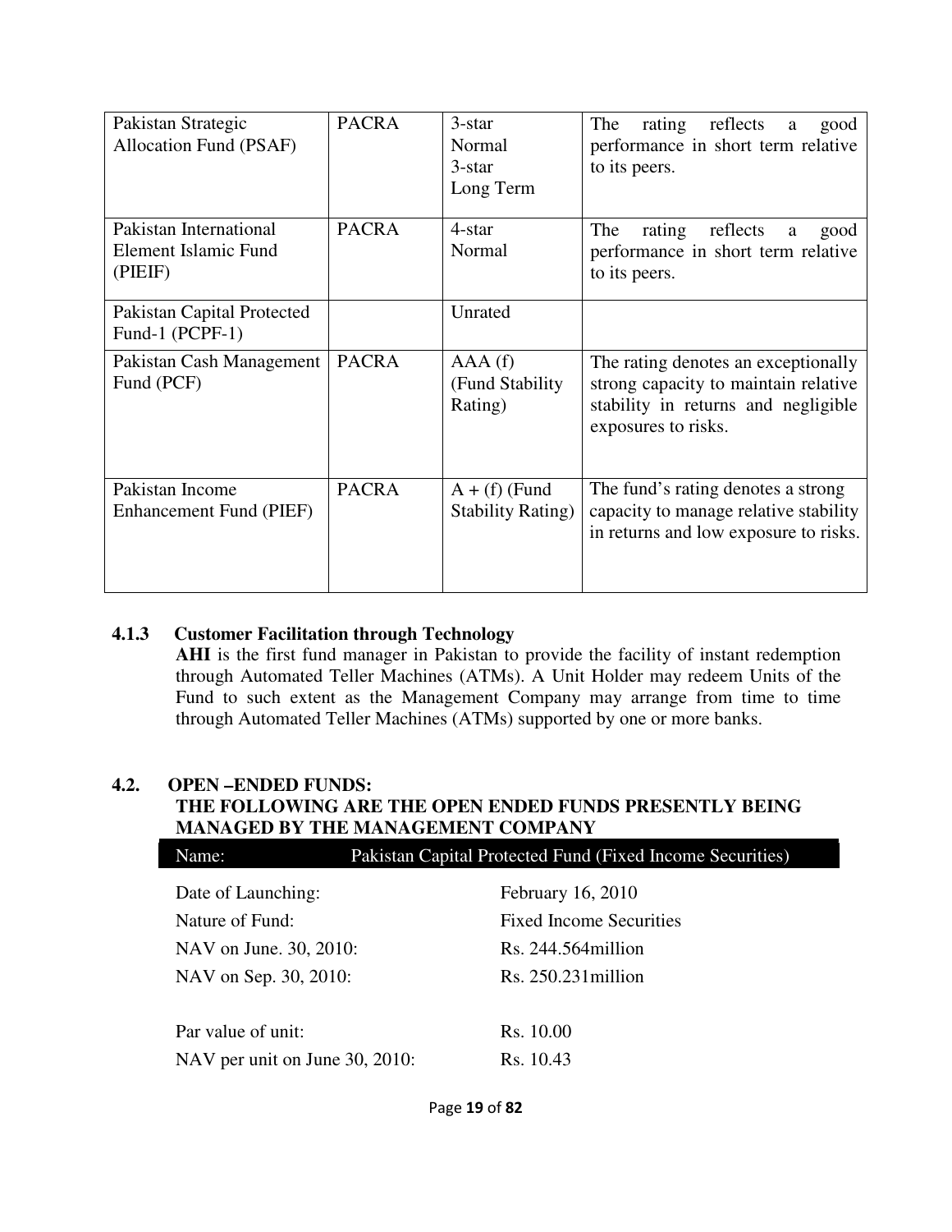| Pakistan Strategic Allocation Fund (PSAF) | PACRA | 3-star Normal 3-star Long Term | The rating reflects a good performance in short term relative to its peers. |
|---|---|---|---|
| Pakistan International Element Islamic Fund (PIEIF) | PACRA | 4-star Normal | The rating reflects a good performance in short term relative to its peers. |
| Pakistan Capital Protected Fund-1 (PCPF-1) | | Unrated | |
| Pakistan Cash Management Fund (PCF) | PACRA | AAA (f) (Fund Stability Rating) | The rating denotes an exceptionally strong capacity to maintain relative stability in returns and negligible exposures to risks. |
| Pakistan Income Enhancement Fund (PIEF) | PACRA | A + (f) (Fund Stability Rating) | The fund's rating denotes a strong capacity to manage relative stability in returns and low exposure to risks. |

### 4.1.3 Customer Facilitation through Technology

**AHI** is the first fund manager in Pakistan to provide the facility of instant redemption through Automated Teller Machines (ATMs). A Unit Holder may redeem Units of the Fund to such extent as the Management Company may arrange from time to time through Automated Teller Machines (ATMs) supported by one or more banks.

## 4.2. OPEN –ENDED FUNDS:

**THE FOLLOWING ARE THE OPEN ENDED FUNDS PRESENTLY BEING MANAGED BY THE MANAGEMENT COMPANY**

| Name: | Pakistan Capital Protected Fund (Fixed Income Securities) |
|---|---|
| Date of Launching: | February 16, 2010 |
| Nature of Fund: | Fixed Income Securities |
| NAV on June. 30, 2010: | Rs. 244.564million |
| NAV on Sep. 30, 2010: | Rs. 250.231million |
| Par value of unit: | Rs. 10.00 |
| NAV per unit on June 30, 2010: | Rs. 10.43 |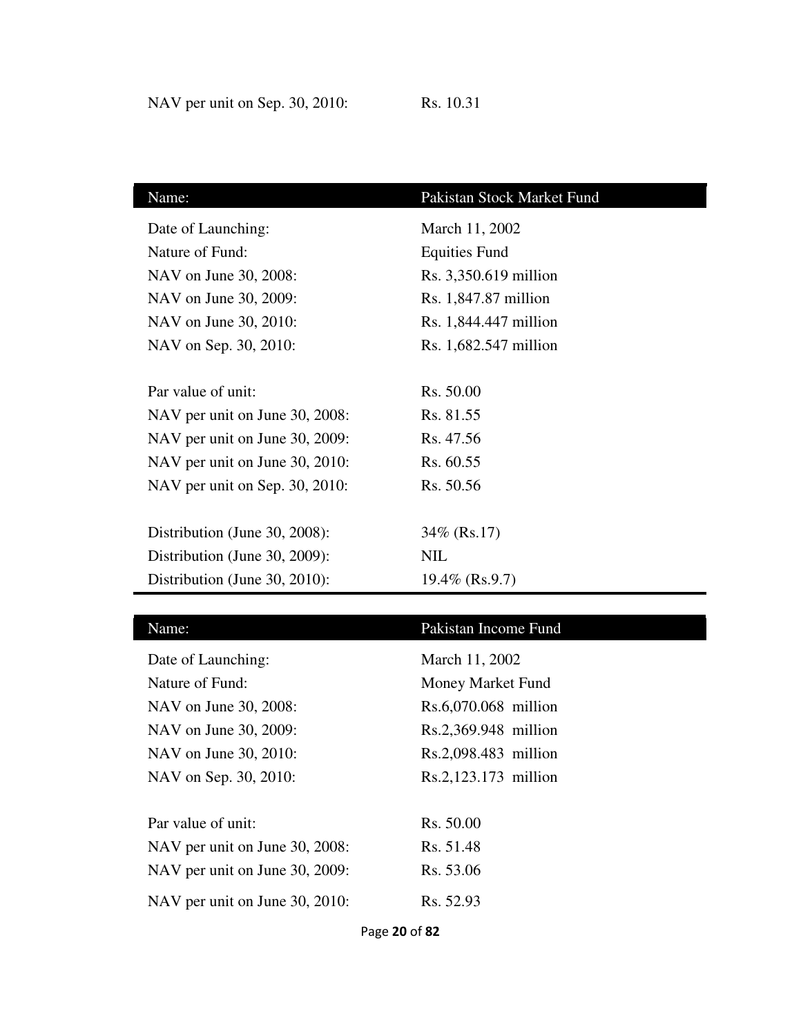NAV per unit on Sep. 30, 2010: Rs. 10.31

| Name: | Pakistan Stock Market Fund |
|---|---|
| Date of Launching: | March 11, 2002 |
| Nature of Fund: | Equities Fund |
| NAV on June 30, 2008: | Rs. 3,350.619 million |
| NAV on June 30, 2009: | Rs. 1,847.87 million |
| NAV on June 30, 2010: | Rs. 1,844.447 million |
| NAV on Sep. 30, 2010: | Rs. 1,682.547 million |
| | |
| Par value of unit: | Rs. 50.00 |
| NAV per unit on June 30, 2008: | Rs. 81.55 |
| NAV per unit on June 30, 2009: | Rs. 47.56 |
| NAV per unit on June 30, 2010: | Rs. 60.55 |
| NAV per unit on Sep. 30, 2010: | Rs. 50.56 |
| | |
| Distribution (June 30, 2008): | 34% (Rs.17) |
| Distribution (June 30, 2009): | NIL |
| Distribution (June 30, 2010): | 19.4% (Rs.9.7) |

| Name: | Pakistan Income Fund |
|---|---|
| Date of Launching: | March 11, 2002 |
| Nature of Fund: | Money Market Fund |
| NAV on June 30, 2008: | Rs.6,070.068 million |
| NAV on June 30, 2009: | Rs.2,369.948 million |
| NAV on June 30, 2010: | Rs.2,098.483 million |
| NAV on Sep. 30, 2010: | Rs.2,123.173 million |
| | |
| Par value of unit: | Rs. 50.00 |
| NAV per unit on June 30, 2008: | Rs. 51.48 |
| NAV per unit on June 30, 2009: | Rs. 53.06 |
| NAV per unit on June 30, 2010: | Rs. 52.93 |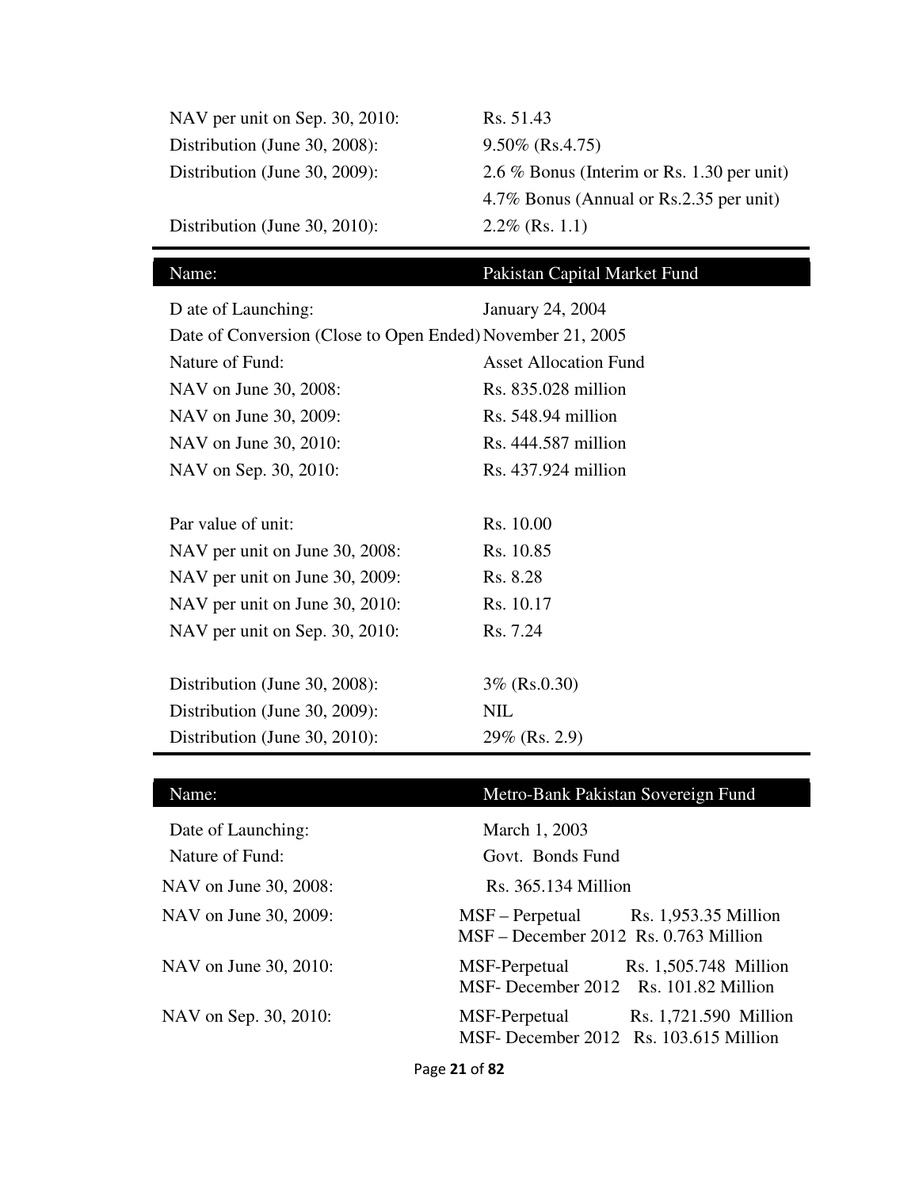| | |
|---|---|
| NAV per unit on Sep. 30, 2010: | Rs. 51.43 |
| Distribution (June 30, 2008): | 9.50% (Rs.4.75) |
| Distribution (June 30, 2009): | 2.6 % Bonus (Interim or Rs. 1.30 per unit) |
| | 4.7% Bonus (Annual or Rs.2.35 per unit) |
| Distribution (June 30, 2010): | 2.2% (Rs. 1.1) |

| Name: | Pakistan Capital Market Fund |
|---|---|
| D ate of Launching: | January 24, 2004 |
| Date of Conversion (Close to Open Ended) | November 21, 2005 |
| Nature of Fund: | Asset Allocation Fund |
| NAV on June 30, 2008: | Rs. 835.028 million |
| NAV on June 30, 2009: | Rs. 548.94 million |
| NAV on June 30, 2010: | Rs. 444.587 million |
| NAV on Sep. 30, 2010: | Rs. 437.924 million |
| | |
| Par value of unit: | Rs. 10.00 |
| NAV per unit on June 30, 2008: | Rs. 10.85 |
| NAV per unit on June 30, 2009: | Rs. 8.28 |
| NAV per unit on June 30, 2010: | Rs. 10.17 |
| NAV per unit on Sep. 30, 2010: | Rs. 7.24 |
| | |
| Distribution (June 30, 2008): | 3% (Rs.0.30) |
| Distribution (June 30, 2009): | NIL |
| Distribution (June 30, 2010): | 29% (Rs. 2.9) |

| Name: | Metro-Bank Pakistan Sovereign Fund |
|---|---|
| Date of Launching: | March 1, 2003 |
| Nature of Fund: | Govt. Bonds Fund |
| NAV on June 30, 2008: | Rs. 365.134 Million |
| NAV on June 30, 2009: | MSF – Perpetual Rs. 1,953.35 Million<br>MSF – December 2012 Rs. 0.763 Million |
| NAV on June 30, 2010: | MSF-Perpetual Rs. 1,505.748 Million<br>MSF- December 2012 Rs. 101.82 Million |
| NAV on Sep. 30, 2010: | MSF-Perpetual Rs. 1,721.590 Million<br>MSF- December 2012 Rs. 103.615 Million |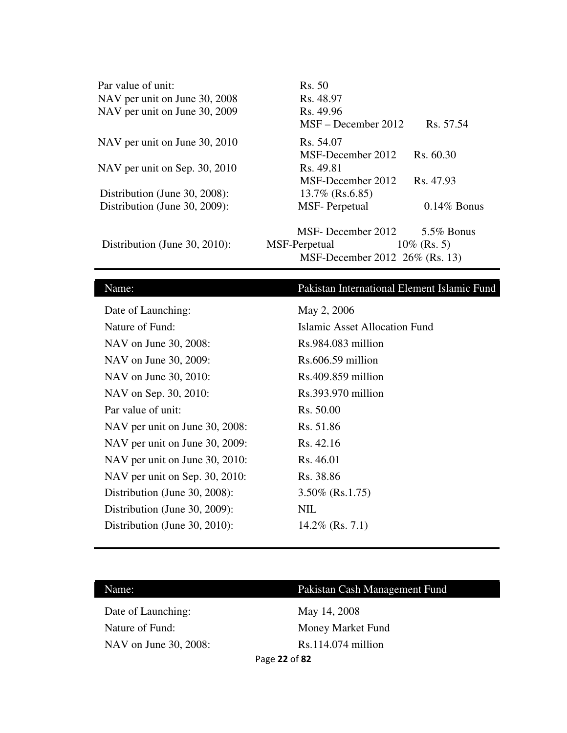| | |
|---|---|
| Par value of unit: | Rs. 50 |
| NAV per unit on June 30, 2008 | Rs. 48.97 |
| NAV per unit on June 30, 2009 | Rs. 49.96<br>MSF – December 2012 Rs. 57.54 |
| NAV per unit on June 30, 2010 | Rs. 54.07<br>MSF-December 2012 Rs. 60.30 |
| NAV per unit on Sep. 30, 2010 | Rs. 49.81<br>MSF-December 2012 Rs. 47.93 |
| Distribution (June 30, 2008): | 13.7% (Rs.6.85) |
| Distribution (June 30, 2009): | MSF- Perpetual 0.14% Bonus<br>MSF- December 2012 5.5% Bonus |
| Distribution (June 30, 2010): | MSF-Perpetual 10% (Rs. 5)<br>MSF-December 2012 26% (Rs. 13) |

| Name: | Pakistan International Element Islamic Fund |
|---|---|
| Date of Launching: | May 2, 2006 |
| Nature of Fund: | Islamic Asset Allocation Fund |
| NAV on June 30, 2008: | Rs.984.083 million |
| NAV on June 30, 2009: | Rs.606.59 million |
| NAV on June 30, 2010: | Rs.409.859 million |
| NAV on Sep. 30, 2010: | Rs.393.970 million |
| Par value of unit: | Rs. 50.00 |
| NAV per unit on June 30, 2008: | Rs. 51.86 |
| NAV per unit on June 30, 2009: | Rs. 42.16 |
| NAV per unit on June 30, 2010: | Rs. 46.01 |
| NAV per unit on Sep. 30, 2010: | Rs. 38.86 |
| Distribution (June 30, 2008): | 3.50% (Rs.1.75) |
| Distribution (June 30, 2009): | NIL |
| Distribution (June 30, 2010): | 14.2% (Rs. 7.1) |

| Name: | Pakistan Cash Management Fund |
|---|---|
| Date of Launching: | May 14, 2008 |
| Nature of Fund: | Money Market Fund |
| NAV on June 30, 2008: | Rs.114.074 million |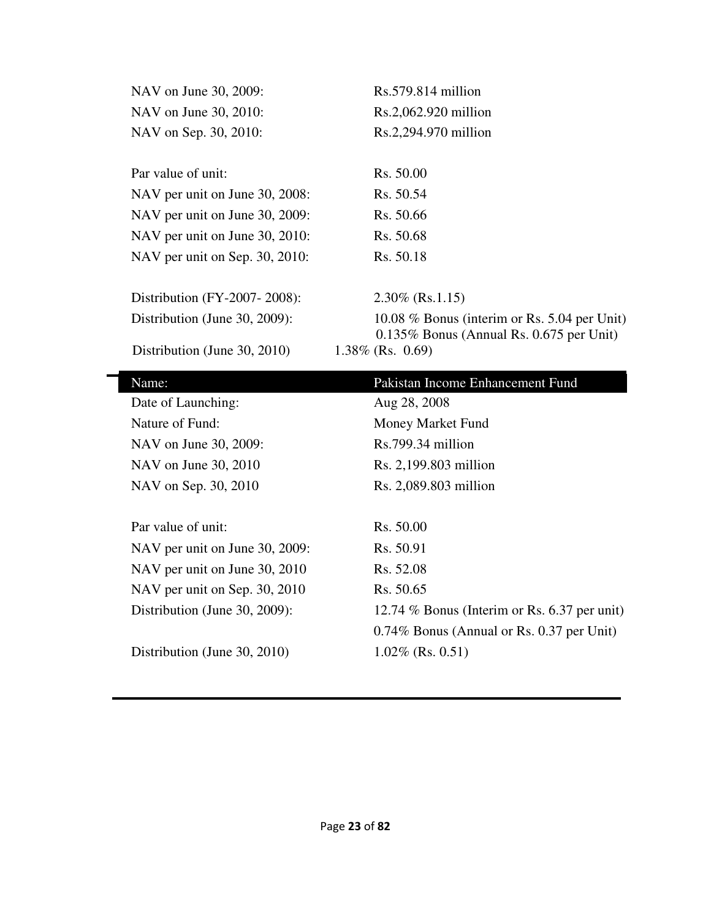| | |
|---|---|
| NAV on June 30, 2009: | Rs.579.814 million |
| NAV on June 30, 2010: | Rs.2,062.920 million |
| NAV on Sep. 30, 2010: | Rs.2,294.970 million |
| | |
| Par value of unit: | Rs. 50.00 |
| NAV per unit on June 30, 2008: | Rs. 50.54 |
| NAV per unit on June 30, 2009: | Rs. 50.66 |
| NAV per unit on June 30, 2010: | Rs. 50.68 |
| NAV per unit on Sep. 30, 2010: | Rs. 50.18 |
| | |
| Distribution (FY-2007- 2008): | 2.30% (Rs.1.15) |
| Distribution (June 30, 2009): | 10.08 % Bonus (interim or Rs. 5.04 per Unit) 0.135% Bonus (Annual Rs. 0.675 per Unit) |
| Distribution (June 30, 2010) | 1.38% (Rs. 0.69) |

| Name: | Pakistan Income Enhancement Fund |
|---|---|
| Date of Launching: | Aug 28, 2008 |
| Nature of Fund: | Money Market Fund |
| NAV on June 30, 2009: | Rs.799.34 million |
| NAV on June 30, 2010 | Rs. 2,199.803 million |
| NAV on Sep. 30, 2010 | Rs. 2,089.803 million |
| | |
| Par value of unit: | Rs. 50.00 |
| NAV per unit on June 30, 2009: | Rs. 50.91 |
| NAV per unit on June 30, 2010 | Rs. 52.08 |
| NAV per unit on Sep. 30, 2010 | Rs. 50.65 |
| Distribution (June 30, 2009): | 12.74 % Bonus (Interim or Rs. 6.37 per unit) |
| | 0.74% Bonus (Annual or Rs. 0.37 per Unit) |
| Distribution (June 30, 2010) | 1.02% (Rs. 0.51) |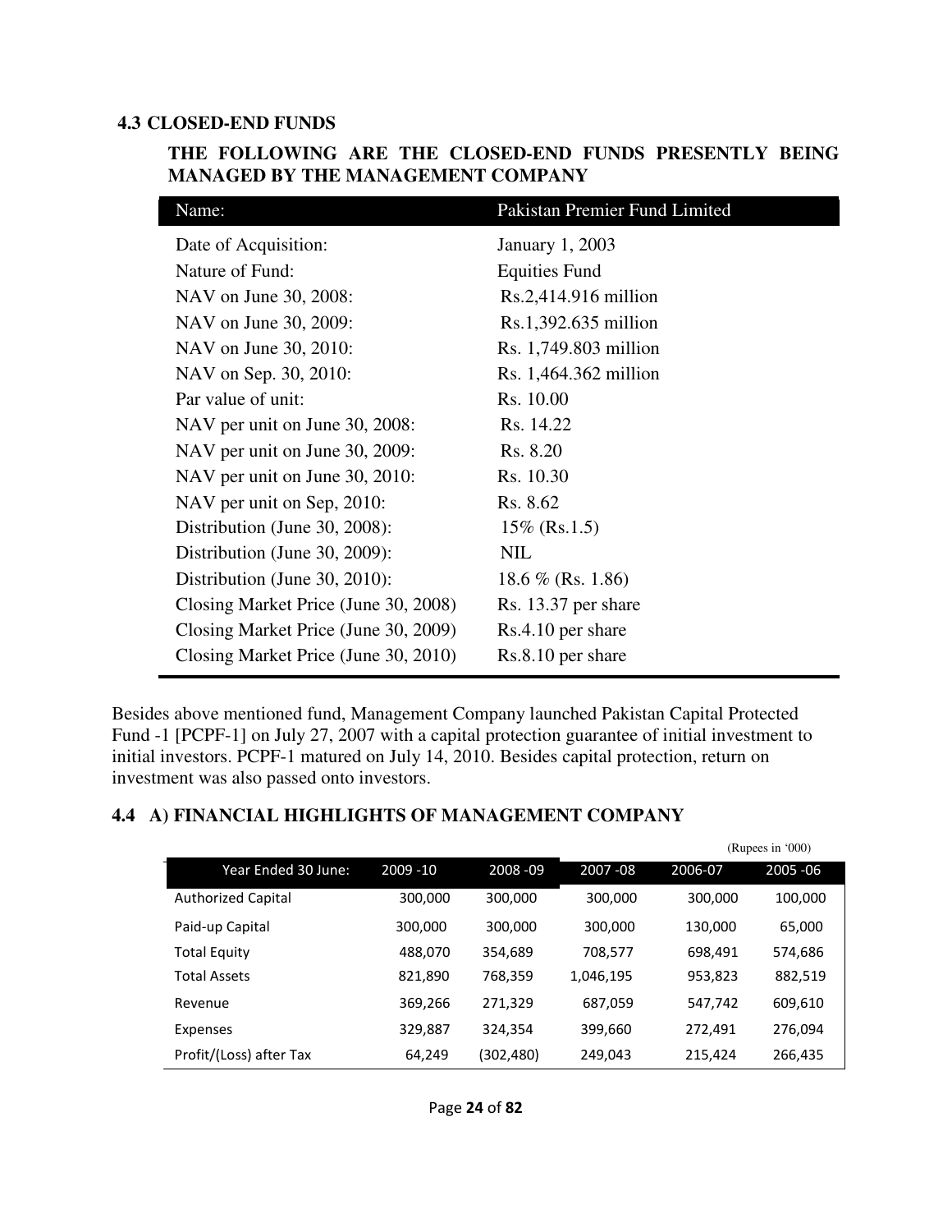### 4.3 CLOSED-END FUNDS

**THE FOLLOWING ARE THE CLOSED-END FUNDS PRESENTLY BEING MANAGED BY THE MANAGEMENT COMPANY**

| Name: | Pakistan Premier Fund Limited |
|---|---|
| Date of Acquisition: | January 1, 2003 |
| Nature of Fund: | Equities Fund |
| NAV on June 30, 2008: | Rs.2,414.916 million |
| NAV on June 30, 2009: | Rs.1,392.635 million |
| NAV on June 30, 2010: | Rs. 1,749.803 million |
| NAV on Sep. 30, 2010: | Rs. 1,464.362 million |
| Par value of unit: | Rs. 10.00 |
| NAV per unit on June 30, 2008: | Rs. 14.22 |
| NAV per unit on June 30, 2009: | Rs. 8.20 |
| NAV per unit on June 30, 2010: | Rs. 10.30 |
| NAV per unit on Sep, 2010: | Rs. 8.62 |
| Distribution (June 30, 2008): | 15% (Rs.1.5) |
| Distribution (June 30, 2009): | NIL |
| Distribution (June 30, 2010): | 18.6 % (Rs. 1.86) |
| Closing Market Price (June 30, 2008) | Rs. 13.37 per share |
| Closing Market Price (June 30, 2009) | Rs.4.10 per share |
| Closing Market Price (June 30, 2010) | Rs.8.10 per share |

Besides above mentioned fund, Management Company launched Pakistan Capital Protected Fund -1 [PCPF-1] on July 27, 2007 with a capital protection guarantee of initial investment to initial investors. PCPF-1 matured on July 14, 2010. Besides capital protection, return on investment was also passed onto investors.

### 4.4 A) FINANCIAL HIGHLIGHTS OF MANAGEMENT COMPANY

(Rupees in '000)

| Year Ended 30 June: | 2009 -10 | 2008 -09 | 2007 -08 | 2006-07 | 2005 -06 |
|---|---|---|---|---|---|
| Authorized Capital | 300,000 | 300,000 | 300,000 | 300,000 | 100,000 |
| Paid-up Capital | 300,000 | 300,000 | 300,000 | 130,000 | 65,000 |
| Total Equity | 488,070 | 354,689 | 708,577 | 698,491 | 574,686 |
| Total Assets | 821,890 | 768,359 | 1,046,195 | 953,823 | 882,519 |
| Revenue | 369,266 | 271,329 | 687,059 | 547,742 | 609,610 |
| Expenses | 329,887 | 324,354 | 399,660 | 272,491 | 276,094 |
| Profit/(Loss) after Tax | 64,249 | (302,480) | 249,043 | 215,424 | 266,435 |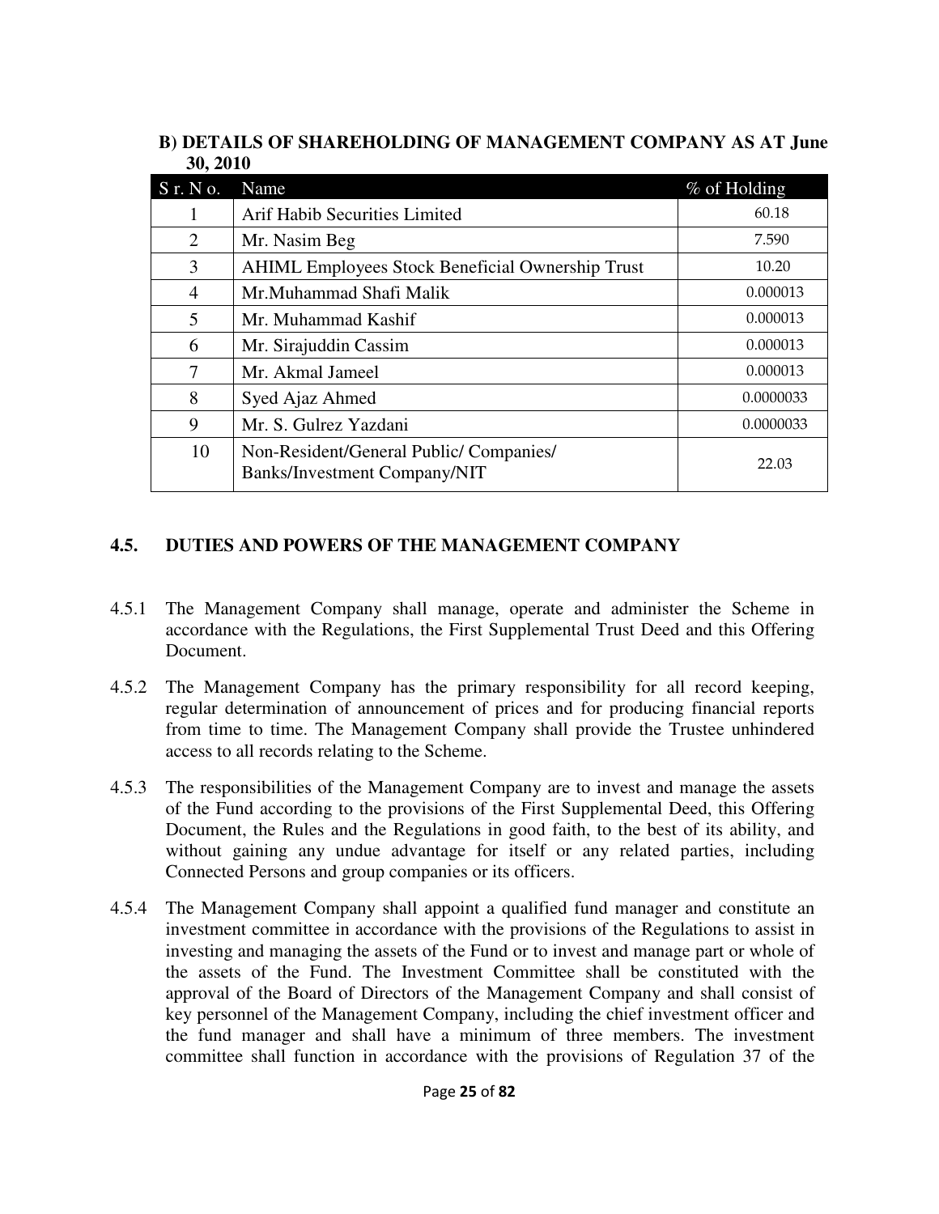**B) DETAILS OF SHAREHOLDING OF MANAGEMENT COMPANY AS AT June 30, 2010**

| S r. N o. | Name | % of Holding |
|---|---|---|
| 1 | Arif Habib Securities Limited | 60.18 |
| 2 | Mr. Nasim Beg | 7.590 |
| 3 | AHIML Employees Stock Beneficial Ownership Trust | 10.20 |
| 4 | Mr.Muhammad Shafi Malik | 0.000013 |
| 5 | Mr. Muhammad Kashif | 0.000013 |
| 6 | Mr. Sirajuddin Cassim | 0.000013 |
| 7 | Mr. Akmal Jameel | 0.000013 |
| 8 | Syed Ajaz Ahmed | 0.0000033 |
| 9 | Mr. S. Gulrez Yazdani | 0.0000033 |
| 10 | Non-Resident/General Public/ Companies/ Banks/Investment Company/NIT | 22.03 |

### 4.5. DUTIES AND POWERS OF THE MANAGEMENT COMPANY

4.5.1 The Management Company shall manage, operate and administer the Scheme in accordance with the Regulations, the First Supplemental Trust Deed and this Offering Document.

4.5.2 The Management Company has the primary responsibility for all record keeping, regular determination of announcement of prices and for producing financial reports from time to time. The Management Company shall provide the Trustee unhindered access to all records relating to the Scheme.

4.5.3 The responsibilities of the Management Company are to invest and manage the assets of the Fund according to the provisions of the First Supplemental Deed, this Offering Document, the Rules and the Regulations in good faith, to the best of its ability, and without gaining any undue advantage for itself or any related parties, including Connected Persons and group companies or its officers.

4.5.4 The Management Company shall appoint a qualified fund manager and constitute an investment committee in accordance with the provisions of the Regulations to assist in investing and managing the assets of the Fund or to invest and manage part or whole of the assets of the Fund. The Investment Committee shall be constituted with the approval of the Board of Directors of the Management Company and shall consist of key personnel of the Management Company, including the chief investment officer and the fund manager and shall have a minimum of three members. The investment committee shall function in accordance with the provisions of Regulation 37 of the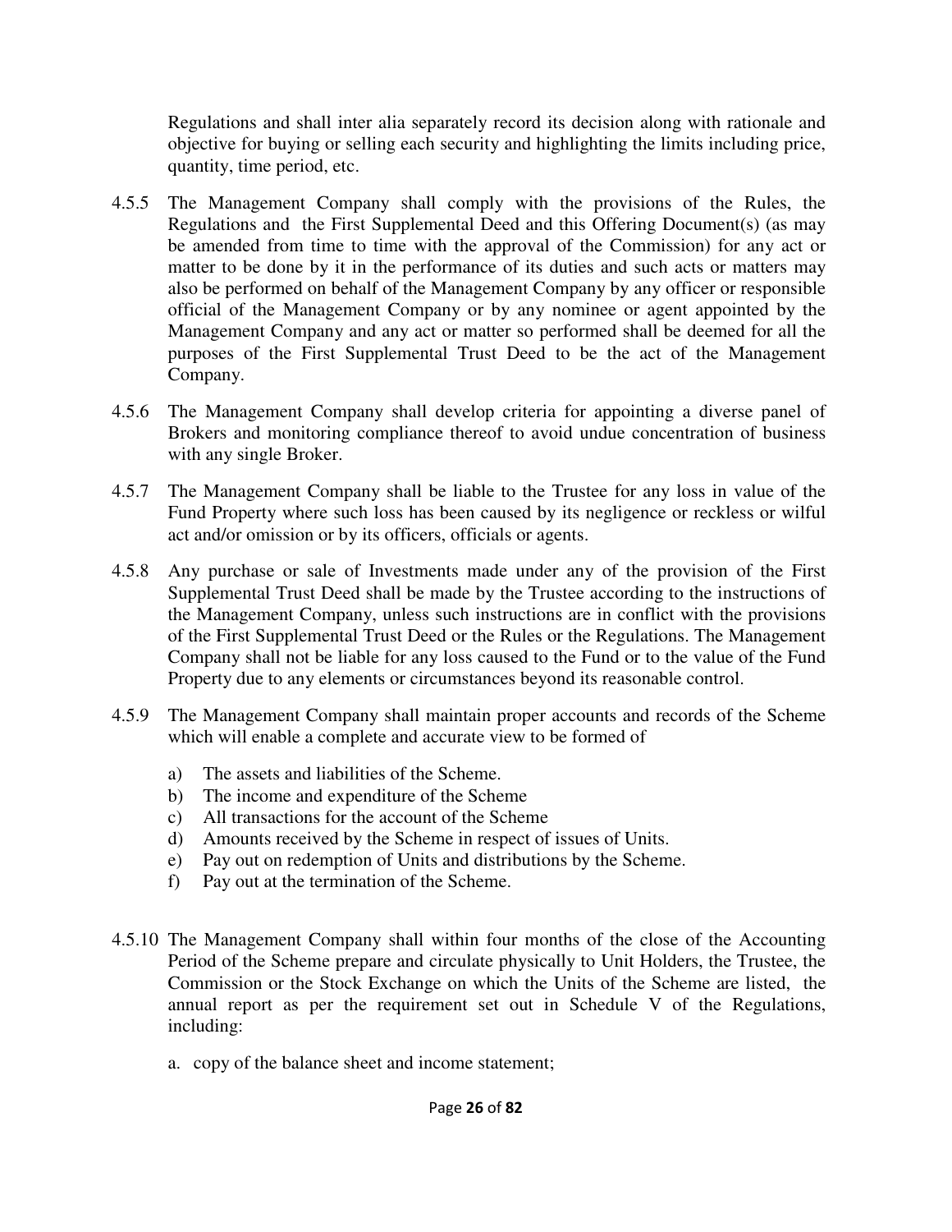Regulations and shall inter alia separately record its decision along with rationale and objective for buying or selling each security and highlighting the limits including price, quantity, time period, etc.

4.5.5 The Management Company shall comply with the provisions of the Rules, the Regulations and the First Supplemental Deed and this Offering Document(s) (as may be amended from time to time with the approval of the Commission) for any act or matter to be done by it in the performance of its duties and such acts or matters may also be performed on behalf of the Management Company by any officer or responsible official of the Management Company or by any nominee or agent appointed by the Management Company and any act or matter so performed shall be deemed for all the purposes of the First Supplemental Trust Deed to be the act of the Management Company.

4.5.6 The Management Company shall develop criteria for appointing a diverse panel of Brokers and monitoring compliance thereof to avoid undue concentration of business with any single Broker.

4.5.7 The Management Company shall be liable to the Trustee for any loss in value of the Fund Property where such loss has been caused by its negligence or reckless or wilful act and/or omission or by its officers, officials or agents.

4.5.8 Any purchase or sale of Investments made under any of the provision of the First Supplemental Trust Deed shall be made by the Trustee according to the instructions of the Management Company, unless such instructions are in conflict with the provisions of the First Supplemental Trust Deed or the Rules or the Regulations. The Management Company shall not be liable for any loss caused to the Fund or to the value of the Fund Property due to any elements or circumstances beyond its reasonable control.

4.5.9 The Management Company shall maintain proper accounts and records of the Scheme which will enable a complete and accurate view to be formed of

a) The assets and liabilities of the Scheme.
b) The income and expenditure of the Scheme
c) All transactions for the account of the Scheme
d) Amounts received by the Scheme in respect of issues of Units.
e) Pay out on redemption of Units and distributions by the Scheme.
f) Pay out at the termination of the Scheme.

4.5.10 The Management Company shall within four months of the close of the Accounting Period of the Scheme prepare and circulate physically to Unit Holders, the Trustee, the Commission or the Stock Exchange on which the Units of the Scheme are listed, the annual report as per the requirement set out in Schedule V of the Regulations, including:

a. copy of the balance sheet and income statement;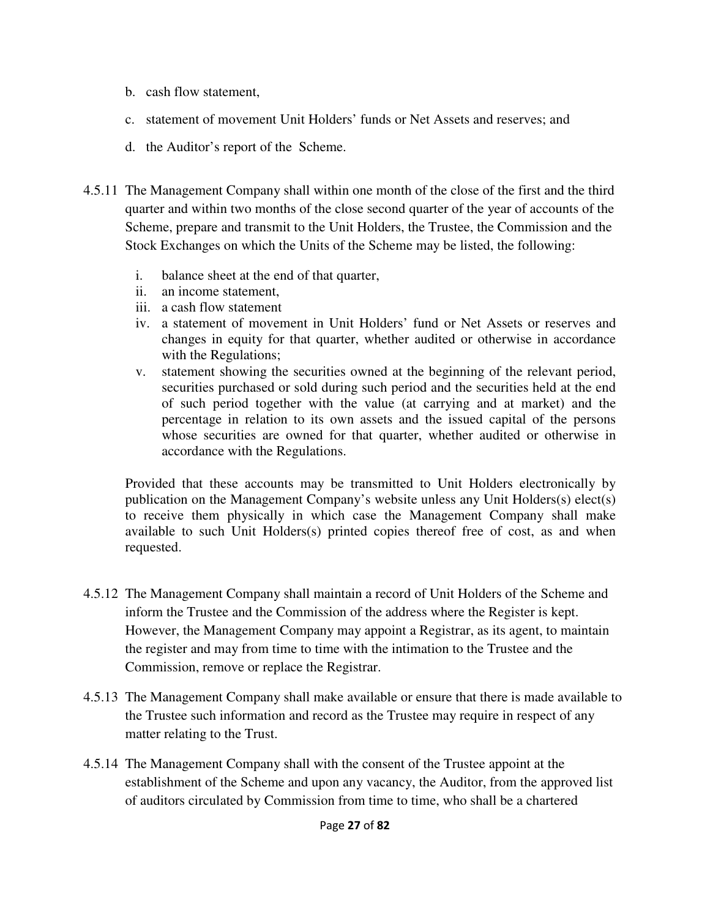b. cash flow statement,

c. statement of movement Unit Holders' funds or Net Assets and reserves; and

d. the Auditor's report of the Scheme.

4.5.11 The Management Company shall within one month of the close of the first and the third quarter and within two months of the close second quarter of the year of accounts of the Scheme, prepare and transmit to the Unit Holders, the Trustee, the Commission and the Stock Exchanges on which the Units of the Scheme may be listed, the following:

i. balance sheet at the end of that quarter,
ii. an income statement,
iii. a cash flow statement
iv. a statement of movement in Unit Holders' fund or Net Assets or reserves and changes in equity for that quarter, whether audited or otherwise in accordance with the Regulations;
v. statement showing the securities owned at the beginning of the relevant period, securities purchased or sold during such period and the securities held at the end of such period together with the value (at carrying and at market) and the percentage in relation to its own assets and the issued capital of the persons whose securities are owned for that quarter, whether audited or otherwise in accordance with the Regulations.

Provided that these accounts may be transmitted to Unit Holders electronically by publication on the Management Company's website unless any Unit Holders(s) elect(s) to receive them physically in which case the Management Company shall make available to such Unit Holders(s) printed copies thereof free of cost, as and when requested.

4.5.12 The Management Company shall maintain a record of Unit Holders of the Scheme and inform the Trustee and the Commission of the address where the Register is kept. However, the Management Company may appoint a Registrar, as its agent, to maintain the register and may from time to time with the intimation to the Trustee and the Commission, remove or replace the Registrar.

4.5.13 The Management Company shall make available or ensure that there is made available to the Trustee such information and record as the Trustee may require in respect of any matter relating to the Trust.

4.5.14 The Management Company shall with the consent of the Trustee appoint at the establishment of the Scheme and upon any vacancy, the Auditor, from the approved list of auditors circulated by Commission from time to time, who shall be a chartered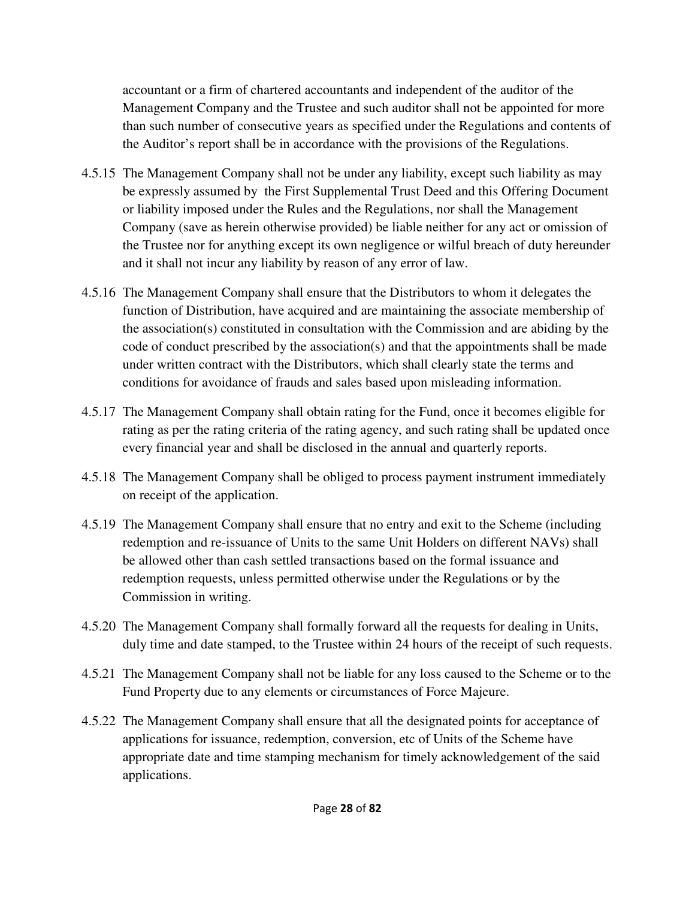accountant or a firm of chartered accountants and independent of the auditor of the Management Company and the Trustee and such auditor shall not be appointed for more than such number of consecutive years as specified under the Regulations and contents of the Auditor's report shall be in accordance with the provisions of the Regulations.

4.5.15 The Management Company shall not be under any liability, except such liability as may be expressly assumed by the First Supplemental Trust Deed and this Offering Document or liability imposed under the Rules and the Regulations, nor shall the Management Company (save as herein otherwise provided) be liable neither for any act or omission of the Trustee nor for anything except its own negligence or wilful breach of duty hereunder and it shall not incur any liability by reason of any error of law.

4.5.16 The Management Company shall ensure that the Distributors to whom it delegates the function of Distribution, have acquired and are maintaining the associate membership of the association(s) constituted in consultation with the Commission and are abiding by the code of conduct prescribed by the association(s) and that the appointments shall be made under written contract with the Distributors, which shall clearly state the terms and conditions for avoidance of frauds and sales based upon misleading information.

4.5.17 The Management Company shall obtain rating for the Fund, once it becomes eligible for rating as per the rating criteria of the rating agency, and such rating shall be updated once every financial year and shall be disclosed in the annual and quarterly reports.

4.5.18 The Management Company shall be obliged to process payment instrument immediately on receipt of the application.

4.5.19 The Management Company shall ensure that no entry and exit to the Scheme (including redemption and re-issuance of Units to the same Unit Holders on different NAVs) shall be allowed other than cash settled transactions based on the formal issuance and redemption requests, unless permitted otherwise under the Regulations or by the Commission in writing.

4.5.20 The Management Company shall formally forward all the requests for dealing in Units, duly time and date stamped, to the Trustee within 24 hours of the receipt of such requests.

4.5.21 The Management Company shall not be liable for any loss caused to the Scheme or to the Fund Property due to any elements or circumstances of Force Majeure.

4.5.22 The Management Company shall ensure that all the designated points for acceptance of applications for issuance, redemption, conversion, etc of Units of the Scheme have appropriate date and time stamping mechanism for timely acknowledgement of the said applications.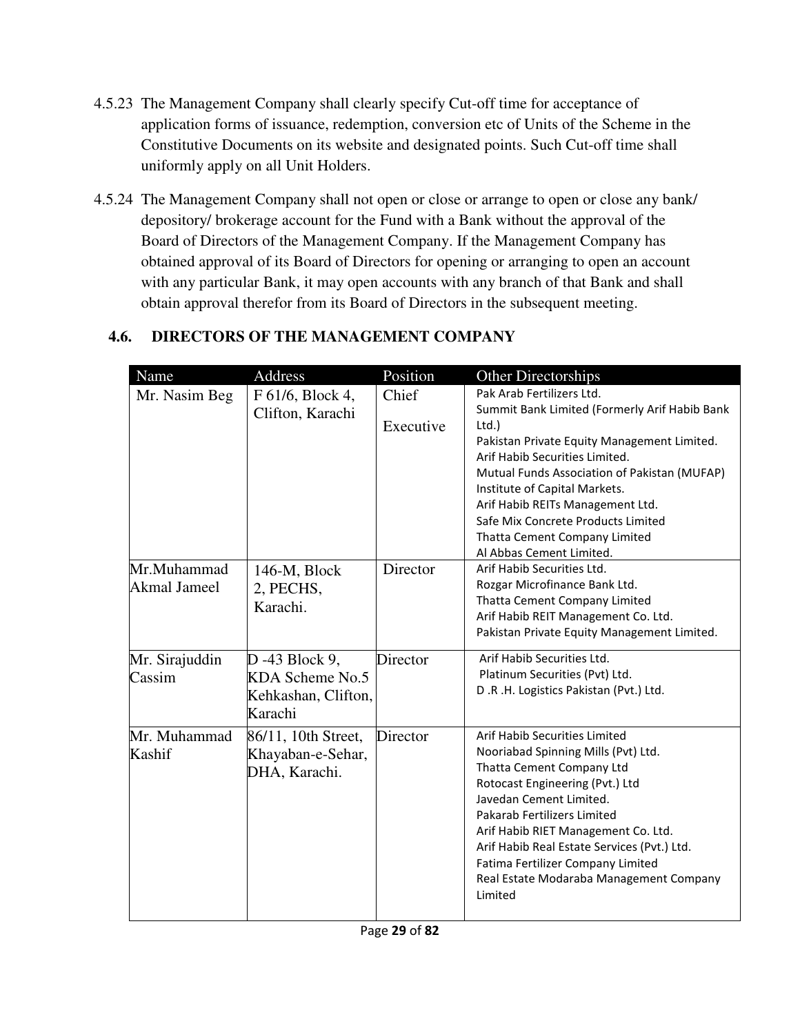4.5.23 The Management Company shall clearly specify Cut-off time for acceptance of application forms of issuance, redemption, conversion etc of Units of the Scheme in the Constitutive Documents on its website and designated points. Such Cut-off time shall uniformly apply on all Unit Holders.

4.5.24 The Management Company shall not open or close or arrange to open or close any bank/ depository/ brokerage account for the Fund with a Bank without the approval of the Board of Directors of the Management Company. If the Management Company has obtained approval of its Board of Directors for opening or arranging to open an account with any particular Bank, it may open accounts with any branch of that Bank and shall obtain approval therefor from its Board of Directors in the subsequent meeting.

## 4.6. DIRECTORS OF THE MANAGEMENT COMPANY

| Name | Address | Position | Other Directorships |
|---|---|---|---|
| Mr. Nasim Beg | F 61/6, Block 4, Clifton, Karachi | Chief Executive | Pak Arab Fertilizers Ltd.<br>Summit Bank Limited (Formerly Arif Habib Bank Ltd.)<br>Pakistan Private Equity Management Limited.<br>Arif Habib Securities Limited.<br>Mutual Funds Association of Pakistan (MUFAP)<br>Institute of Capital Markets.<br>Arif Habib REITs Management Ltd.<br>Safe Mix Concrete Products Limited<br>Thatta Cement Company Limited<br>Al Abbas Cement Limited. |
| Mr.Muhammad Akmal Jameel | 146-M, Block 2, PECHS, Karachi. | Director | Arif Habib Securities Ltd.<br>Rozgar Microfinance Bank Ltd.<br>Thatta Cement Company Limited<br>Arif Habib REIT Management Co. Ltd.<br>Pakistan Private Equity Management Limited. |
| Mr. Sirajuddin Cassim | D -43 Block 9, KDA Scheme No.5 Kehkashan, Clifton, Karachi | Director | Arif Habib Securities Ltd.<br>Platinum Securities (Pvt) Ltd.<br>D .R .H. Logistics Pakistan (Pvt.) Ltd. |
| Mr. Muhammad Kashif | 86/11, 10th Street, Khayaban-e-Sehar, DHA, Karachi. | Director | Arif Habib Securities Limited<br>Nooriabad Spinning Mills (Pvt) Ltd.<br>Thatta Cement Company Ltd<br>Rotocast Engineering (Pvt.) Ltd<br>Javedan Cement Limited.<br>Pakarab Fertilizers Limited<br>Arif Habib RIET Management Co. Ltd.<br>Arif Habib Real Estate Services (Pvt.) Ltd.<br>Fatima Fertilizer Company Limited<br>Real Estate Modaraba Management Company Limited |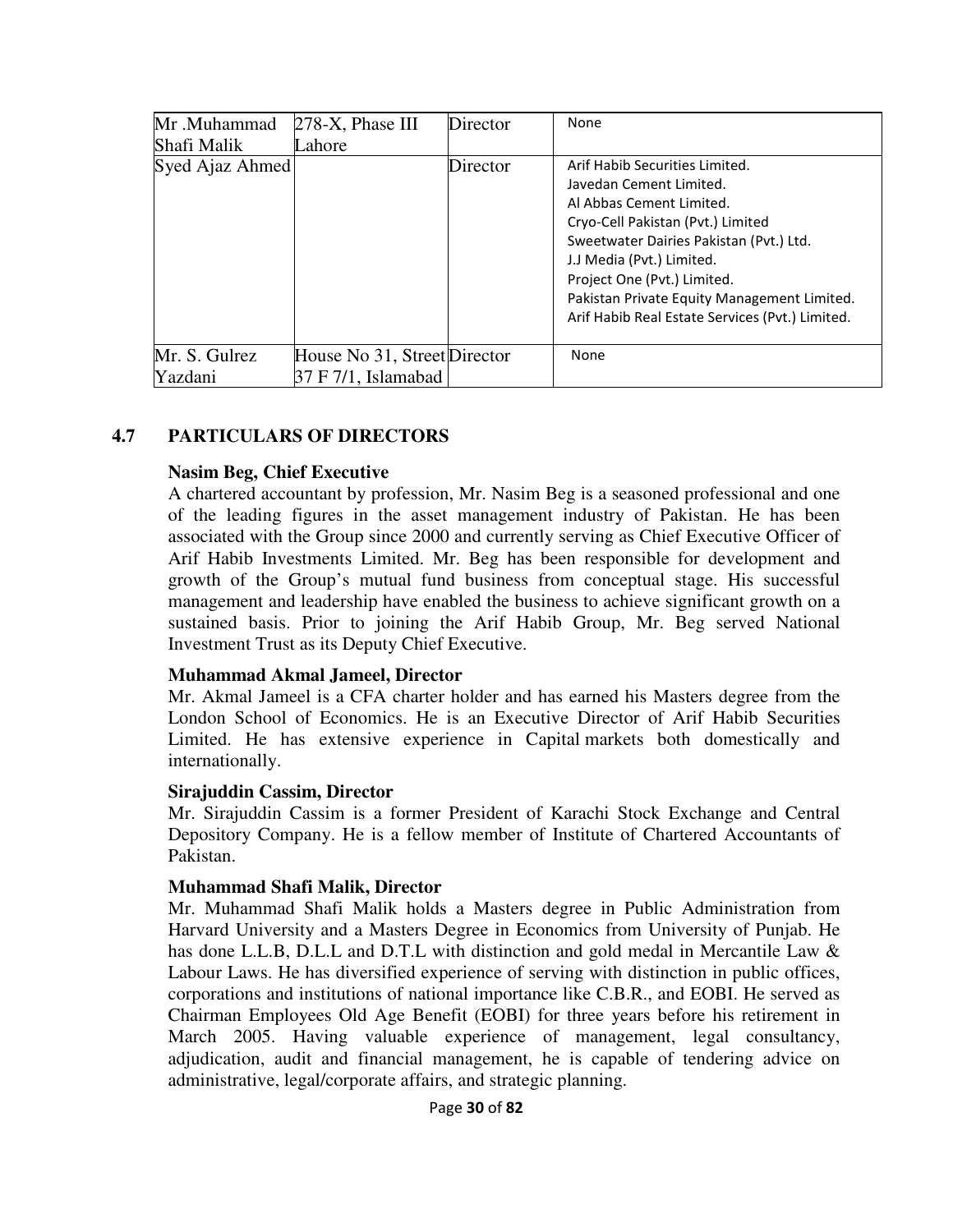| | | | |
|---|---|---|---|
| Mr .Muhammad Shafi Malik | 278-X, Phase III Lahore | Director | None |
| Syed Ajaz Ahmed | | Director | Arif Habib Securities Limited.<br>Javedan Cement Limited.<br>Al Abbas Cement Limited.<br>Cryo-Cell Pakistan (Pvt.) Limited<br>Sweetwater Dairies Pakistan (Pvt.) Ltd.<br>J.J Media (Pvt.) Limited.<br>Project One (Pvt.) Limited.<br>Pakistan Private Equity Management Limited.<br>Arif Habib Real Estate Services (Pvt.) Limited. |
| Mr. S. Gulrez Yazdani | House No 31, Street 37 F 7/1, Islamabad | Director | None |

## 4.7 PARTICULARS OF DIRECTORS

**Nasim Beg, Chief Executive**

A chartered accountant by profession, Mr. Nasim Beg is a seasoned professional and one of the leading figures in the asset management industry of Pakistan. He has been associated with the Group since 2000 and currently serving as Chief Executive Officer of Arif Habib Investments Limited. Mr. Beg has been responsible for development and growth of the Group's mutual fund business from conceptual stage. His successful management and leadership have enabled the business to achieve significant growth on a sustained basis. Prior to joining the Arif Habib Group, Mr. Beg served National Investment Trust as its Deputy Chief Executive.

**Muhammad Akmal Jameel, Director**

Mr. Akmal Jameel is a CFA charter holder and has earned his Masters degree from the London School of Economics. He is an Executive Director of Arif Habib Securities Limited. He has extensive experience in Capital markets both domestically and internationally.

**Sirajuddin Cassim, Director**

Mr. Sirajuddin Cassim is a former President of Karachi Stock Exchange and Central Depository Company. He is a fellow member of Institute of Chartered Accountants of Pakistan.

**Muhammad Shafi Malik, Director**

Mr. Muhammad Shafi Malik holds a Masters degree in Public Administration from Harvard University and a Masters Degree in Economics from University of Punjab. He has done L.L.B, D.L.L and D.T.L with distinction and gold medal in Mercantile Law & Labour Laws. He has diversified experience of serving with distinction in public offices, corporations and institutions of national importance like C.B.R., and EOBI. He served as Chairman Employees Old Age Benefit (EOBI) for three years before his retirement in March 2005. Having valuable experience of management, legal consultancy, adjudication, audit and financial management, he is capable of tendering advice on administrative, legal/corporate affairs, and strategic planning.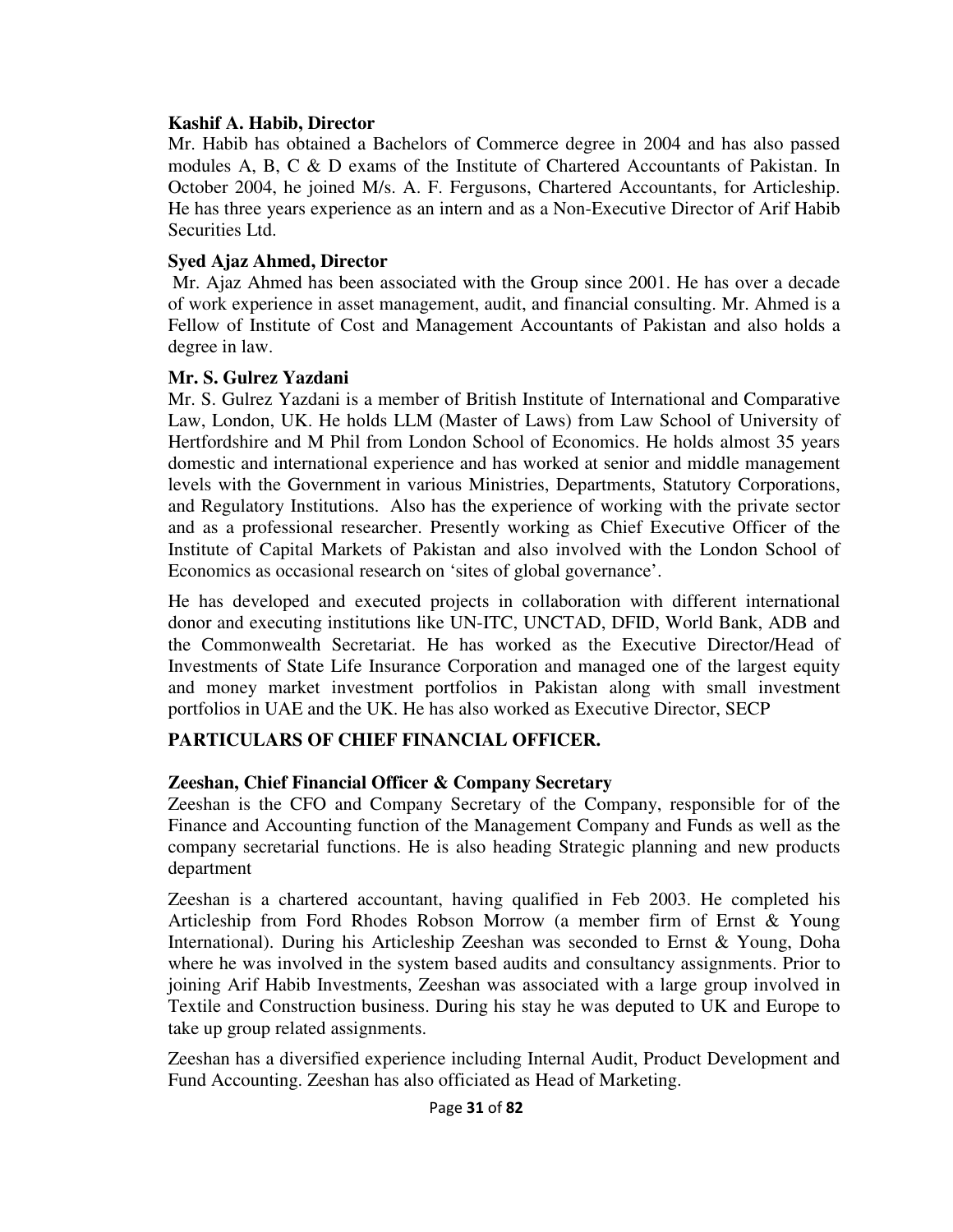**Kashif A. Habib, Director**

Mr. Habib has obtained a Bachelors of Commerce degree in 2004 and has also passed modules A, B, C & D exams of the Institute of Chartered Accountants of Pakistan. In October 2004, he joined M/s. A. F. Fergusons, Chartered Accountants, for Articleship. He has three years experience as an intern and as a Non-Executive Director of Arif Habib Securities Ltd.

**Syed Ajaz Ahmed, Director**

Mr. Ajaz Ahmed has been associated with the Group since 2001. He has over a decade of work experience in asset management, audit, and financial consulting. Mr. Ahmed is a Fellow of Institute of Cost and Management Accountants of Pakistan and also holds a degree in law.

**Mr. S. Gulrez Yazdani**

Mr. S. Gulrez Yazdani is a member of British Institute of International and Comparative Law, London, UK. He holds LLM (Master of Laws) from Law School of University of Hertfordshire and M Phil from London School of Economics. He holds almost 35 years domestic and international experience and has worked at senior and middle management levels with the Government in various Ministries, Departments, Statutory Corporations, and Regulatory Institutions. Also has the experience of working with the private sector and as a professional researcher. Presently working as Chief Executive Officer of the Institute of Capital Markets of Pakistan and also involved with the London School of Economics as occasional research on 'sites of global governance'.

He has developed and executed projects in collaboration with different international donor and executing institutions like UN-ITC, UNCTAD, DFID, World Bank, ADB and the Commonwealth Secretariat. He has worked as the Executive Director/Head of Investments of State Life Insurance Corporation and managed one of the largest equity and money market investment portfolios in Pakistan along with small investment portfolios in UAE and the UK. He has also worked as Executive Director, SECP

**PARTICULARS OF CHIEF FINANCIAL OFFICER.**

**Zeeshan, Chief Financial Officer & Company Secretary**

Zeeshan is the CFO and Company Secretary of the Company, responsible for of the Finance and Accounting function of the Management Company and Funds as well as the company secretarial functions. He is also heading Strategic planning and new products department

Zeeshan is a chartered accountant, having qualified in Feb 2003. He completed his Articleship from Ford Rhodes Robson Morrow (a member firm of Ernst & Young International). During his Articleship Zeeshan was seconded to Ernst & Young, Doha where he was involved in the system based audits and consultancy assignments. Prior to joining Arif Habib Investments, Zeeshan was associated with a large group involved in Textile and Construction business. During his stay he was deputed to UK and Europe to take up group related assignments.

Zeeshan has a diversified experience including Internal Audit, Product Development and Fund Accounting. Zeeshan has also officiated as Head of Marketing.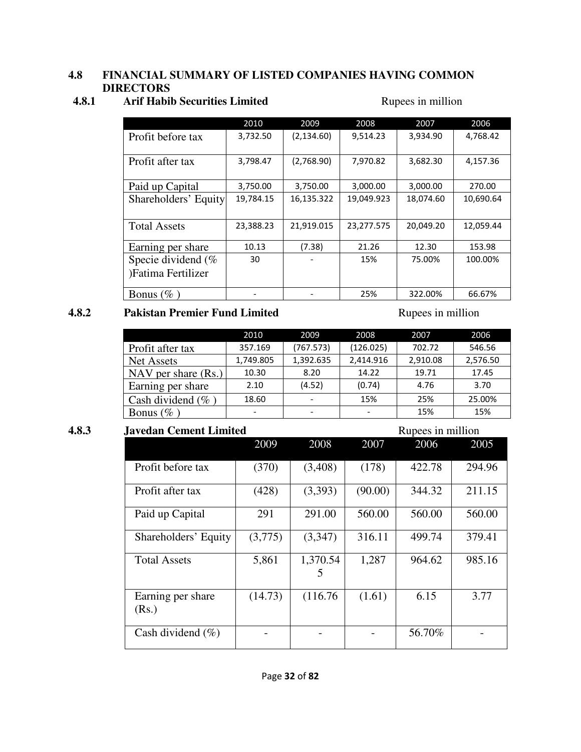## 4.8 FINANCIAL SUMMARY OF LISTED COMPANIES HAVING COMMON DIRECTORS

### 4.8.1 Arif Habib Securities Limited

Rupees in million

| | 2010 | 2009 | 2008 | 2007 | 2006 |
|---|---|---|---|---|---|
| Profit before tax | 3,732.50 | (2,134.60) | 9,514.23 | 3,934.90 | 4,768.42 |
| Profit after tax | 3,798.47 | (2,768.90) | 7,970.82 | 3,682.30 | 4,157.36 |
| Paid up Capital | 3,750.00 | 3,750.00 | 3,000.00 | 3,000.00 | 270.00 |
| Shareholders' Equity | 19,784.15 | 16,135.322 | 19,049.923 | 18,074.60 | 10,690.64 |
| Total Assets | 23,388.23 | 21,919.015 | 23,277.575 | 20,049.20 | 12,059.44 |
| Earning per share | 10.13 | (7.38) | 21.26 | 12.30 | 153.98 |
| Specie dividend (% )Fatima Fertilizer | 30 | - | 15% | 75.00% | 100.00% |
| Bonus (% ) | - | - | 25% | 322.00% | 66.67% |

### 4.8.2 Pakistan Premier Fund Limited

Rupees in million

| | 2010 | 2009 | 2008 | 2007 | 2006 |
|---|---|---|---|---|---|
| Profit after tax | 357.169 | (767.573) | (126.025) | 702.72 | 546.56 |
| Net Assets | 1,749.805 | 1,392.635 | 2,414.916 | 2,910.08 | 2,576.50 |
| NAV per share (Rs.) | 10.30 | 8.20 | 14.22 | 19.71 | 17.45 |
| Earning per share | 2.10 | (4.52) | (0.74) | 4.76 | 3.70 |
| Cash dividend (% ) | 18.60 | - | 15% | 25% | 25.00% |
| Bonus (% ) | - | - | - | 15% | 15% |

### 4.8.3 Javedan Cement Limited

Rupees in million

| | 2009 | 2008 | 2007 | 2006 | 2005 |
|---|---|---|---|---|---|
| Profit before tax | (370) | (3,408) | (178) | 422.78 | 294.96 |
| Profit after tax | (428) | (3,393) | (90.00) | 344.32 | 211.15 |
| Paid up Capital | 291 | 291.00 | 560.00 | 560.00 | 560.00 |
| Shareholders' Equity | (3,775) | (3,347) | 316.11 | 499.74 | 379.41 |
| Total Assets | 5,861 | 1,370.545 | 1,287 | 964.62 | 985.16 |
| Earning per share (Rs.) | (14.73) | (116.76 | (1.61) | 6.15 | 3.77 |
| Cash dividend (%) | - | - | - | 56.70% | - |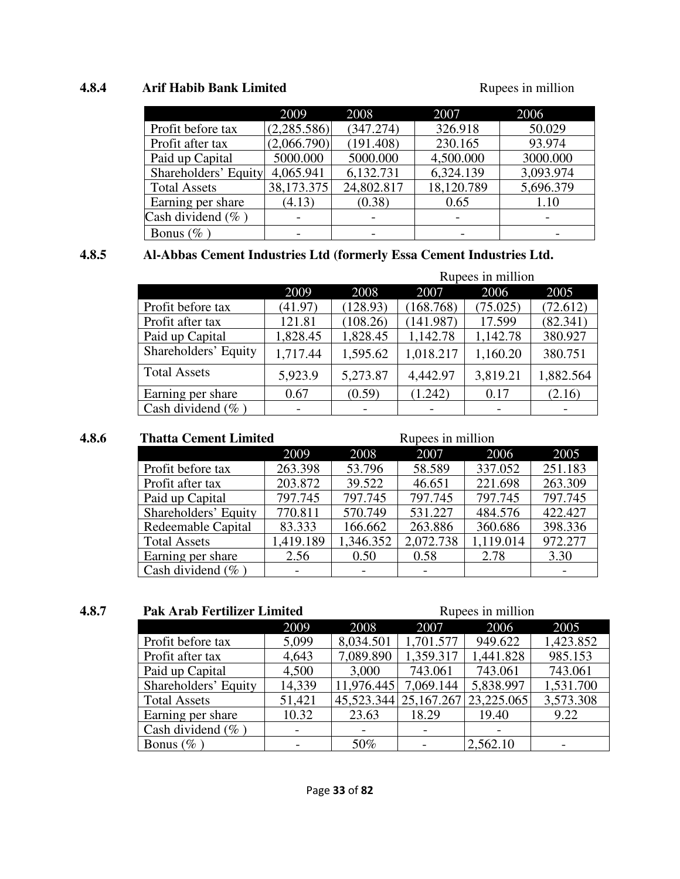### 4.8.4 Arif Habib Bank Limited

Rupees in million

| | 2009 | 2008 | 2007 | 2006 |
|---|---|---|---|---|
| Profit before tax | (2,285.586) | (347.274) | 326.918 | 50.029 |
| Profit after tax | (2,066.790) | (191.408) | 230.165 | 93.974 |
| Paid up Capital | 5000.000 | 5000.000 | 4,500.000 | 3000.000 |
| Shareholders' Equity | 4,065.941 | 6,132.731 | 6,324.139 | 3,093.974 |
| Total Assets | 38,173.375 | 24,802.817 | 18,120.789 | 5,696.379 |
| Earning per share | (4.13) | (0.38) | 0.65 | 1.10 |
| Cash dividend (% ) | - | - | - | - |
| Bonus (% ) | - | - | - | - |

### 4.8.5 Al-Abbas Cement Industries Ltd (formerly Essa Cement Industries Ltd.

Rupees in million

| | 2009 | 2008 | 2007 | 2006 | 2005 |
|---|---|---|---|---|---|
| Profit before tax | (41.97) | (128.93) | (168.768) | (75.025) | (72.612) |
| Profit after tax | 121.81 | (108.26) | (141.987) | 17.599 | (82.341) |
| Paid up Capital | 1,828.45 | 1,828.45 | 1,142.78 | 1,142.78 | 380.927 |
| Shareholders' Equity | 1,717.44 | 1,595.62 | 1,018.217 | 1,160.20 | 380.751 |
| Total Assets | 5,923.9 | 5,273.87 | 4,442.97 | 3,819.21 | 1,882.564 |
| Earning per share | 0.67 | (0.59) | (1.242) | 0.17 | (2.16) |
| Cash dividend (% ) | - | - | - | - | - |

### 4.8.6 Thatta Cement Limited

Rupees in million

| | 2009 | 2008 | 2007 | 2006 | 2005 |
|---|---|---|---|---|---|
| Profit before tax | 263.398 | 53.796 | 58.589 | 337.052 | 251.183 |
| Profit after tax | 203.872 | 39.522 | 46.651 | 221.698 | 263.309 |
| Paid up Capital | 797.745 | 797.745 | 797.745 | 797.745 | 797.745 |
| Shareholders' Equity | 770.811 | 570.749 | 531.227 | 484.576 | 422.427 |
| Redeemable Capital | 83.333 | 166.662 | 263.886 | 360.686 | 398.336 |
| Total Assets | 1,419.189 | 1,346.352 | 2,072.738 | 1,119.014 | 972.277 |
| Earning per share | 2.56 | 0.50 | 0.58 | 2.78 | 3.30 |
| Cash dividend (% ) | - | - | - | | - |

### 4.8.7 Pak Arab Fertilizer Limited

Rupees in million

| | 2009 | 2008 | 2007 | 2006 | 2005 |
|---|---|---|---|---|---|
| Profit before tax | 5,099 | 8,034.501 | 1,701.577 | 949.622 | 1,423.852 |
| Profit after tax | 4,643 | 7,089.890 | 1,359.317 | 1,441.828 | 985.153 |
| Paid up Capital | 4,500 | 3,000 | 743.061 | 743.061 | 743.061 |
| Shareholders' Equity | 14,339 | 11,976.445 | 7,069.144 | 5,838.997 | 1,531.700 |
| Total Assets | 51,421 | 45,523.344 | 25,167.267 | 23,225.065 | 3,573.308 |
| Earning per share | 10.32 | 23.63 | 18.29 | 19.40 | 9.22 |
| Cash dividend (% ) | - | - | - | - | |
| Bonus (% ) | - | 50% | - | 2,562.10 | - |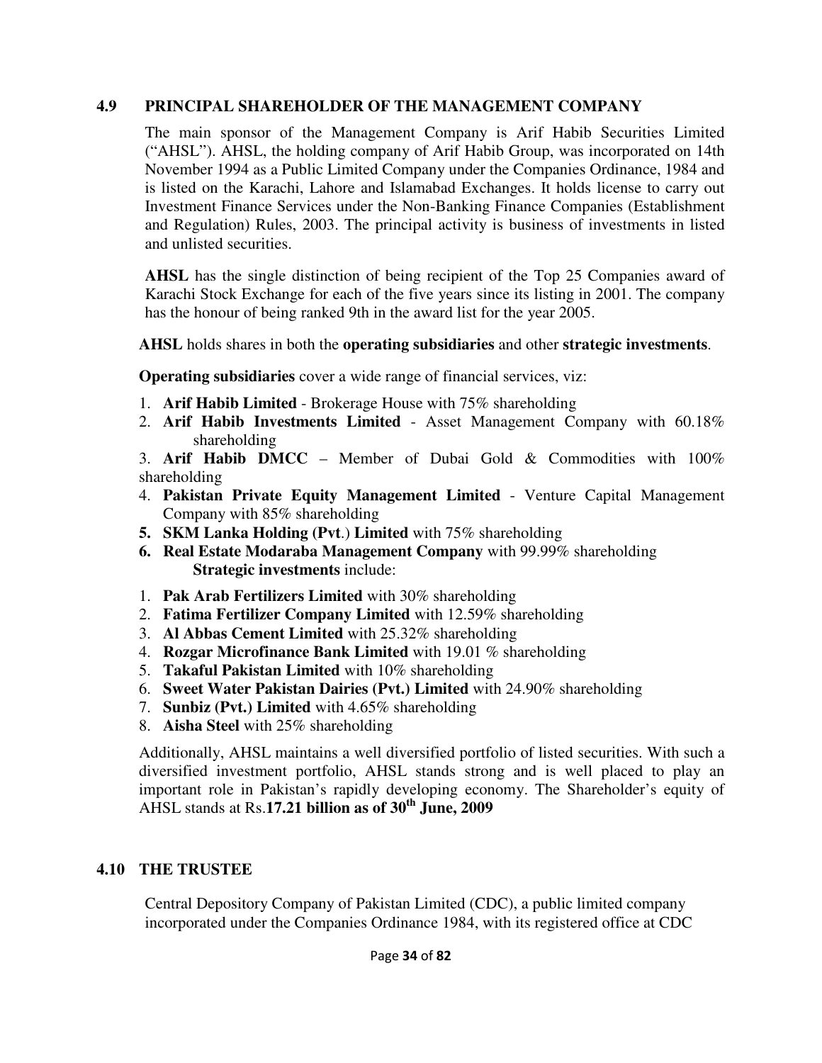## 4.9 PRINCIPAL SHAREHOLDER OF THE MANAGEMENT COMPANY

The main sponsor of the Management Company is Arif Habib Securities Limited ("AHSL"). AHSL, the holding company of Arif Habib Group, was incorporated on 14th November 1994 as a Public Limited Company under the Companies Ordinance, 1984 and is listed on the Karachi, Lahore and Islamabad Exchanges. It holds license to carry out Investment Finance Services under the Non-Banking Finance Companies (Establishment and Regulation) Rules, 2003. The principal activity is business of investments in listed and unlisted securities.

**AHSL** has the single distinction of being recipient of the Top 25 Companies award of Karachi Stock Exchange for each of the five years since its listing in 2001. The company has the honour of being ranked 9th in the award list for the year 2005.

**AHSL** holds shares in both the **operating subsidiaries** and other **strategic investments**.

**Operating subsidiaries** cover a wide range of financial services, viz:

1. **Arif Habib Limited** - Brokerage House with 75% shareholding
2. **Arif Habib Investments Limited** - Asset Management Company with 60.18% shareholding
3. **Arif Habib DMCC** – Member of Dubai Gold & Commodities with 100% shareholding
4. **Pakistan Private Equity Management Limited** - Venture Capital Management Company with 85% shareholding
5. **SKM Lanka Holding (Pvt.) Limited** with 75% shareholding
6. **Real Estate Modaraba Management Company** with 99.99% shareholding

**Strategic investments** include:

1. **Pak Arab Fertilizers Limited** with 30% shareholding
2. **Fatima Fertilizer Company Limited** with 12.59% shareholding
3. **Al Abbas Cement Limited** with 25.32% shareholding
4. **Rozgar Microfinance Bank Limited** with 19.01 % shareholding
5. **Takaful Pakistan Limited** with 10% shareholding
6. **Sweet Water Pakistan Dairies (Pvt.) Limited** with 24.90% shareholding
7. **Sunbiz (Pvt.) Limited** with 4.65% shareholding
8. **Aisha Steel** with 25% shareholding

Additionally, AHSL maintains a well diversified portfolio of listed securities. With such a diversified investment portfolio, AHSL stands strong and is well placed to play an important role in Pakistan's rapidly developing economy. The Shareholder's equity of AHSL stands at Rs.**17.21 billion as of 30th June, 2009**

## 4.10 THE TRUSTEE

Central Depository Company of Pakistan Limited (CDC), a public limited company incorporated under the Companies Ordinance 1984, with its registered office at CDC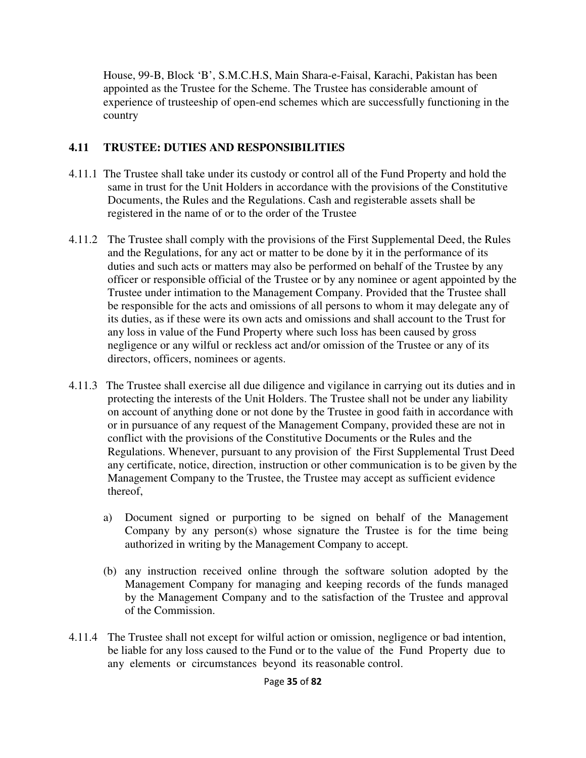House, 99-B, Block 'B', S.M.C.H.S, Main Shara-e-Faisal, Karachi, Pakistan has been appointed as the Trustee for the Scheme. The Trustee has considerable amount of experience of trusteeship of open-end schemes which are successfully functioning in the country

## 4.11 TRUSTEE: DUTIES AND RESPONSIBILITIES

4.11.1 The Trustee shall take under its custody or control all of the Fund Property and hold the same in trust for the Unit Holders in accordance with the provisions of the Constitutive Documents, the Rules and the Regulations. Cash and registerable assets shall be registered in the name of or to the order of the Trustee

4.11.2 The Trustee shall comply with the provisions of the First Supplemental Deed, the Rules and the Regulations, for any act or matter to be done by it in the performance of its duties and such acts or matters may also be performed on behalf of the Trustee by any officer or responsible official of the Trustee or by any nominee or agent appointed by the Trustee under intimation to the Management Company. Provided that the Trustee shall be responsible for the acts and omissions of all persons to whom it may delegate any of its duties, as if these were its own acts and omissions and shall account to the Trust for any loss in value of the Fund Property where such loss has been caused by gross negligence or any wilful or reckless act and/or omission of the Trustee or any of its directors, officers, nominees or agents.

4.11.3 The Trustee shall exercise all due diligence and vigilance in carrying out its duties and in protecting the interests of the Unit Holders. The Trustee shall not be under any liability on account of anything done or not done by the Trustee in good faith in accordance with or in pursuance of any request of the Management Company, provided these are not in conflict with the provisions of the Constitutive Documents or the Rules and the Regulations. Whenever, pursuant to any provision of the First Supplemental Trust Deed any certificate, notice, direction, instruction or other communication is to be given by the Management Company to the Trustee, the Trustee may accept as sufficient evidence thereof,

a) Document signed or purporting to be signed on behalf of the Management Company by any person(s) whose signature the Trustee is for the time being authorized in writing by the Management Company to accept.

(b) any instruction received online through the software solution adopted by the Management Company for managing and keeping records of the funds managed by the Management Company and to the satisfaction of the Trustee and approval of the Commission.

4.11.4 The Trustee shall not except for wilful action or omission, negligence or bad intention, be liable for any loss caused to the Fund or to the value of the Fund Property due to any elements or circumstances beyond its reasonable control.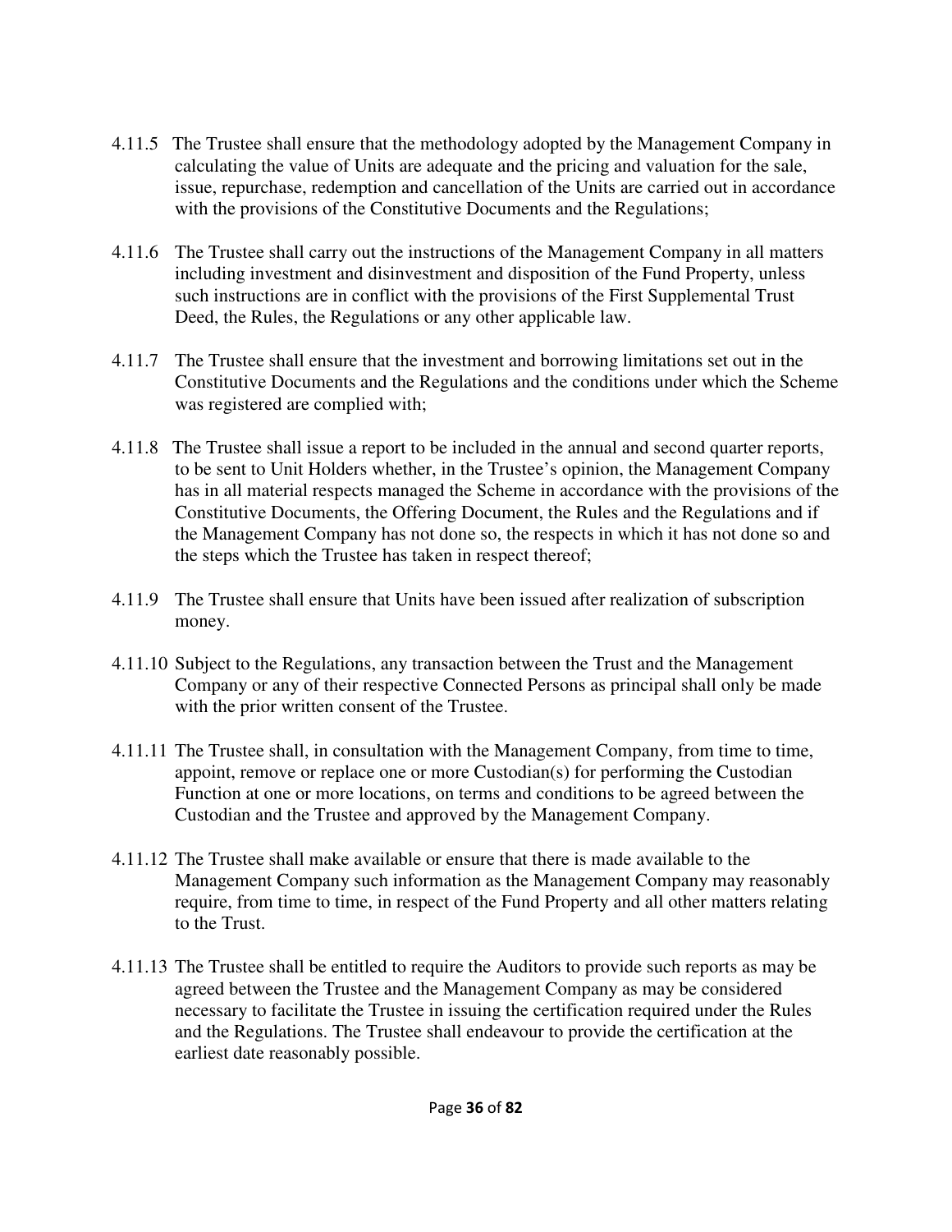4.11.5 The Trustee shall ensure that the methodology adopted by the Management Company in calculating the value of Units are adequate and the pricing and valuation for the sale, issue, repurchase, redemption and cancellation of the Units are carried out in accordance with the provisions of the Constitutive Documents and the Regulations;

4.11.6 The Trustee shall carry out the instructions of the Management Company in all matters including investment and disinvestment and disposition of the Fund Property, unless such instructions are in conflict with the provisions of the First Supplemental Trust Deed, the Rules, the Regulations or any other applicable law.

4.11.7 The Trustee shall ensure that the investment and borrowing limitations set out in the Constitutive Documents and the Regulations and the conditions under which the Scheme was registered are complied with;

4.11.8 The Trustee shall issue a report to be included in the annual and second quarter reports, to be sent to Unit Holders whether, in the Trustee's opinion, the Management Company has in all material respects managed the Scheme in accordance with the provisions of the Constitutive Documents, the Offering Document, the Rules and the Regulations and if the Management Company has not done so, the respects in which it has not done so and the steps which the Trustee has taken in respect thereof;

4.11.9 The Trustee shall ensure that Units have been issued after realization of subscription money.

4.11.10 Subject to the Regulations, any transaction between the Trust and the Management Company or any of their respective Connected Persons as principal shall only be made with the prior written consent of the Trustee.

4.11.11 The Trustee shall, in consultation with the Management Company, from time to time, appoint, remove or replace one or more Custodian(s) for performing the Custodian Function at one or more locations, on terms and conditions to be agreed between the Custodian and the Trustee and approved by the Management Company.

4.11.12 The Trustee shall make available or ensure that there is made available to the Management Company such information as the Management Company may reasonably require, from time to time, in respect of the Fund Property and all other matters relating to the Trust.

4.11.13 The Trustee shall be entitled to require the Auditors to provide such reports as may be agreed between the Trustee and the Management Company as may be considered necessary to facilitate the Trustee in issuing the certification required under the Rules and the Regulations. The Trustee shall endeavour to provide the certification at the earliest date reasonably possible.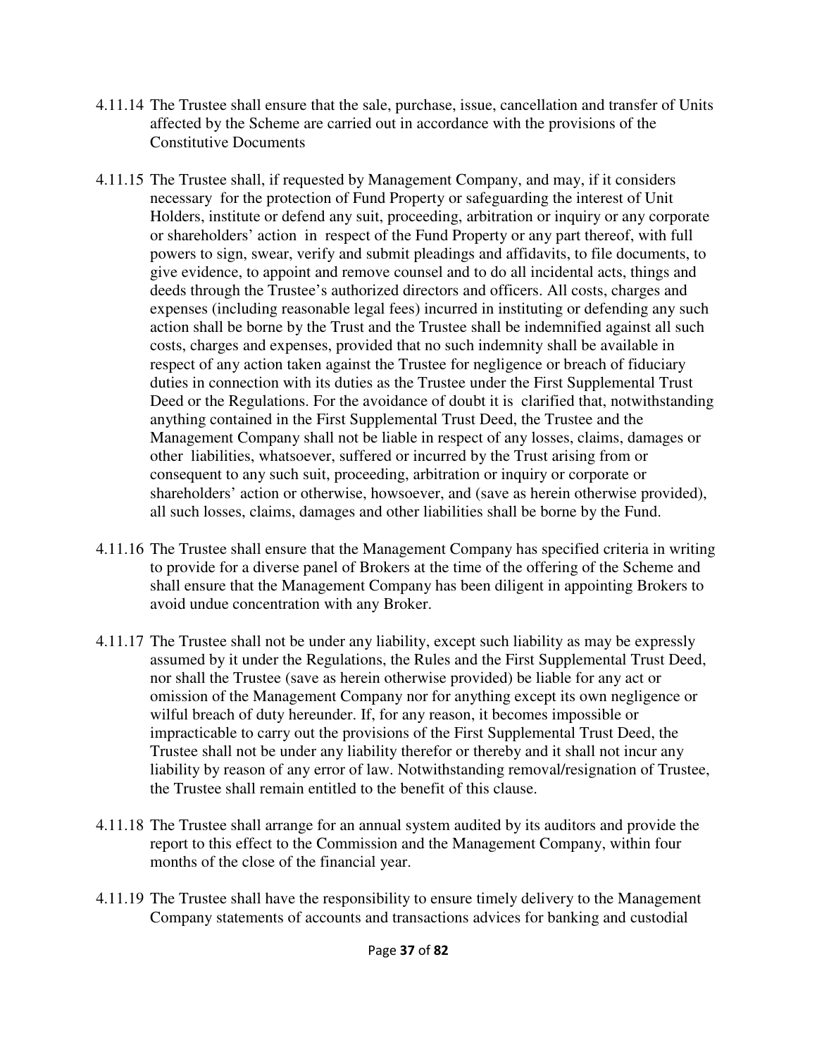4.11.14 The Trustee shall ensure that the sale, purchase, issue, cancellation and transfer of Units affected by the Scheme are carried out in accordance with the provisions of the Constitutive Documents

4.11.15 The Trustee shall, if requested by Management Company, and may, if it considers necessary for the protection of Fund Property or safeguarding the interest of Unit Holders, institute or defend any suit, proceeding, arbitration or inquiry or any corporate or shareholders' action in respect of the Fund Property or any part thereof, with full powers to sign, swear, verify and submit pleadings and affidavits, to file documents, to give evidence, to appoint and remove counsel and to do all incidental acts, things and deeds through the Trustee's authorized directors and officers. All costs, charges and expenses (including reasonable legal fees) incurred in instituting or defending any such action shall be borne by the Trust and the Trustee shall be indemnified against all such costs, charges and expenses, provided that no such indemnity shall be available in respect of any action taken against the Trustee for negligence or breach of fiduciary duties in connection with its duties as the Trustee under the First Supplemental Trust Deed or the Regulations. For the avoidance of doubt it is clarified that, notwithstanding anything contained in the First Supplemental Trust Deed, the Trustee and the Management Company shall not be liable in respect of any losses, claims, damages or other liabilities, whatsoever, suffered or incurred by the Trust arising from or consequent to any such suit, proceeding, arbitration or inquiry or corporate or shareholders' action or otherwise, howsoever, and (save as herein otherwise provided), all such losses, claims, damages and other liabilities shall be borne by the Fund.

4.11.16 The Trustee shall ensure that the Management Company has specified criteria in writing to provide for a diverse panel of Brokers at the time of the offering of the Scheme and shall ensure that the Management Company has been diligent in appointing Brokers to avoid undue concentration with any Broker.

4.11.17 The Trustee shall not be under any liability, except such liability as may be expressly assumed by it under the Regulations, the Rules and the First Supplemental Trust Deed, nor shall the Trustee (save as herein otherwise provided) be liable for any act or omission of the Management Company nor for anything except its own negligence or wilful breach of duty hereunder. If, for any reason, it becomes impossible or impracticable to carry out the provisions of the First Supplemental Trust Deed, the Trustee shall not be under any liability therefor or thereby and it shall not incur any liability by reason of any error of law. Notwithstanding removal/resignation of Trustee, the Trustee shall remain entitled to the benefit of this clause.

4.11.18 The Trustee shall arrange for an annual system audited by its auditors and provide the report to this effect to the Commission and the Management Company, within four months of the close of the financial year.

4.11.19 The Trustee shall have the responsibility to ensure timely delivery to the Management Company statements of accounts and transactions advices for banking and custodial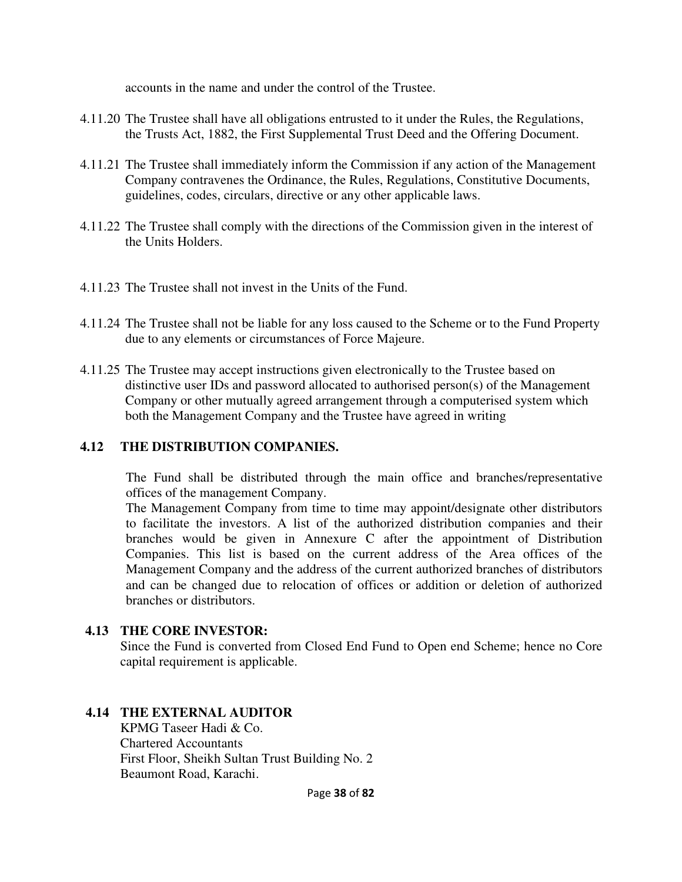accounts in the name and under the control of the Trustee.

4.11.20 The Trustee shall have all obligations entrusted to it under the Rules, the Regulations, the Trusts Act, 1882, the First Supplemental Trust Deed and the Offering Document.

4.11.21 The Trustee shall immediately inform the Commission if any action of the Management Company contravenes the Ordinance, the Rules, Regulations, Constitutive Documents, guidelines, codes, circulars, directive or any other applicable laws.

4.11.22 The Trustee shall comply with the directions of the Commission given in the interest of the Units Holders.

4.11.23 The Trustee shall not invest in the Units of the Fund.

4.11.24 The Trustee shall not be liable for any loss caused to the Scheme or to the Fund Property due to any elements or circumstances of Force Majeure.

4.11.25 The Trustee may accept instructions given electronically to the Trustee based on distinctive user IDs and password allocated to authorised person(s) of the Management Company or other mutually agreed arrangement through a computerised system which both the Management Company and the Trustee have agreed in writing

## 4.12 THE DISTRIBUTION COMPANIES.

The Fund shall be distributed through the main office and branches/representative offices of the management Company.

The Management Company from time to time may appoint/designate other distributors to facilitate the investors. A list of the authorized distribution companies and their branches would be given in Annexure C after the appointment of Distribution Companies. This list is based on the current address of the Area offices of the Management Company and the address of the current authorized branches of distributors and can be changed due to relocation of offices or addition or deletion of authorized branches or distributors.

## 4.13 THE CORE INVESTOR:

Since the Fund is converted from Closed End Fund to Open end Scheme; hence no Core capital requirement is applicable.

## 4.14 THE EXTERNAL AUDITOR

KPMG Taseer Hadi & Co.
Chartered Accountants
First Floor, Sheikh Sultan Trust Building No. 2
Beaumont Road, Karachi.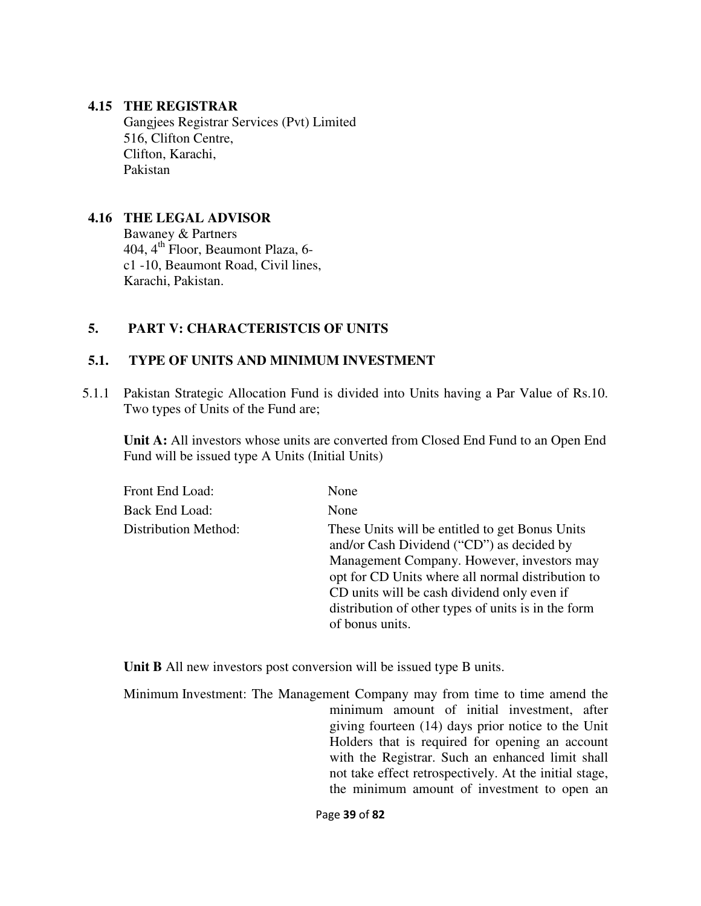### 4.15 THE REGISTRAR

Gangjees Registrar Services (Pvt) Limited
516, Clifton Centre,
Clifton, Karachi,
Pakistan

### 4.16 THE LEGAL ADVISOR

Bawaney & Partners
404, 4th Floor, Beaumont Plaza, 6-c1 -10, Beaumont Road, Civil lines,
Karachi, Pakistan.

## 5. PART V: CHARACTERISTCIS OF UNITS

### 5.1. TYPE OF UNITS AND MINIMUM INVESTMENT

5.1.1 Pakistan Strategic Allocation Fund is divided into Units having a Par Value of Rs.10. Two types of Units of the Fund are;

**Unit A:** All investors whose units are converted from Closed End Fund to an Open End Fund will be issued type A Units (Initial Units)

| | |
|---|---|
| Front End Load: | None |
| Back End Load: | None |
| Distribution Method: | These Units will be entitled to get Bonus Units and/or Cash Dividend ("CD") as decided by Management Company. However, investors may opt for CD Units where all normal distribution to CD units will be cash dividend only even if distribution of other types of units is in the form of bonus units. |

**Unit B** All new investors post conversion will be issued type B units.

Minimum Investment: The Management Company may from time to time amend the minimum amount of initial investment, after giving fourteen (14) days prior notice to the Unit Holders that is required for opening an account with the Registrar. Such an enhanced limit shall not take effect retrospectively. At the initial stage, the minimum amount of investment to open an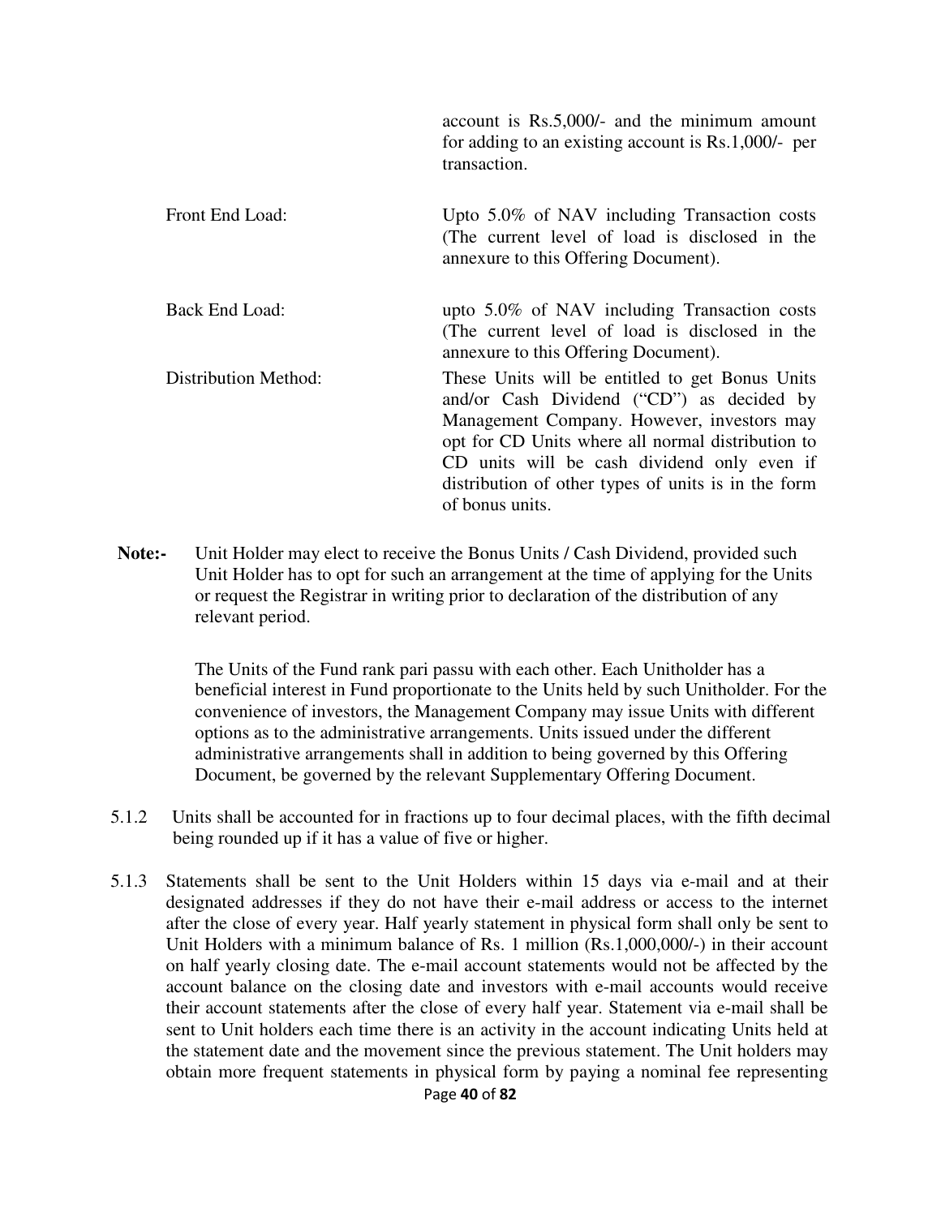| | |
|---|---|
| | account is Rs.5,000/- and the minimum amount for adding to an existing account is Rs.1,000/- per transaction. |
| Front End Load: | Upto 5.0% of NAV including Transaction costs (The current level of load is disclosed in the annexure to this Offering Document). |
| Back End Load: | upto 5.0% of NAV including Transaction costs (The current level of load is disclosed in the annexure to this Offering Document). |
| Distribution Method: | These Units will be entitled to get Bonus Units and/or Cash Dividend ("CD") as decided by Management Company. However, investors may opt for CD Units where all normal distribution to CD units will be cash dividend only even if distribution of other types of units is in the form of bonus units. |

**Note:-** Unit Holder may elect to receive the Bonus Units / Cash Dividend, provided such Unit Holder has to opt for such an arrangement at the time of applying for the Units or request the Registrar in writing prior to declaration of the distribution of any relevant period.

The Units of the Fund rank pari passu with each other. Each Unitholder has a beneficial interest in Fund proportionate to the Units held by such Unitholder. For the convenience of investors, the Management Company may issue Units with different options as to the administrative arrangements. Units issued under the different administrative arrangements shall in addition to being governed by this Offering Document, be governed by the relevant Supplementary Offering Document.

5.1.2 Units shall be accounted for in fractions up to four decimal places, with the fifth decimal being rounded up if it has a value of five or higher.

5.1.3 Statements shall be sent to the Unit Holders within 15 days via e-mail and at their designated addresses if they do not have their e-mail address or access to the internet after the close of every year. Half yearly statement in physical form shall only be sent to Unit Holders with a minimum balance of Rs. 1 million (Rs.1,000,000/-) in their account on half yearly closing date. The e-mail account statements would not be affected by the account balance on the closing date and investors with e-mail accounts would receive their account statements after the close of every half year. Statement via e-mail shall be sent to Unit holders each time there is an activity in the account indicating Units held at the statement date and the movement since the previous statement. The Unit holders may obtain more frequent statements in physical form by paying a nominal fee representing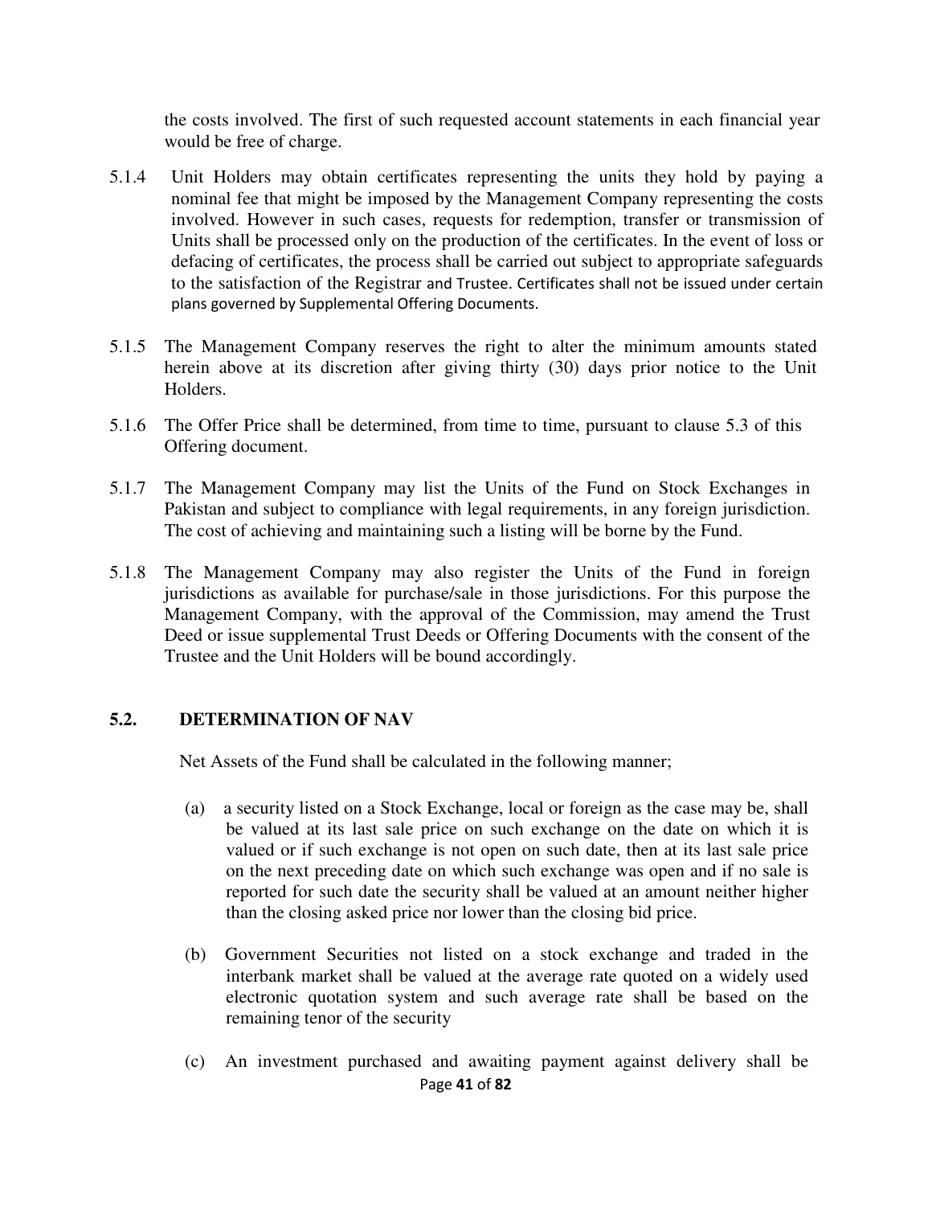the costs involved. The first of such requested account statements in each financial year would be free of charge.

5.1.4 Unit Holders may obtain certificates representing the units they hold by paying a nominal fee that might be imposed by the Management Company representing the costs involved. However in such cases, requests for redemption, transfer or transmission of Units shall be processed only on the production of the certificates. In the event of loss or defacing of certificates, the process shall be carried out subject to appropriate safeguards to the satisfaction of the Registrar and Trustee. Certificates shall not be issued under certain plans governed by Supplemental Offering Documents.

5.1.5 The Management Company reserves the right to alter the minimum amounts stated herein above at its discretion after giving thirty (30) days prior notice to the Unit Holders.

5.1.6 The Offer Price shall be determined, from time to time, pursuant to clause 5.3 of this Offering document.

5.1.7 The Management Company may list the Units of the Fund on Stock Exchanges in Pakistan and subject to compliance with legal requirements, in any foreign jurisdiction. The cost of achieving and maintaining such a listing will be borne by the Fund.

5.1.8 The Management Company may also register the Units of the Fund in foreign jurisdictions as available for purchase/sale in those jurisdictions. For this purpose the Management Company, with the approval of the Commission, may amend the Trust Deed or issue supplemental Trust Deeds or Offering Documents with the consent of the Trustee and the Unit Holders will be bound accordingly.

## 5.2. DETERMINATION OF NAV

Net Assets of the Fund shall be calculated in the following manner;

(a) a security listed on a Stock Exchange, local or foreign as the case may be, shall be valued at its last sale price on such exchange on the date on which it is valued or if such exchange is not open on such date, then at its last sale price on the next preceding date on which such exchange was open and if no sale is reported for such date the security shall be valued at an amount neither higher than the closing asked price nor lower than the closing bid price.

(b) Government Securities not listed on a stock exchange and traded in the interbank market shall be valued at the average rate quoted on a widely used electronic quotation system and such average rate shall be based on the remaining tenor of the security

(c) An investment purchased and awaiting payment against delivery shall be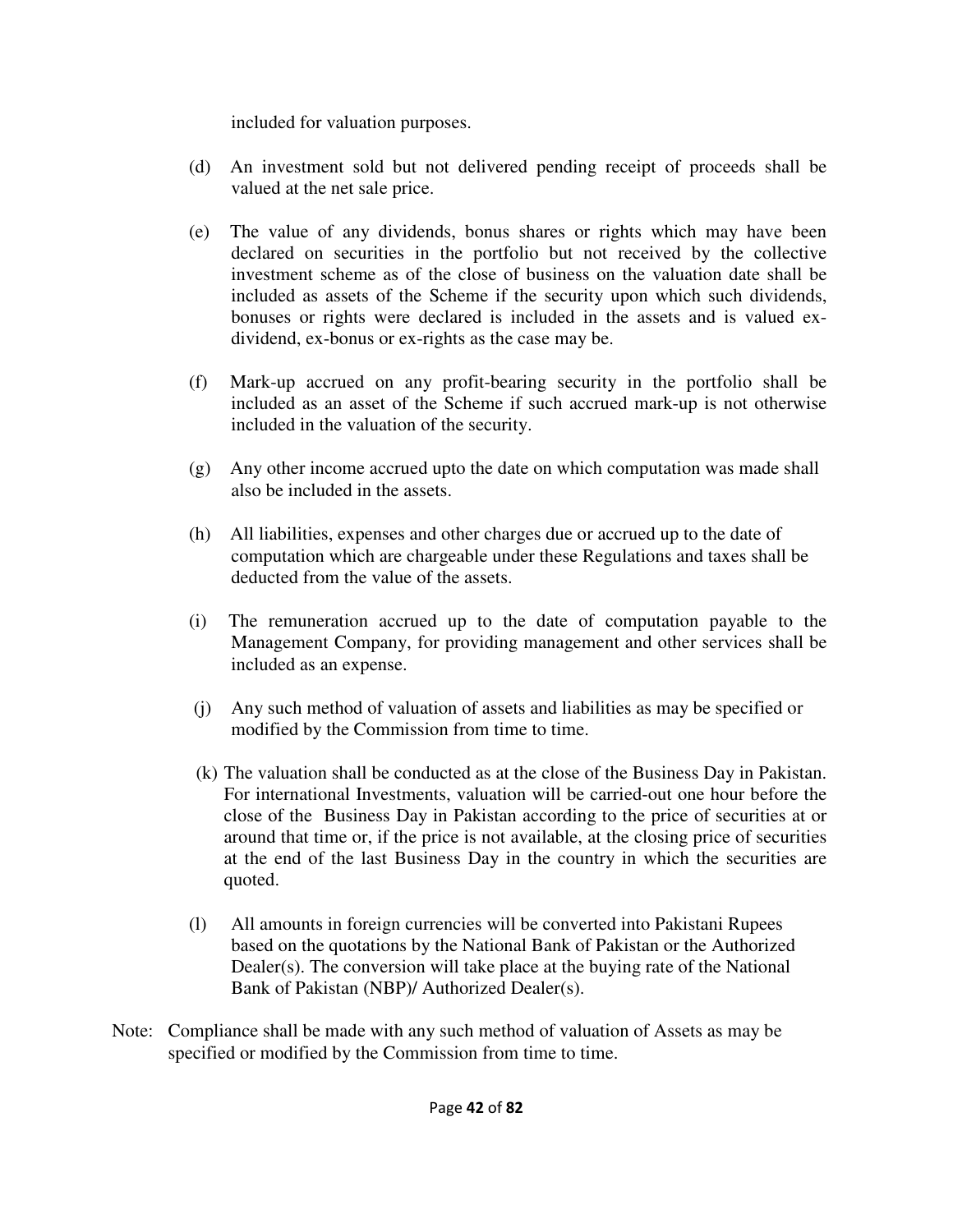included for valuation purposes.

(d) An investment sold but not delivered pending receipt of proceeds shall be valued at the net sale price.

(e) The value of any dividends, bonus shares or rights which may have been declared on securities in the portfolio but not received by the collective investment scheme as of the close of business on the valuation date shall be included as assets of the Scheme if the security upon which such dividends, bonuses or rights were declared is included in the assets and is valued ex-dividend, ex-bonus or ex-rights as the case may be.

(f) Mark-up accrued on any profit-bearing security in the portfolio shall be included as an asset of the Scheme if such accrued mark-up is not otherwise included in the valuation of the security.

(g) Any other income accrued upto the date on which computation was made shall also be included in the assets.

(h) All liabilities, expenses and other charges due or accrued up to the date of computation which are chargeable under these Regulations and taxes shall be deducted from the value of the assets.

(i) The remuneration accrued up to the date of computation payable to the Management Company, for providing management and other services shall be included as an expense.

(j) Any such method of valuation of assets and liabilities as may be specified or modified by the Commission from time to time.

(k) The valuation shall be conducted as at the close of the Business Day in Pakistan. For international Investments, valuation will be carried-out one hour before the close of the Business Day in Pakistan according to the price of securities at or around that time or, if the price is not available, at the closing price of securities at the end of the last Business Day in the country in which the securities are quoted.

(l) All amounts in foreign currencies will be converted into Pakistani Rupees based on the quotations by the National Bank of Pakistan or the Authorized Dealer(s). The conversion will take place at the buying rate of the National Bank of Pakistan (NBP)/ Authorized Dealer(s).

Note: Compliance shall be made with any such method of valuation of Assets as may be specified or modified by the Commission from time to time.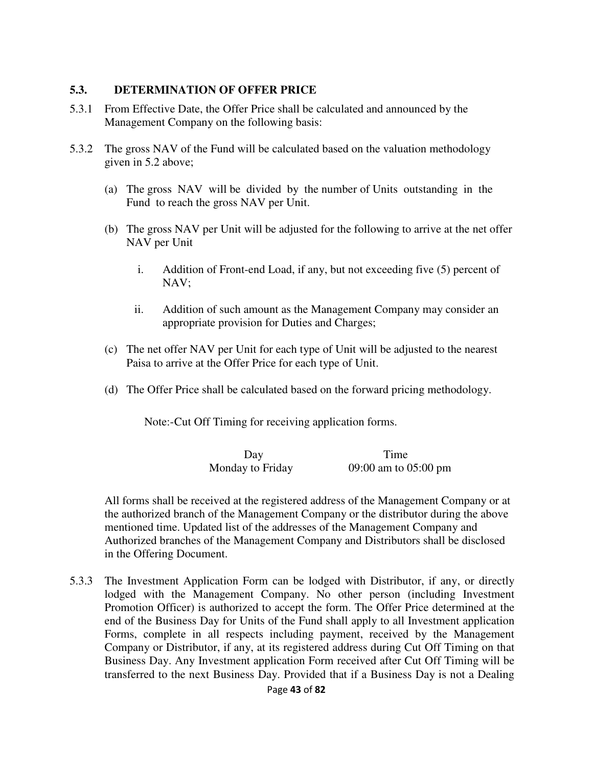### 5.3. DETERMINATION OF OFFER PRICE

5.3.1 From Effective Date, the Offer Price shall be calculated and announced by the Management Company on the following basis:

5.3.2 The gross NAV of the Fund will be calculated based on the valuation methodology given in 5.2 above;

(a) The gross NAV will be divided by the number of Units outstanding in the Fund to reach the gross NAV per Unit.

(b) The gross NAV per Unit will be adjusted for the following to arrive at the net offer NAV per Unit

i. Addition of Front-end Load, if any, but not exceeding five (5) percent of NAV;

ii. Addition of such amount as the Management Company may consider an appropriate provision for Duties and Charges;

(c) The net offer NAV per Unit for each type of Unit will be adjusted to the nearest Paisa to arrive at the Offer Price for each type of Unit.

(d) The Offer Price shall be calculated based on the forward pricing methodology.

Note:-Cut Off Timing for receiving application forms.

| Day | Time |
|---|---|
| Monday to Friday | 09:00 am to 05:00 pm |

All forms shall be received at the registered address of the Management Company or at the authorized branch of the Management Company or the distributor during the above mentioned time. Updated list of the addresses of the Management Company and Authorized branches of the Management Company and Distributors shall be disclosed in the Offering Document.

5.3.3 The Investment Application Form can be lodged with Distributor, if any, or directly lodged with the Management Company. No other person (including Investment Promotion Officer) is authorized to accept the form. The Offer Price determined at the end of the Business Day for Units of the Fund shall apply to all Investment application Forms, complete in all respects including payment, received by the Management Company or Distributor, if any, at its registered address during Cut Off Timing on that Business Day. Any Investment application Form received after Cut Off Timing will be transferred to the next Business Day. Provided that if a Business Day is not a Dealing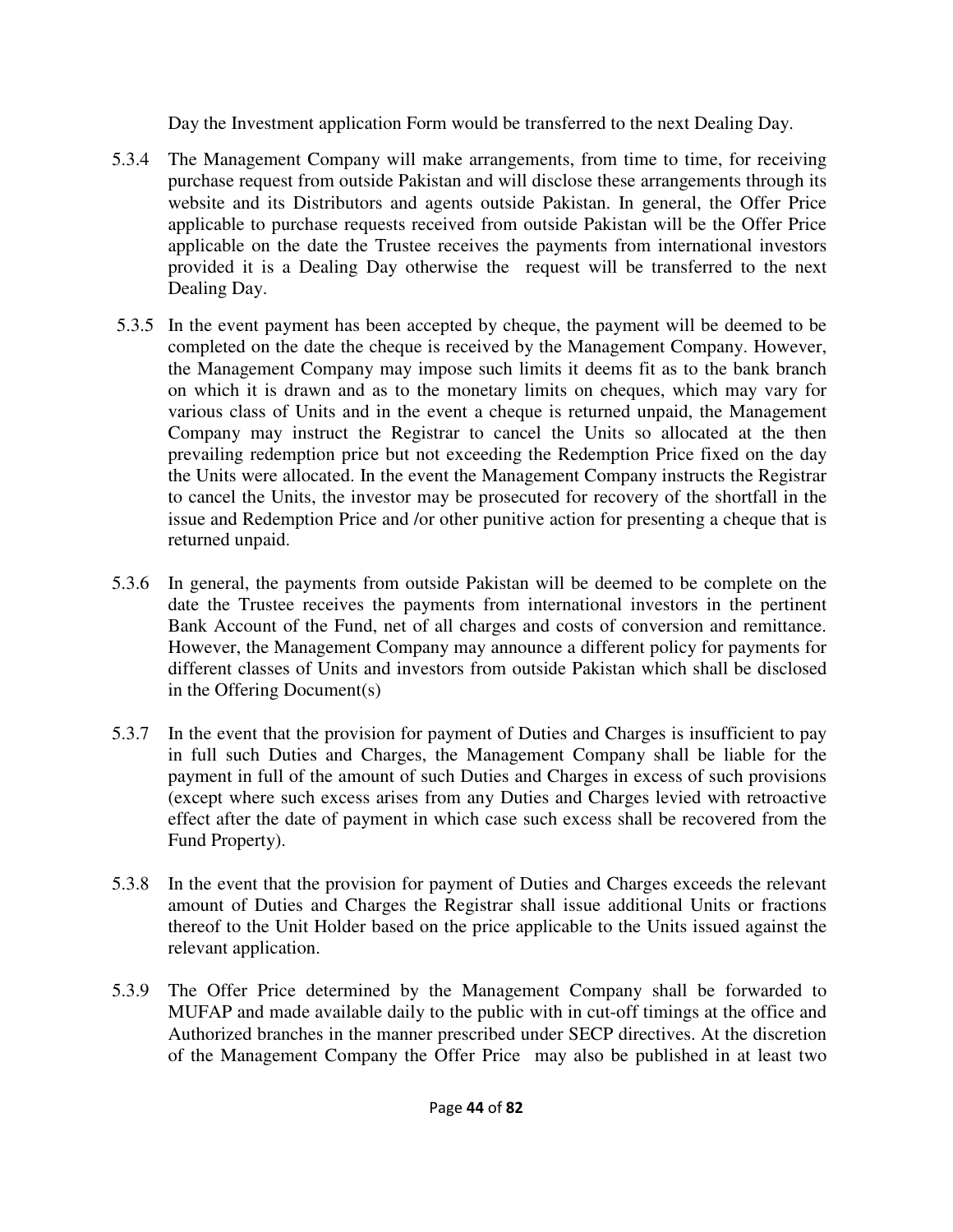Day the Investment application Form would be transferred to the next Dealing Day.

5.3.4 The Management Company will make arrangements, from time to time, for receiving purchase request from outside Pakistan and will disclose these arrangements through its website and its Distributors and agents outside Pakistan. In general, the Offer Price applicable to purchase requests received from outside Pakistan will be the Offer Price applicable on the date the Trustee receives the payments from international investors provided it is a Dealing Day otherwise the request will be transferred to the next Dealing Day.

5.3.5 In the event payment has been accepted by cheque, the payment will be deemed to be completed on the date the cheque is received by the Management Company. However, the Management Company may impose such limits it deems fit as to the bank branch on which it is drawn and as to the monetary limits on cheques, which may vary for various class of Units and in the event a cheque is returned unpaid, the Management Company may instruct the Registrar to cancel the Units so allocated at the then prevailing redemption price but not exceeding the Redemption Price fixed on the day the Units were allocated. In the event the Management Company instructs the Registrar to cancel the Units, the investor may be prosecuted for recovery of the shortfall in the issue and Redemption Price and /or other punitive action for presenting a cheque that is returned unpaid.

5.3.6 In general, the payments from outside Pakistan will be deemed to be complete on the date the Trustee receives the payments from international investors in the pertinent Bank Account of the Fund, net of all charges and costs of conversion and remittance. However, the Management Company may announce a different policy for payments for different classes of Units and investors from outside Pakistan which shall be disclosed in the Offering Document(s)

5.3.7 In the event that the provision for payment of Duties and Charges is insufficient to pay in full such Duties and Charges, the Management Company shall be liable for the payment in full of the amount of such Duties and Charges in excess of such provisions (except where such excess arises from any Duties and Charges levied with retroactive effect after the date of payment in which case such excess shall be recovered from the Fund Property).

5.3.8 In the event that the provision for payment of Duties and Charges exceeds the relevant amount of Duties and Charges the Registrar shall issue additional Units or fractions thereof to the Unit Holder based on the price applicable to the Units issued against the relevant application.

5.3.9 The Offer Price determined by the Management Company shall be forwarded to MUFAP and made available daily to the public with in cut-off timings at the office and Authorized branches in the manner prescribed under SECP directives. At the discretion of the Management Company the Offer Price may also be published in at least two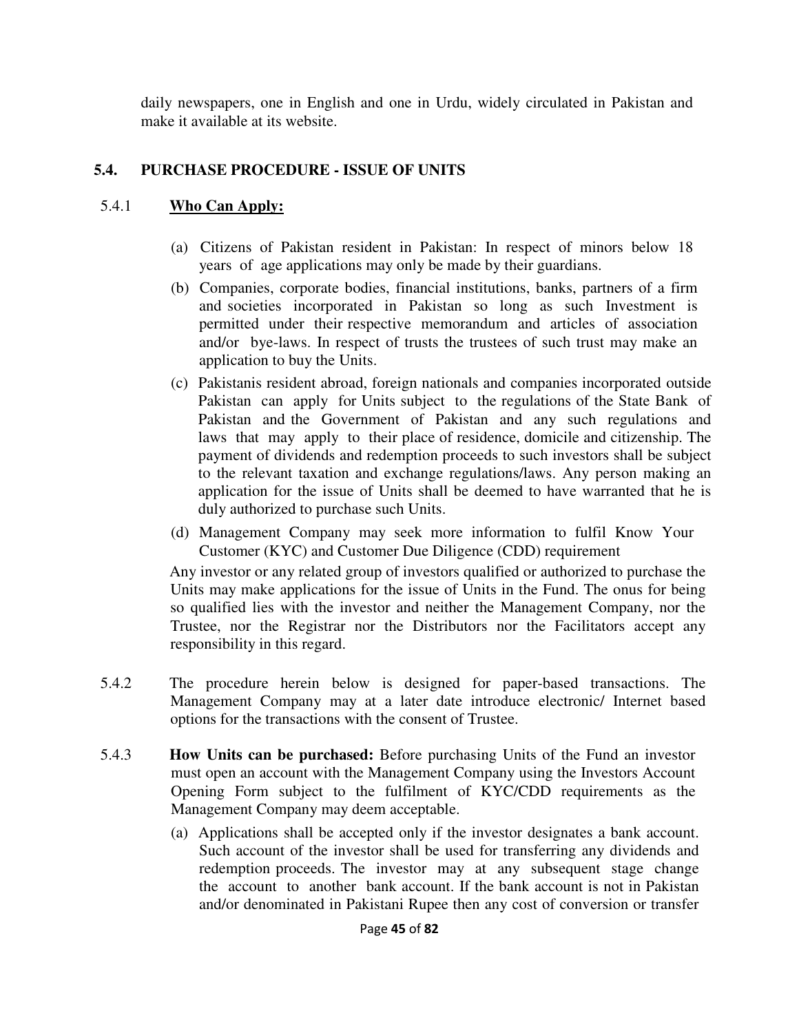daily newspapers, one in English and one in Urdu, widely circulated in Pakistan and make it available at its website.

## 5.4. PURCHASE PROCEDURE - ISSUE OF UNITS

5.4.1 **Who Can Apply:**

(a) Citizens of Pakistan resident in Pakistan: In respect of minors below 18 years of age applications may only be made by their guardians.

(b) Companies, corporate bodies, financial institutions, banks, partners of a firm and societies incorporated in Pakistan so long as such Investment is permitted under their respective memorandum and articles of association and/or bye-laws. In respect of trusts the trustees of such trust may make an application to buy the Units.

(c) Pakistanis resident abroad, foreign nationals and companies incorporated outside Pakistan can apply for Units subject to the regulations of the State Bank of Pakistan and the Government of Pakistan and any such regulations and laws that may apply to their place of residence, domicile and citizenship. The payment of dividends and redemption proceeds to such investors shall be subject to the relevant taxation and exchange regulations/laws. Any person making an application for the issue of Units shall be deemed to have warranted that he is duly authorized to purchase such Units.

(d) Management Company may seek more information to fulfil Know Your Customer (KYC) and Customer Due Diligence (CDD) requirement

Any investor or any related group of investors qualified or authorized to purchase the Units may make applications for the issue of Units in the Fund. The onus for being so qualified lies with the investor and neither the Management Company, nor the Trustee, nor the Registrar nor the Distributors nor the Facilitators accept any responsibility in this regard.

5.4.2 The procedure herein below is designed for paper-based transactions. The Management Company may at a later date introduce electronic/ Internet based options for the transactions with the consent of Trustee.

5.4.3 **How Units can be purchased:** Before purchasing Units of the Fund an investor must open an account with the Management Company using the Investors Account Opening Form subject to the fulfilment of KYC/CDD requirements as the Management Company may deem acceptable.

(a) Applications shall be accepted only if the investor designates a bank account. Such account of the investor shall be used for transferring any dividends and redemption proceeds. The investor may at any subsequent stage change the account to another bank account. If the bank account is not in Pakistan and/or denominated in Pakistani Rupee then any cost of conversion or transfer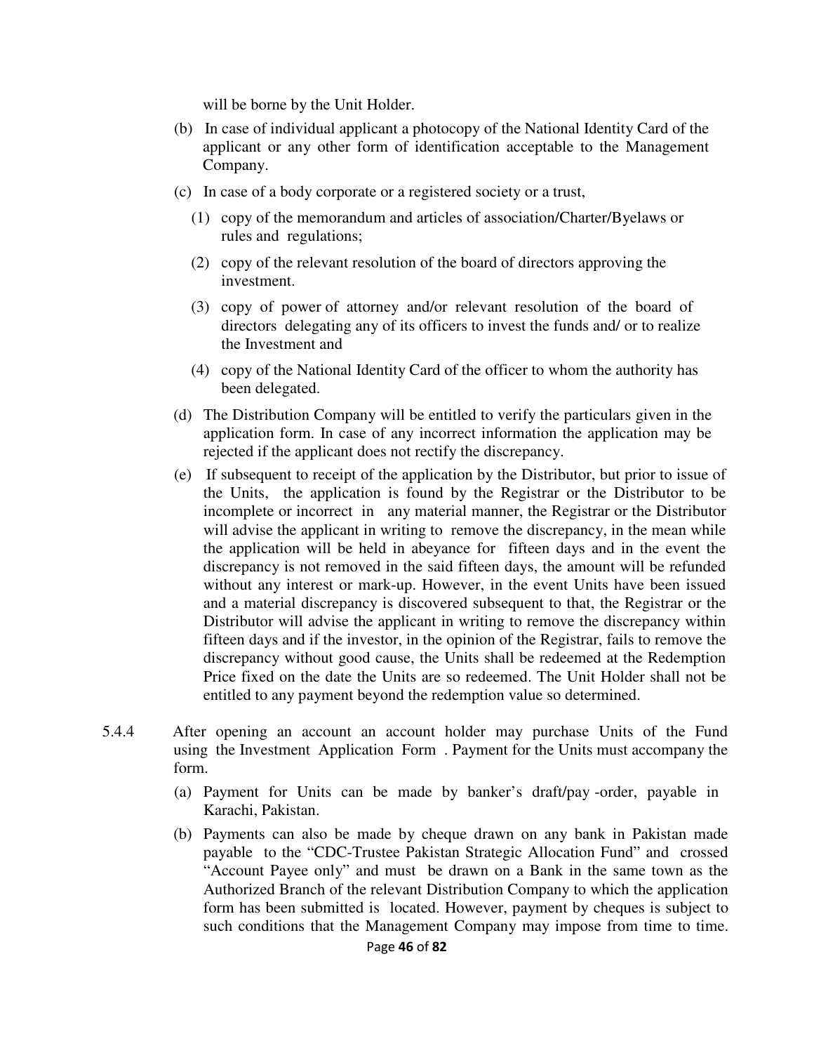will be borne by the Unit Holder.

(b) In case of individual applicant a photocopy of the National Identity Card of the applicant or any other form of identification acceptable to the Management Company.

(c) In case of a body corporate or a registered society or a trust,

   (1) copy of the memorandum and articles of association/Charter/Byelaws or rules and regulations;

   (2) copy of the relevant resolution of the board of directors approving the investment.

   (3) copy of power of attorney and/or relevant resolution of the board of directors delegating any of its officers to invest the funds and/ or to realize the Investment and

   (4) copy of the National Identity Card of the officer to whom the authority has been delegated.

(d) The Distribution Company will be entitled to verify the particulars given in the application form. In case of any incorrect information the application may be rejected if the applicant does not rectify the discrepancy.

(e) If subsequent to receipt of the application by the Distributor, but prior to issue of the Units, the application is found by the Registrar or the Distributor to be incomplete or incorrect in any material manner, the Registrar or the Distributor will advise the applicant in writing to remove the discrepancy, in the mean while the application will be held in abeyance for fifteen days and in the event the discrepancy is not removed in the said fifteen days, the amount will be refunded without any interest or mark-up. However, in the event Units have been issued and a material discrepancy is discovered subsequent to that, the Registrar or the Distributor will advise the applicant in writing to remove the discrepancy within fifteen days and if the investor, in the opinion of the Registrar, fails to remove the discrepancy without good cause, the Units shall be redeemed at the Redemption Price fixed on the date the Units are so redeemed. The Unit Holder shall not be entitled to any payment beyond the redemption value so determined.

5.4.4 After opening an account an account holder may purchase Units of the Fund using the Investment Application Form . Payment for the Units must accompany the form.

(a) Payment for Units can be made by banker's draft/pay -order, payable in Karachi, Pakistan.

(b) Payments can also be made by cheque drawn on any bank in Pakistan made payable to the "CDC-Trustee Pakistan Strategic Allocation Fund" and crossed "Account Payee only" and must be drawn on a Bank in the same town as the Authorized Branch of the relevant Distribution Company to which the application form has been submitted is located. However, payment by cheques is subject to such conditions that the Management Company may impose from time to time.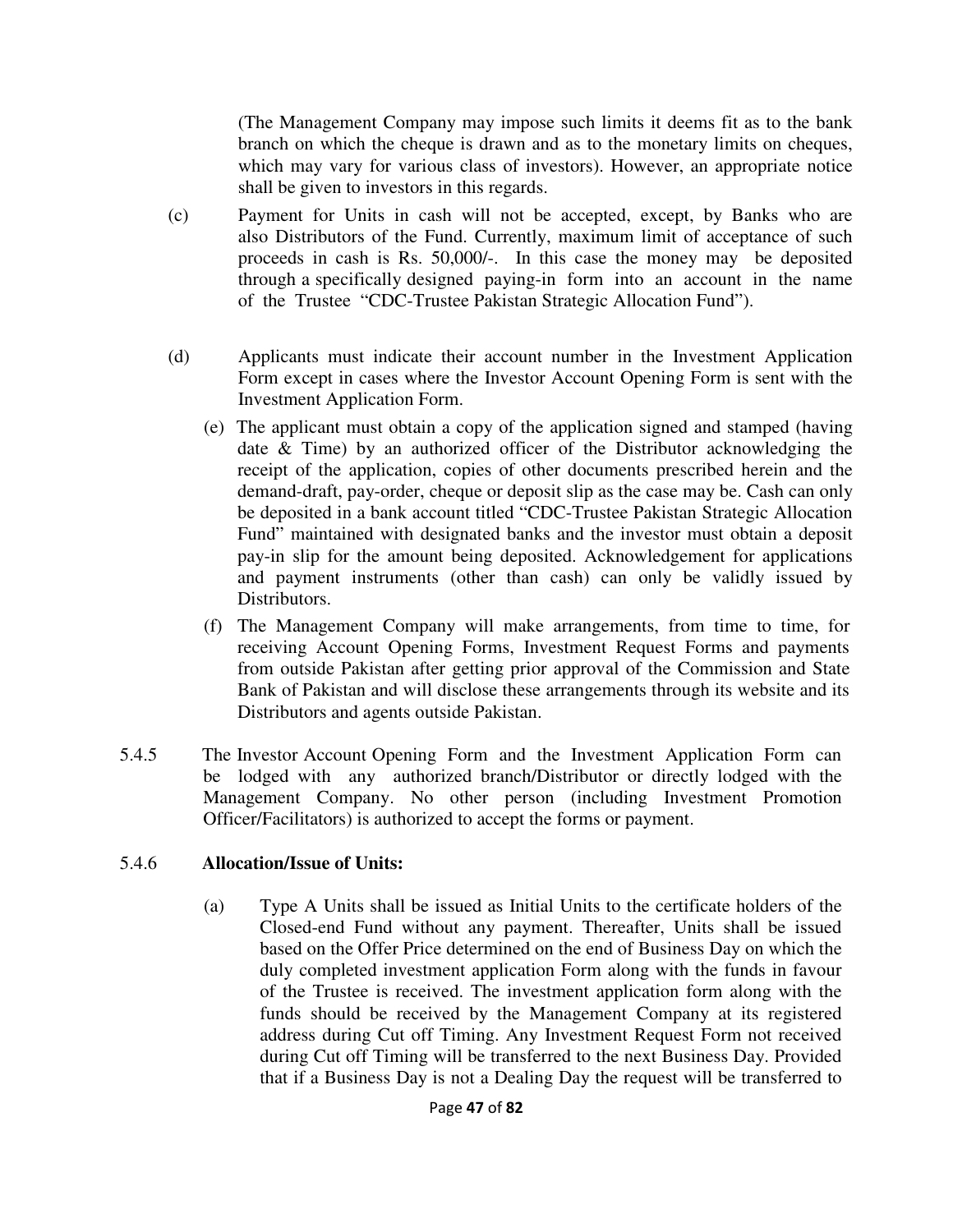(The Management Company may impose such limits it deems fit as to the bank branch on which the cheque is drawn and as to the monetary limits on cheques, which may vary for various class of investors). However, an appropriate notice shall be given to investors in this regards.

(c) Payment for Units in cash will not be accepted, except, by Banks who are also Distributors of the Fund. Currently, maximum limit of acceptance of such proceeds in cash is Rs. 50,000/-. In this case the money may be deposited through a specifically designed paying-in form into an account in the name of the Trustee "CDC-Trustee Pakistan Strategic Allocation Fund").

(d) Applicants must indicate their account number in the Investment Application Form except in cases where the Investor Account Opening Form is sent with the Investment Application Form.

(e) The applicant must obtain a copy of the application signed and stamped (having date & Time) by an authorized officer of the Distributor acknowledging the receipt of the application, copies of other documents prescribed herein and the demand-draft, pay-order, cheque or deposit slip as the case may be. Cash can only be deposited in a bank account titled "CDC-Trustee Pakistan Strategic Allocation Fund" maintained with designated banks and the investor must obtain a deposit pay-in slip for the amount being deposited. Acknowledgement for applications and payment instruments (other than cash) can only be validly issued by Distributors.

(f) The Management Company will make arrangements, from time to time, for receiving Account Opening Forms, Investment Request Forms and payments from outside Pakistan after getting prior approval of the Commission and State Bank of Pakistan and will disclose these arrangements through its website and its Distributors and agents outside Pakistan.

5.4.5 The Investor Account Opening Form and the Investment Application Form can be lodged with any authorized branch/Distributor or directly lodged with the Management Company. No other person (including Investment Promotion Officer/Facilitators) is authorized to accept the forms or payment.

5.4.6 **Allocation/Issue of Units:**

(a) Type A Units shall be issued as Initial Units to the certificate holders of the Closed-end Fund without any payment. Thereafter, Units shall be issued based on the Offer Price determined on the end of Business Day on which the duly completed investment application Form along with the funds in favour of the Trustee is received. The investment application form along with the funds should be received by the Management Company at its registered address during Cut off Timing. Any Investment Request Form not received during Cut off Timing will be transferred to the next Business Day. Provided that if a Business Day is not a Dealing Day the request will be transferred to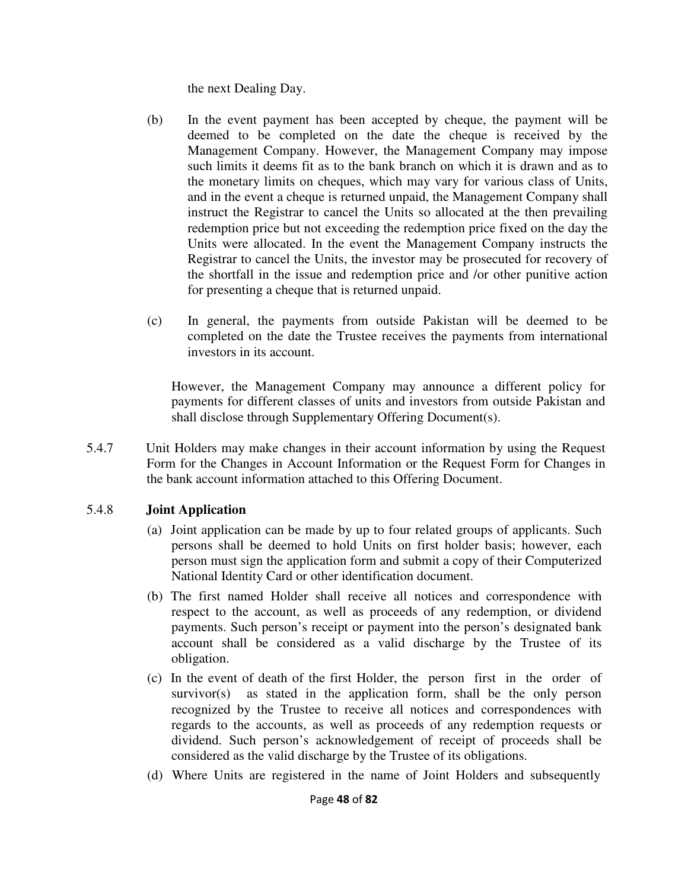the next Dealing Day.

(b) In the event payment has been accepted by cheque, the payment will be deemed to be completed on the date the cheque is received by the Management Company. However, the Management Company may impose such limits it deems fit as to the bank branch on which it is drawn and as to the monetary limits on cheques, which may vary for various class of Units, and in the event a cheque is returned unpaid, the Management Company shall instruct the Registrar to cancel the Units so allocated at the then prevailing redemption price but not exceeding the redemption price fixed on the day the Units were allocated. In the event the Management Company instructs the Registrar to cancel the Units, the investor may be prosecuted for recovery of the shortfall in the issue and redemption price and /or other punitive action for presenting a cheque that is returned unpaid.

(c) In general, the payments from outside Pakistan will be deemed to be completed on the date the Trustee receives the payments from international investors in its account.

However, the Management Company may announce a different policy for payments for different classes of units and investors from outside Pakistan and shall disclose through Supplementary Offering Document(s).

5.4.7 Unit Holders may make changes in their account information by using the Request Form for the Changes in Account Information or the Request Form for Changes in the bank account information attached to this Offering Document.

5.4.8 **Joint Application**

(a) Joint application can be made by up to four related groups of applicants. Such persons shall be deemed to hold Units on first holder basis; however, each person must sign the application form and submit a copy of their Computerized National Identity Card or other identification document.

(b) The first named Holder shall receive all notices and correspondence with respect to the account, as well as proceeds of any redemption, or dividend payments. Such person's receipt or payment into the person's designated bank account shall be considered as a valid discharge by the Trustee of its obligation.

(c) In the event of death of the first Holder, the person first in the order of survivor(s) as stated in the application form, shall be the only person recognized by the Trustee to receive all notices and correspondences with regards to the accounts, as well as proceeds of any redemption requests or dividend. Such person's acknowledgement of receipt of proceeds shall be considered as the valid discharge by the Trustee of its obligations.

(d) Where Units are registered in the name of Joint Holders and subsequently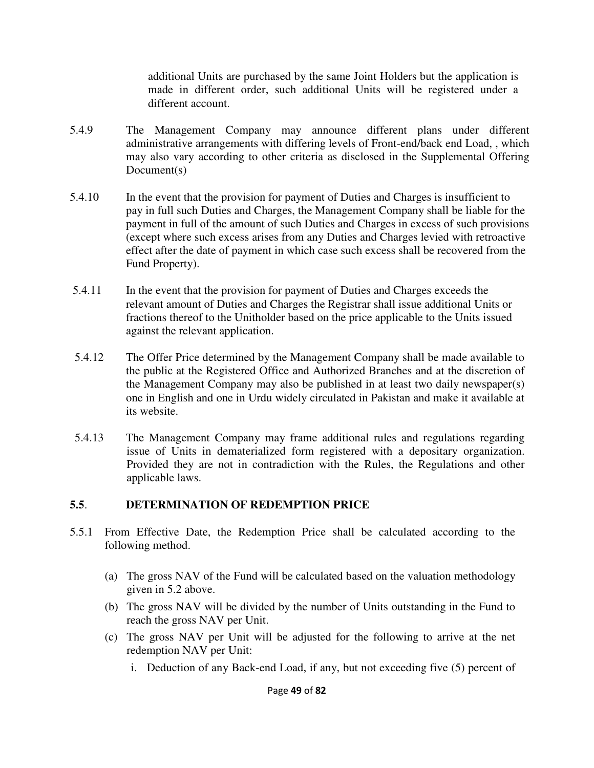additional Units are purchased by the same Joint Holders but the application is made in different order, such additional Units will be registered under a different account.

5.4.9 The Management Company may announce different plans under different administrative arrangements with differing levels of Front-end/back end Load, , which may also vary according to other criteria as disclosed in the Supplemental Offering Document(s)

5.4.10 In the event that the provision for payment of Duties and Charges is insufficient to pay in full such Duties and Charges, the Management Company shall be liable for the payment in full of the amount of such Duties and Charges in excess of such provisions (except where such excess arises from any Duties and Charges levied with retroactive effect after the date of payment in which case such excess shall be recovered from the Fund Property).

5.4.11 In the event that the provision for payment of Duties and Charges exceeds the relevant amount of Duties and Charges the Registrar shall issue additional Units or fractions thereof to the Unitholder based on the price applicable to the Units issued against the relevant application.

5.4.12 The Offer Price determined by the Management Company shall be made available to the public at the Registered Office and Authorized Branches and at the discretion of the Management Company may also be published in at least two daily newspaper(s) one in English and one in Urdu widely circulated in Pakistan and make it available at its website.

5.4.13 The Management Company may frame additional rules and regulations regarding issue of Units in dematerialized form registered with a depositary organization. Provided they are not in contradiction with the Rules, the Regulations and other applicable laws.

## 5.5. DETERMINATION OF REDEMPTION PRICE

5.5.1 From Effective Date, the Redemption Price shall be calculated according to the following method.

(a) The gross NAV of the Fund will be calculated based on the valuation methodology given in 5.2 above.

(b) The gross NAV will be divided by the number of Units outstanding in the Fund to reach the gross NAV per Unit.

(c) The gross NAV per Unit will be adjusted for the following to arrive at the net redemption NAV per Unit:

i. Deduction of any Back-end Load, if any, but not exceeding five (5) percent of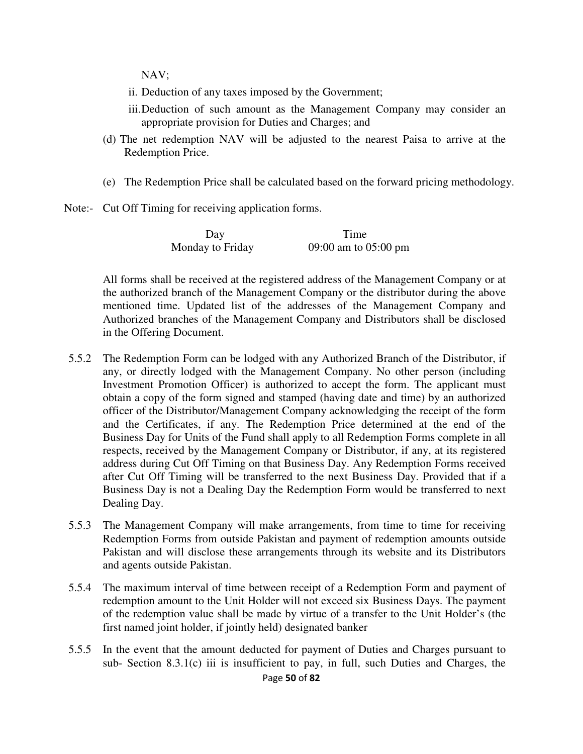NAV;

ii. Deduction of any taxes imposed by the Government;

iii. Deduction of such amount as the Management Company may consider an appropriate provision for Duties and Charges; and

(d) The net redemption NAV will be adjusted to the nearest Paisa to arrive at the Redemption Price.

(e) The Redemption Price shall be calculated based on the forward pricing methodology.

Note:- Cut Off Timing for receiving application forms.

| Day | Time |
|---|---|
| Monday to Friday | 09:00 am to 05:00 pm |

All forms shall be received at the registered address of the Management Company or at the authorized branch of the Management Company or the distributor during the above mentioned time. Updated list of the addresses of the Management Company and Authorized branches of the Management Company and Distributors shall be disclosed in the Offering Document.

5.5.2 The Redemption Form can be lodged with any Authorized Branch of the Distributor, if any, or directly lodged with the Management Company. No other person (including Investment Promotion Officer) is authorized to accept the form. The applicant must obtain a copy of the form signed and stamped (having date and time) by an authorized officer of the Distributor/Management Company acknowledging the receipt of the form and the Certificates, if any. The Redemption Price determined at the end of the Business Day for Units of the Fund shall apply to all Redemption Forms complete in all respects, received by the Management Company or Distributor, if any, at its registered address during Cut Off Timing on that Business Day. Any Redemption Forms received after Cut Off Timing will be transferred to the next Business Day. Provided that if a Business Day is not a Dealing Day the Redemption Form would be transferred to next Dealing Day.

5.5.3 The Management Company will make arrangements, from time to time for receiving Redemption Forms from outside Pakistan and payment of redemption amounts outside Pakistan and will disclose these arrangements through its website and its Distributors and agents outside Pakistan.

5.5.4 The maximum interval of time between receipt of a Redemption Form and payment of redemption amount to the Unit Holder will not exceed six Business Days. The payment of the redemption value shall be made by virtue of a transfer to the Unit Holder's (the first named joint holder, if jointly held) designated banker

5.5.5 In the event that the amount deducted for payment of Duties and Charges pursuant to sub- Section 8.3.1(c) iii is insufficient to pay, in full, such Duties and Charges, the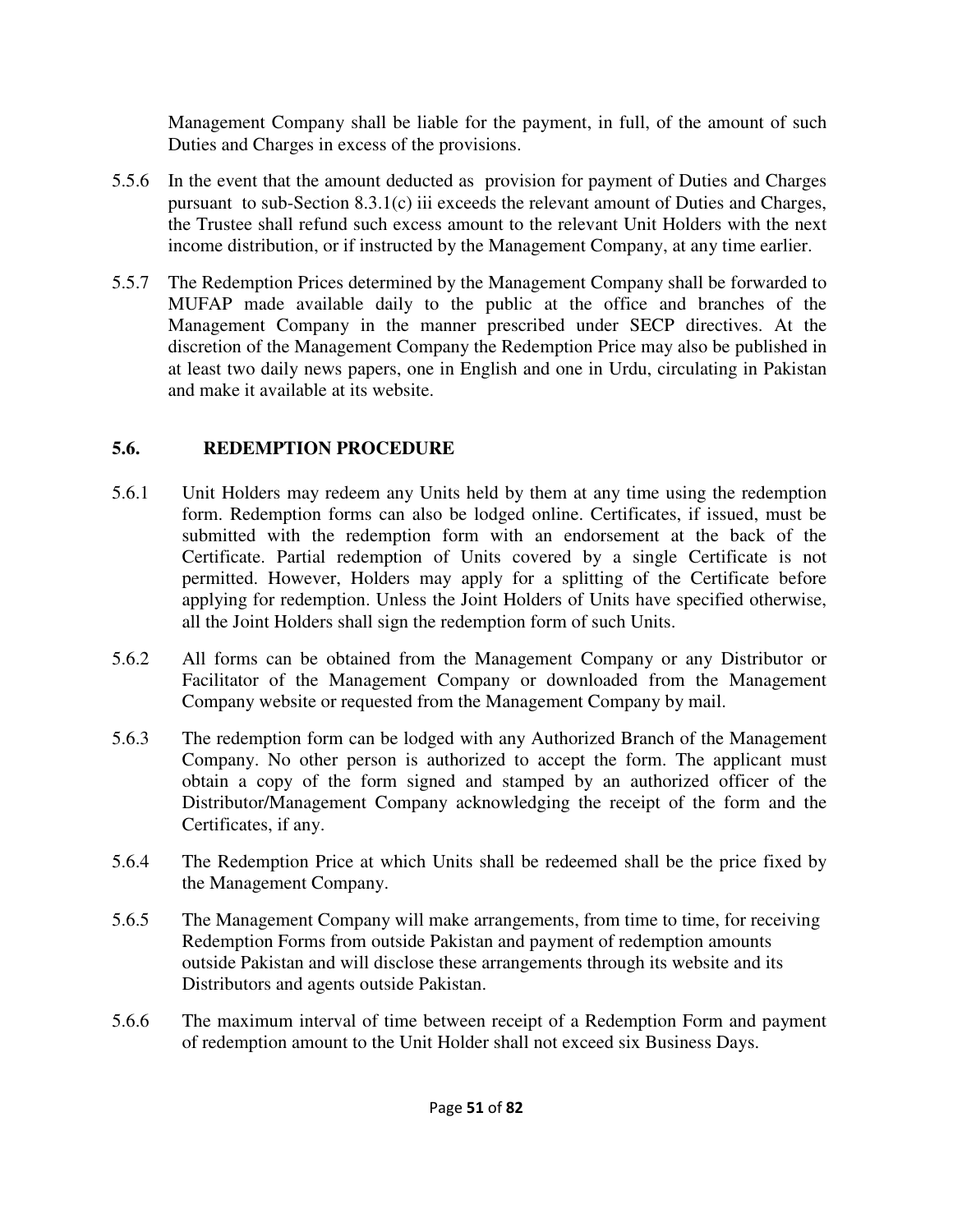Management Company shall be liable for the payment, in full, of the amount of such Duties and Charges in excess of the provisions.

5.5.6 In the event that the amount deducted as provision for payment of Duties and Charges pursuant to sub-Section 8.3.1(c) iii exceeds the relevant amount of Duties and Charges, the Trustee shall refund such excess amount to the relevant Unit Holders with the next income distribution, or if instructed by the Management Company, at any time earlier.

5.5.7 The Redemption Prices determined by the Management Company shall be forwarded to MUFAP made available daily to the public at the office and branches of the Management Company in the manner prescribed under SECP directives. At the discretion of the Management Company the Redemption Price may also be published in at least two daily news papers, one in English and one in Urdu, circulating in Pakistan and make it available at its website.

## 5.6. REDEMPTION PROCEDURE

5.6.1 Unit Holders may redeem any Units held by them at any time using the redemption form. Redemption forms can also be lodged online. Certificates, if issued, must be submitted with the redemption form with an endorsement at the back of the Certificate. Partial redemption of Units covered by a single Certificate is not permitted. However, Holders may apply for a splitting of the Certificate before applying for redemption. Unless the Joint Holders of Units have specified otherwise, all the Joint Holders shall sign the redemption form of such Units.

5.6.2 All forms can be obtained from the Management Company or any Distributor or Facilitator of the Management Company or downloaded from the Management Company website or requested from the Management Company by mail.

5.6.3 The redemption form can be lodged with any Authorized Branch of the Management Company. No other person is authorized to accept the form. The applicant must obtain a copy of the form signed and stamped by an authorized officer of the Distributor/Management Company acknowledging the receipt of the form and the Certificates, if any.

5.6.4 The Redemption Price at which Units shall be redeemed shall be the price fixed by the Management Company.

5.6.5 The Management Company will make arrangements, from time to time, for receiving Redemption Forms from outside Pakistan and payment of redemption amounts outside Pakistan and will disclose these arrangements through its website and its Distributors and agents outside Pakistan.

5.6.6 The maximum interval of time between receipt of a Redemption Form and payment of redemption amount to the Unit Holder shall not exceed six Business Days.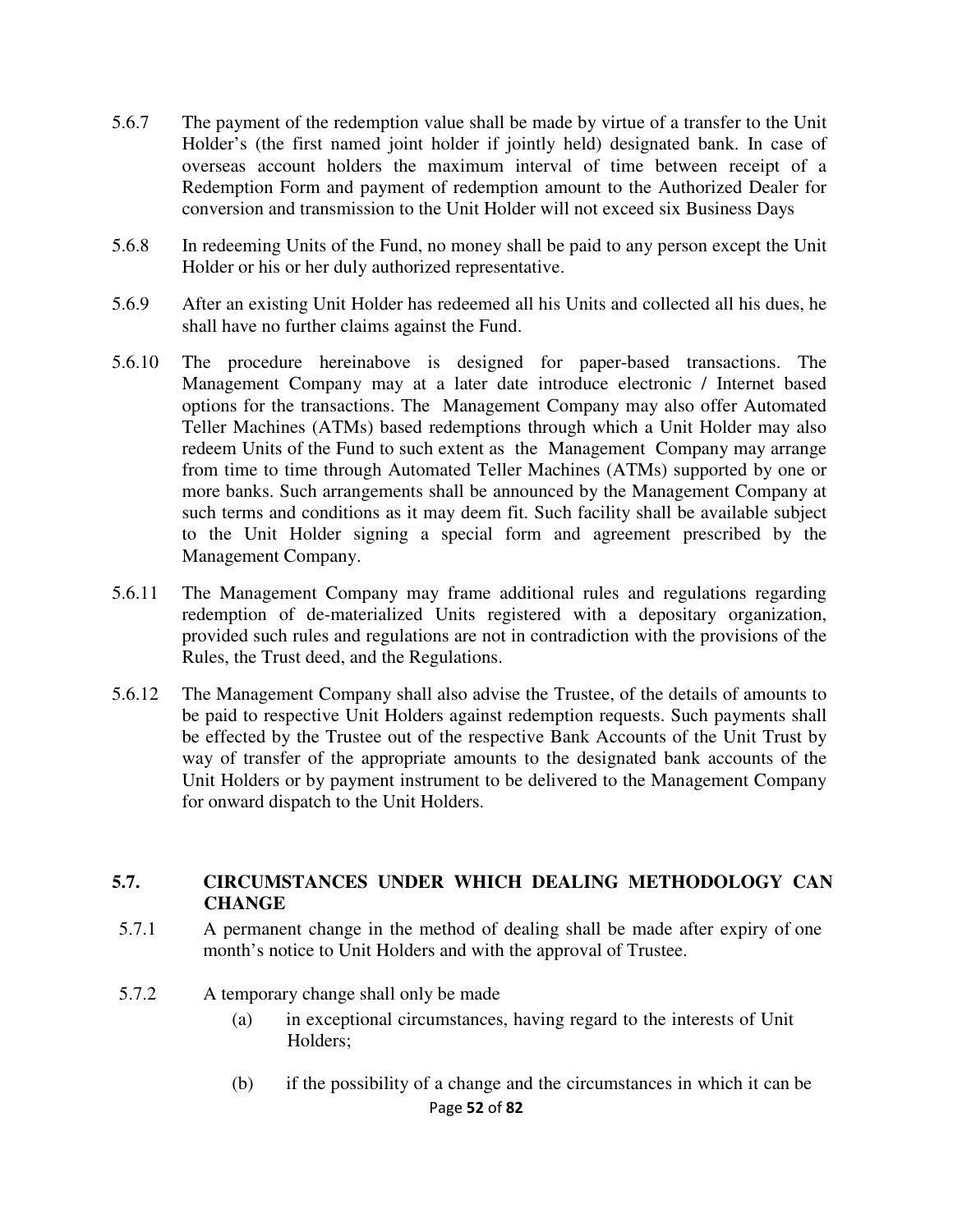5.6.7 The payment of the redemption value shall be made by virtue of a transfer to the Unit Holder's (the first named joint holder if jointly held) designated bank. In case of overseas account holders the maximum interval of time between receipt of a Redemption Form and payment of redemption amount to the Authorized Dealer for conversion and transmission to the Unit Holder will not exceed six Business Days

5.6.8 In redeeming Units of the Fund, no money shall be paid to any person except the Unit Holder or his or her duly authorized representative.

5.6.9 After an existing Unit Holder has redeemed all his Units and collected all his dues, he shall have no further claims against the Fund.

5.6.10 The procedure hereinabove is designed for paper-based transactions. The Management Company may at a later date introduce electronic / Internet based options for the transactions. The Management Company may also offer Automated Teller Machines (ATMs) based redemptions through which a Unit Holder may also redeem Units of the Fund to such extent as the Management Company may arrange from time to time through Automated Teller Machines (ATMs) supported by one or more banks. Such arrangements shall be announced by the Management Company at such terms and conditions as it may deem fit. Such facility shall be available subject to the Unit Holder signing a special form and agreement prescribed by the Management Company.

5.6.11 The Management Company may frame additional rules and regulations regarding redemption of de-materialized Units registered with a depositary organization, provided such rules and regulations are not in contradiction with the provisions of the Rules, the Trust deed, and the Regulations.

5.6.12 The Management Company shall also advise the Trustee, of the details of amounts to be paid to respective Unit Holders against redemption requests. Such payments shall be effected by the Trustee out of the respective Bank Accounts of the Unit Trust by way of transfer of the appropriate amounts to the designated bank accounts of the Unit Holders or by payment instrument to be delivered to the Management Company for onward dispatch to the Unit Holders.

## 5.7. CIRCUMSTANCES UNDER WHICH DEALING METHODOLOGY CAN CHANGE

5.7.1 A permanent change in the method of dealing shall be made after expiry of one month's notice to Unit Holders and with the approval of Trustee.

5.7.2 A temporary change shall only be made

(a) in exceptional circumstances, having regard to the interests of Unit Holders;

(b) if the possibility of a change and the circumstances in which it can be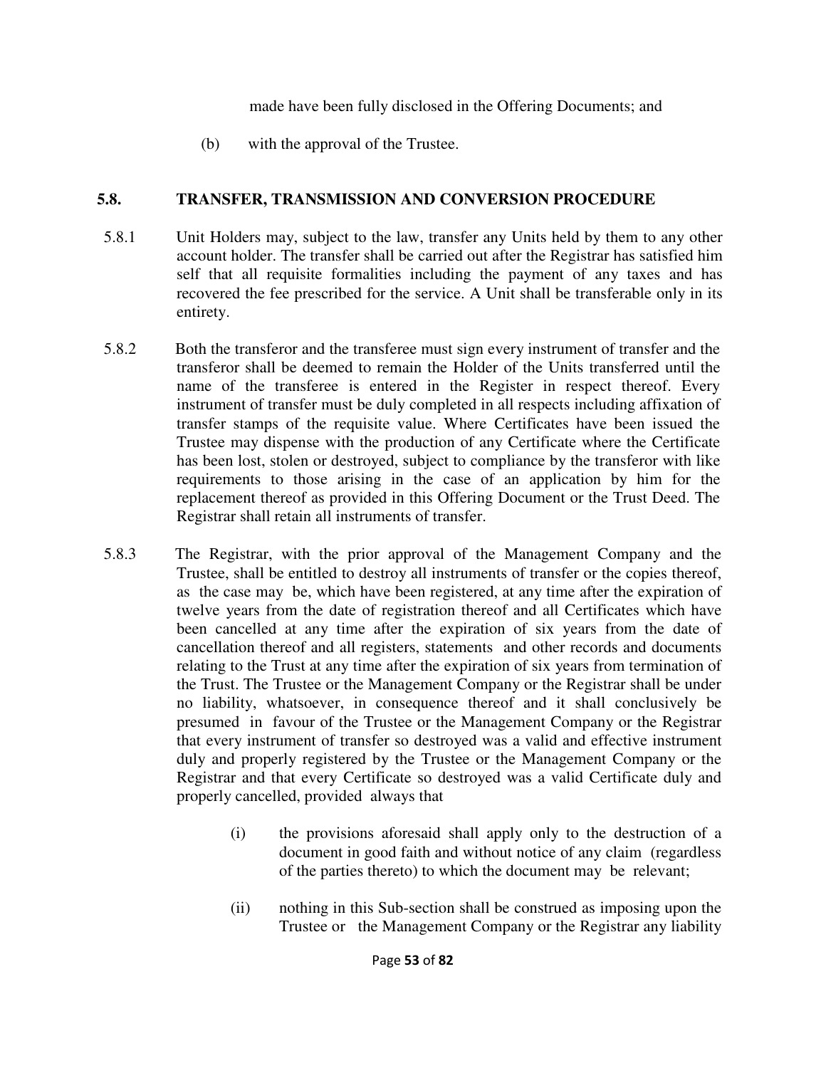made have been fully disclosed in the Offering Documents; and

(b) with the approval of the Trustee.

## 5.8. TRANSFER, TRANSMISSION AND CONVERSION PROCEDURE

5.8.1 Unit Holders may, subject to the law, transfer any Units held by them to any other account holder. The transfer shall be carried out after the Registrar has satisfied him self that all requisite formalities including the payment of any taxes and has recovered the fee prescribed for the service. A Unit shall be transferable only in its entirety.

5.8.2 Both the transferor and the transferee must sign every instrument of transfer and the transferor shall be deemed to remain the Holder of the Units transferred until the name of the transferee is entered in the Register in respect thereof. Every instrument of transfer must be duly completed in all respects including affixation of transfer stamps of the requisite value. Where Certificates have been issued the Trustee may dispense with the production of any Certificate where the Certificate has been lost, stolen or destroyed, subject to compliance by the transferor with like requirements to those arising in the case of an application by him for the replacement thereof as provided in this Offering Document or the Trust Deed. The Registrar shall retain all instruments of transfer.

5.8.3 The Registrar, with the prior approval of the Management Company and the Trustee, shall be entitled to destroy all instruments of transfer or the copies thereof, as the case may be, which have been registered, at any time after the expiration of twelve years from the date of registration thereof and all Certificates which have been cancelled at any time after the expiration of six years from the date of cancellation thereof and all registers, statements and other records and documents relating to the Trust at any time after the expiration of six years from termination of the Trust. The Trustee or the Management Company or the Registrar shall be under no liability, whatsoever, in consequence thereof and it shall conclusively be presumed in favour of the Trustee or the Management Company or the Registrar that every instrument of transfer so destroyed was a valid and effective instrument duly and properly registered by the Trustee or the Management Company or the Registrar and that every Certificate so destroyed was a valid Certificate duly and properly cancelled, provided always that

(i) the provisions aforesaid shall apply only to the destruction of a document in good faith and without notice of any claim (regardless of the parties thereto) to which the document may be relevant;

(ii) nothing in this Sub-section shall be construed as imposing upon the Trustee or the Management Company or the Registrar any liability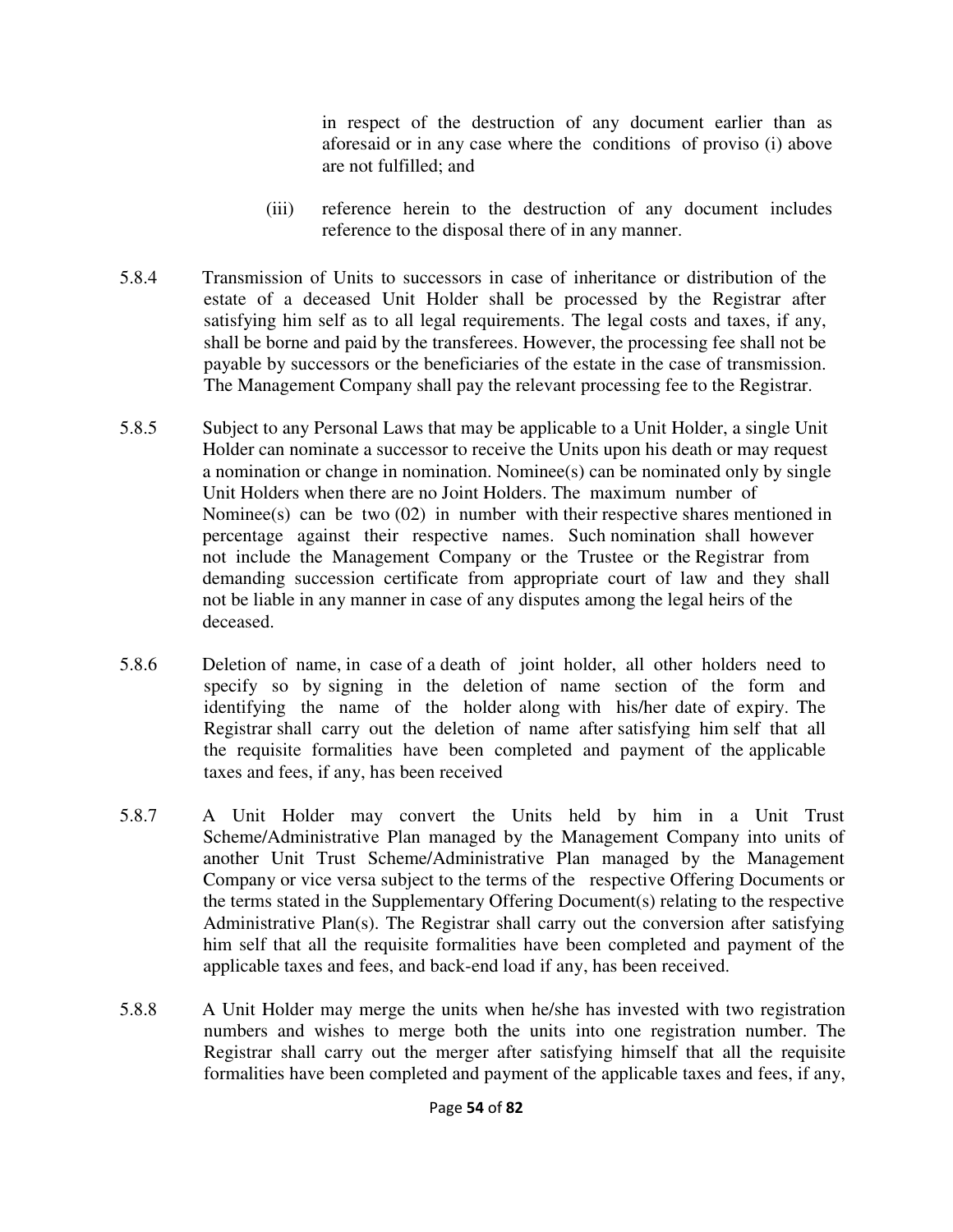in respect of the destruction of any document earlier than as aforesaid or in any case where the conditions of proviso (i) above are not fulfilled; and

(iii) reference herein to the destruction of any document includes reference to the disposal there of in any manner.

5.8.4 Transmission of Units to successors in case of inheritance or distribution of the estate of a deceased Unit Holder shall be processed by the Registrar after satisfying him self as to all legal requirements. The legal costs and taxes, if any, shall be borne and paid by the transferees. However, the processing fee shall not be payable by successors or the beneficiaries of the estate in the case of transmission. The Management Company shall pay the relevant processing fee to the Registrar.

5.8.5 Subject to any Personal Laws that may be applicable to a Unit Holder, a single Unit Holder can nominate a successor to receive the Units upon his death or may request a nomination or change in nomination. Nominee(s) can be nominated only by single Unit Holders when there are no Joint Holders. The maximum number of Nominee(s) can be two (02) in number with their respective shares mentioned in percentage against their respective names. Such nomination shall however not include the Management Company or the Trustee or the Registrar from demanding succession certificate from appropriate court of law and they shall not be liable in any manner in case of any disputes among the legal heirs of the deceased.

5.8.6 Deletion of name, in case of a death of joint holder, all other holders need to specify so by signing in the deletion of name section of the form and identifying the name of the holder along with his/her date of expiry. The Registrar shall carry out the deletion of name after satisfying him self that all the requisite formalities have been completed and payment of the applicable taxes and fees, if any, has been received

5.8.7 A Unit Holder may convert the Units held by him in a Unit Trust Scheme/Administrative Plan managed by the Management Company into units of another Unit Trust Scheme/Administrative Plan managed by the Management Company or vice versa subject to the terms of the respective Offering Documents or the terms stated in the Supplementary Offering Document(s) relating to the respective Administrative Plan(s). The Registrar shall carry out the conversion after satisfying him self that all the requisite formalities have been completed and payment of the applicable taxes and fees, and back-end load if any, has been received.

5.8.8 A Unit Holder may merge the units when he/she has invested with two registration numbers and wishes to merge both the units into one registration number. The Registrar shall carry out the merger after satisfying himself that all the requisite formalities have been completed and payment of the applicable taxes and fees, if any,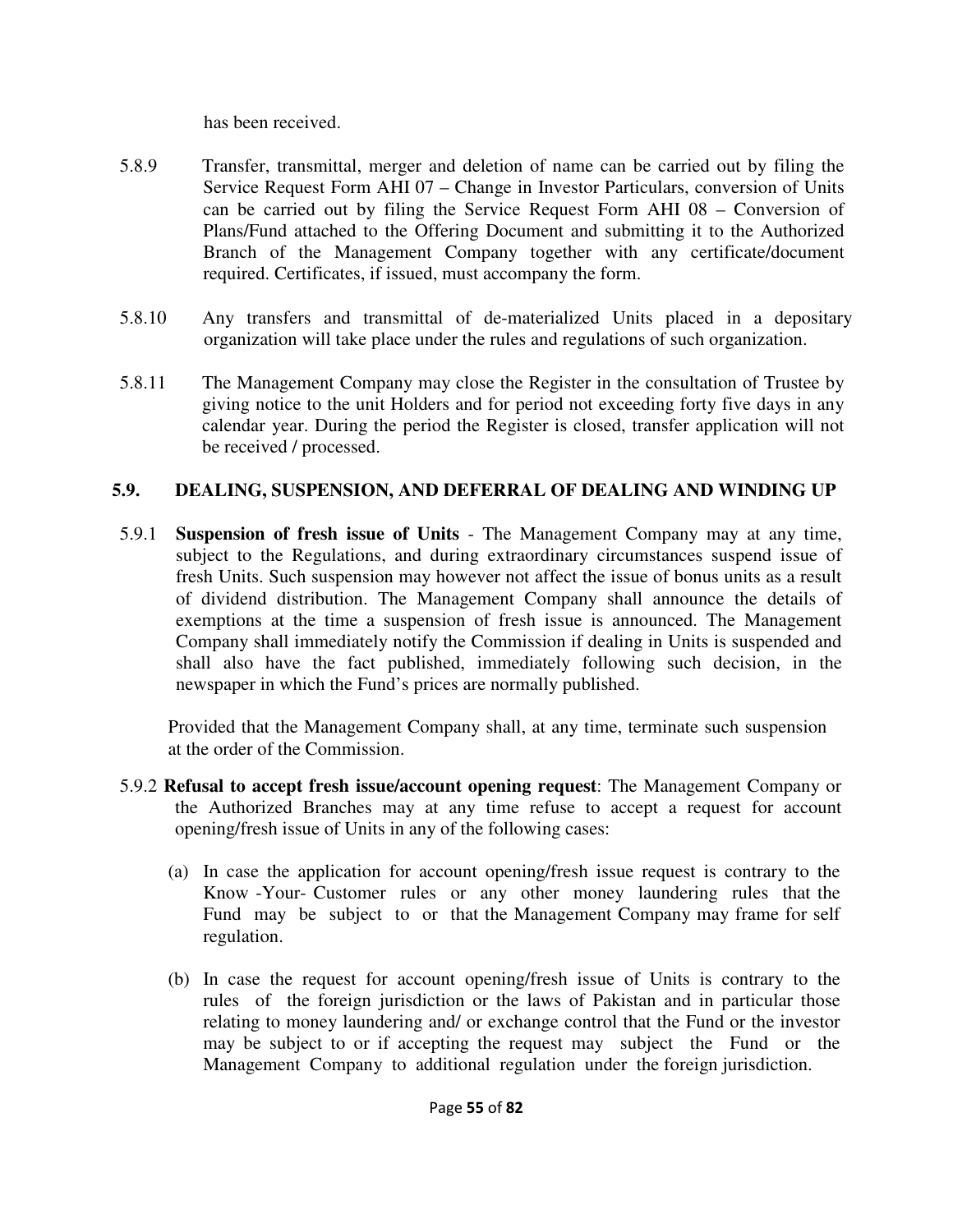has been received.

5.8.9 Transfer, transmittal, merger and deletion of name can be carried out by filing the Service Request Form AHI 07 – Change in Investor Particulars, conversion of Units can be carried out by filing the Service Request Form AHI 08 – Conversion of Plans/Fund attached to the Offering Document and submitting it to the Authorized Branch of the Management Company together with any certificate/document required. Certificates, if issued, must accompany the form.

5.8.10 Any transfers and transmittal of de-materialized Units placed in a depositary organization will take place under the rules and regulations of such organization.

5.8.11 The Management Company may close the Register in the consultation of Trustee by giving notice to the unit Holders and for period not exceeding forty five days in any calendar year. During the period the Register is closed, transfer application will not be received / processed.

## 5.9. DEALING, SUSPENSION, AND DEFERRAL OF DEALING AND WINDING UP

5.9.1 **Suspension of fresh issue of Units** - The Management Company may at any time, subject to the Regulations, and during extraordinary circumstances suspend issue of fresh Units. Such suspension may however not affect the issue of bonus units as a result of dividend distribution. The Management Company shall announce the details of exemptions at the time a suspension of fresh issue is announced. The Management Company shall immediately notify the Commission if dealing in Units is suspended and shall also have the fact published, immediately following such decision, in the newspaper in which the Fund's prices are normally published.

Provided that the Management Company shall, at any time, terminate such suspension at the order of the Commission.

5.9.2 **Refusal to accept fresh issue/account opening request**: The Management Company or the Authorized Branches may at any time refuse to accept a request for account opening/fresh issue of Units in any of the following cases:

(a) In case the application for account opening/fresh issue request is contrary to the Know -Your- Customer rules or any other money laundering rules that the Fund may be subject to or that the Management Company may frame for self regulation.

(b) In case the request for account opening/fresh issue of Units is contrary to the rules of the foreign jurisdiction or the laws of Pakistan and in particular those relating to money laundering and/ or exchange control that the Fund or the investor may be subject to or if accepting the request may subject the Fund or the Management Company to additional regulation under the foreign jurisdiction.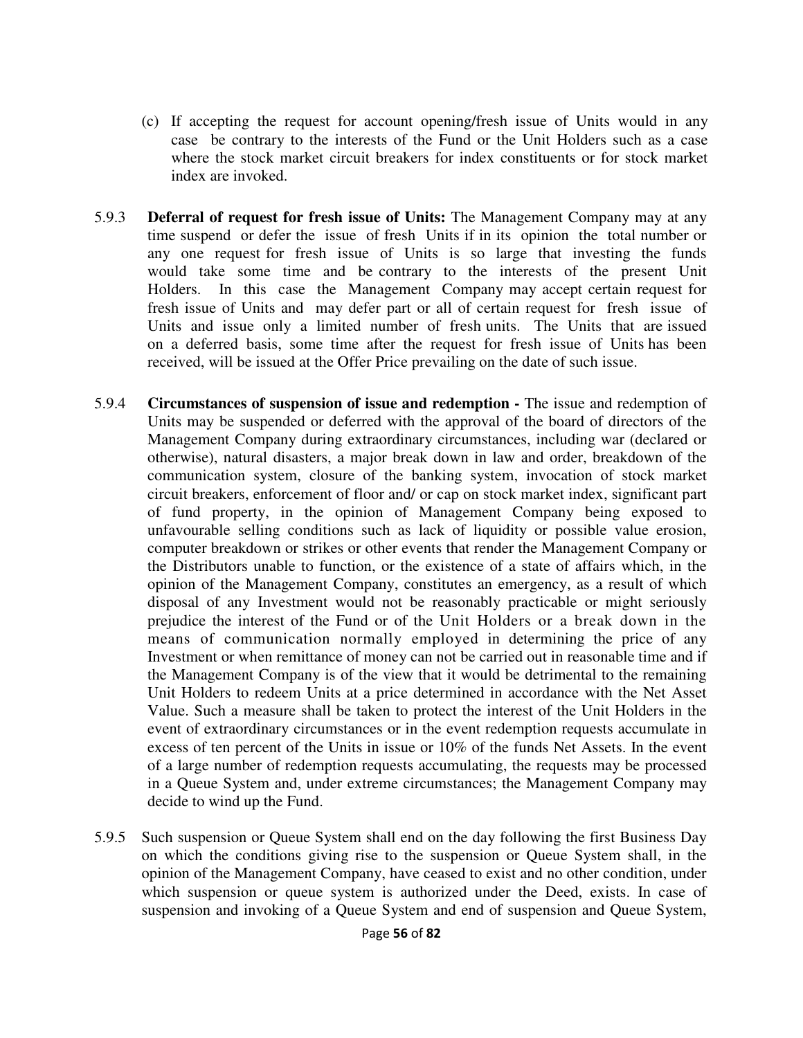(c) If accepting the request for account opening/fresh issue of Units would in any case be contrary to the interests of the Fund or the Unit Holders such as a case where the stock market circuit breakers for index constituents or for stock market index are invoked.

5.9.3 **Deferral of request for fresh issue of Units:** The Management Company may at any time suspend or defer the issue of fresh Units if in its opinion the total number or any one request for fresh issue of Units is so large that investing the funds would take some time and be contrary to the interests of the present Unit Holders. In this case the Management Company may accept certain request for fresh issue of Units and may defer part or all of certain request for fresh issue of Units and issue only a limited number of fresh units. The Units that are issued on a deferred basis, some time after the request for fresh issue of Units has been received, will be issued at the Offer Price prevailing on the date of such issue.

5.9.4 **Circumstances of suspension of issue and redemption -** The issue and redemption of Units may be suspended or deferred with the approval of the board of directors of the Management Company during extraordinary circumstances, including war (declared or otherwise), natural disasters, a major break down in law and order, breakdown of the communication system, closure of the banking system, invocation of stock market circuit breakers, enforcement of floor and/ or cap on stock market index, significant part of fund property, in the opinion of Management Company being exposed to unfavourable selling conditions such as lack of liquidity or possible value erosion, computer breakdown or strikes or other events that render the Management Company or the Distributors unable to function, or the existence of a state of affairs which, in the opinion of the Management Company, constitutes an emergency, as a result of which disposal of any Investment would not be reasonably practicable or might seriously prejudice the interest of the Fund or of the Unit Holders or a break down in the means of communication normally employed in determining the price of any Investment or when remittance of money can not be carried out in reasonable time and if the Management Company is of the view that it would be detrimental to the remaining Unit Holders to redeem Units at a price determined in accordance with the Net Asset Value. Such a measure shall be taken to protect the interest of the Unit Holders in the event of extraordinary circumstances or in the event redemption requests accumulate in excess of ten percent of the Units in issue or 10% of the funds Net Assets. In the event of a large number of redemption requests accumulating, the requests may be processed in a Queue System and, under extreme circumstances; the Management Company may decide to wind up the Fund.

5.9.5 Such suspension or Queue System shall end on the day following the first Business Day on which the conditions giving rise to the suspension or Queue System shall, in the opinion of the Management Company, have ceased to exist and no other condition, under which suspension or queue system is authorized under the Deed, exists. In case of suspension and invoking of a Queue System and end of suspension and Queue System,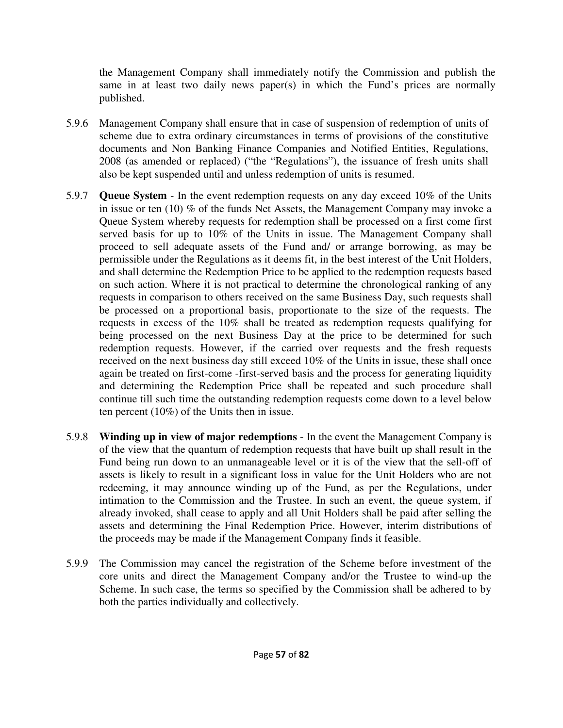the Management Company shall immediately notify the Commission and publish the same in at least two daily news paper(s) in which the Fund's prices are normally published.

5.9.6 Management Company shall ensure that in case of suspension of redemption of units of scheme due to extra ordinary circumstances in terms of provisions of the constitutive documents and Non Banking Finance Companies and Notified Entities, Regulations, 2008 (as amended or replaced) ("the "Regulations"), the issuance of fresh units shall also be kept suspended until and unless redemption of units is resumed.

5.9.7 **Queue System** - In the event redemption requests on any day exceed 10% of the Units in issue or ten (10) % of the funds Net Assets, the Management Company may invoke a Queue System whereby requests for redemption shall be processed on a first come first served basis for up to 10% of the Units in issue. The Management Company shall proceed to sell adequate assets of the Fund and/ or arrange borrowing, as may be permissible under the Regulations as it deems fit, in the best interest of the Unit Holders, and shall determine the Redemption Price to be applied to the redemption requests based on such action. Where it is not practical to determine the chronological ranking of any requests in comparison to others received on the same Business Day, such requests shall be processed on a proportional basis, proportionate to the size of the requests. The requests in excess of the 10% shall be treated as redemption requests qualifying for being processed on the next Business Day at the price to be determined for such redemption requests. However, if the carried over requests and the fresh requests received on the next business day still exceed 10% of the Units in issue, these shall once again be treated on first-come -first-served basis and the process for generating liquidity and determining the Redemption Price shall be repeated and such procedure shall continue till such time the outstanding redemption requests come down to a level below ten percent (10%) of the Units then in issue.

5.9.8 **Winding up in view of major redemptions** - In the event the Management Company is of the view that the quantum of redemption requests that have built up shall result in the Fund being run down to an unmanageable level or it is of the view that the sell-off of assets is likely to result in a significant loss in value for the Unit Holders who are not redeeming, it may announce winding up of the Fund, as per the Regulations, under intimation to the Commission and the Trustee. In such an event, the queue system, if already invoked, shall cease to apply and all Unit Holders shall be paid after selling the assets and determining the Final Redemption Price. However, interim distributions of the proceeds may be made if the Management Company finds it feasible.

5.9.9 The Commission may cancel the registration of the Scheme before investment of the core units and direct the Management Company and/or the Trustee to wind-up the Scheme. In such case, the terms so specified by the Commission shall be adhered to by both the parties individually and collectively.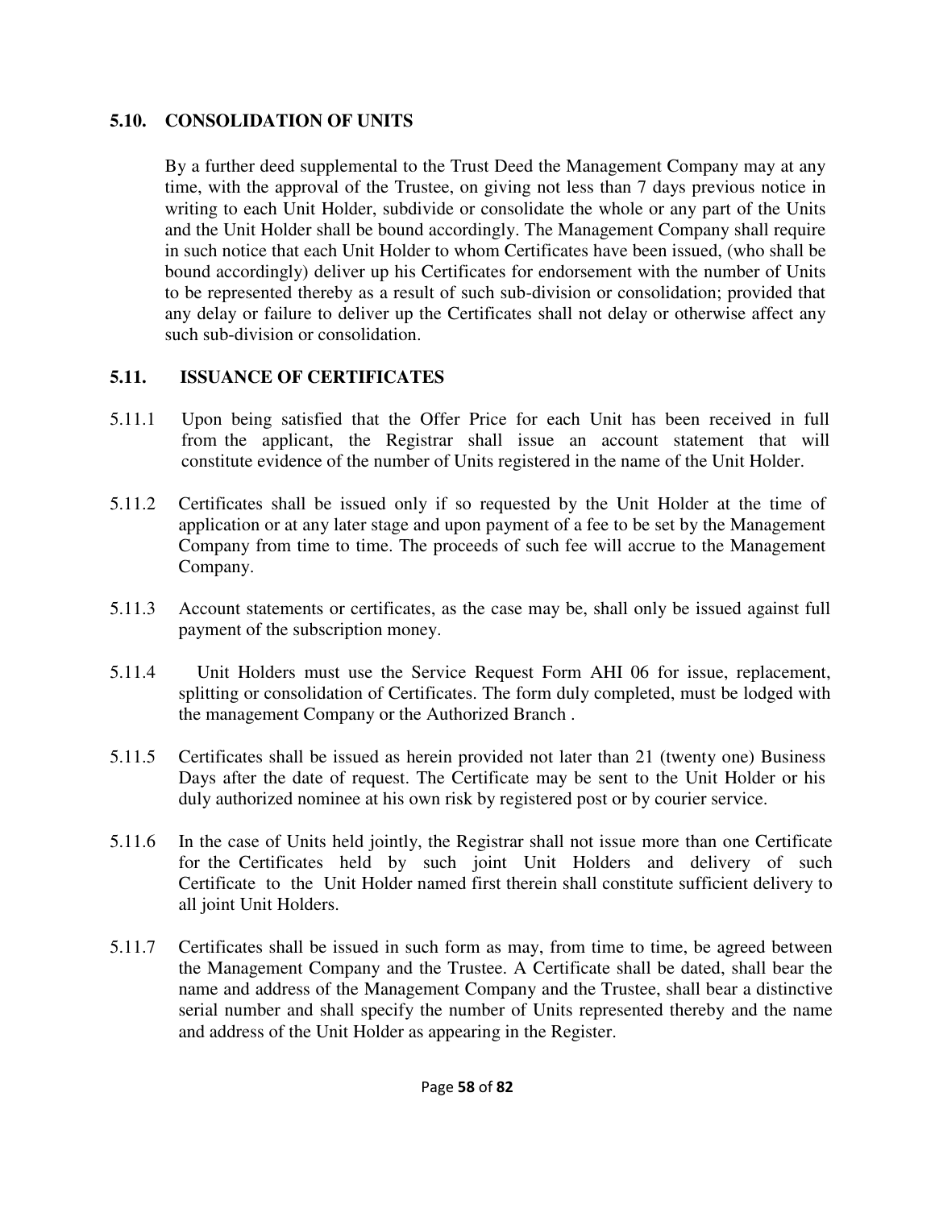## 5.10. CONSOLIDATION OF UNITS

By a further deed supplemental to the Trust Deed the Management Company may at any time, with the approval of the Trustee, on giving not less than 7 days previous notice in writing to each Unit Holder, subdivide or consolidate the whole or any part of the Units and the Unit Holder shall be bound accordingly. The Management Company shall require in such notice that each Unit Holder to whom Certificates have been issued, (who shall be bound accordingly) deliver up his Certificates for endorsement with the number of Units to be represented thereby as a result of such sub-division or consolidation; provided that any delay or failure to deliver up the Certificates shall not delay or otherwise affect any such sub-division or consolidation.

## 5.11. ISSUANCE OF CERTIFICATES

5.11.1 Upon being satisfied that the Offer Price for each Unit has been received in full from the applicant, the Registrar shall issue an account statement that will constitute evidence of the number of Units registered in the name of the Unit Holder.

5.11.2 Certificates shall be issued only if so requested by the Unit Holder at the time of application or at any later stage and upon payment of a fee to be set by the Management Company from time to time. The proceeds of such fee will accrue to the Management Company.

5.11.3 Account statements or certificates, as the case may be, shall only be issued against full payment of the subscription money.

5.11.4 Unit Holders must use the Service Request Form AHI 06 for issue, replacement, splitting or consolidation of Certificates. The form duly completed, must be lodged with the management Company or the Authorized Branch .

5.11.5 Certificates shall be issued as herein provided not later than 21 (twenty one) Business Days after the date of request. The Certificate may be sent to the Unit Holder or his duly authorized nominee at his own risk by registered post or by courier service.

5.11.6 In the case of Units held jointly, the Registrar shall not issue more than one Certificate for the Certificates held by such joint Unit Holders and delivery of such Certificate to the Unit Holder named first therein shall constitute sufficient delivery to all joint Unit Holders.

5.11.7 Certificates shall be issued in such form as may, from time to time, be agreed between the Management Company and the Trustee. A Certificate shall be dated, shall bear the name and address of the Management Company and the Trustee, shall bear a distinctive serial number and shall specify the number of Units represented thereby and the name and address of the Unit Holder as appearing in the Register.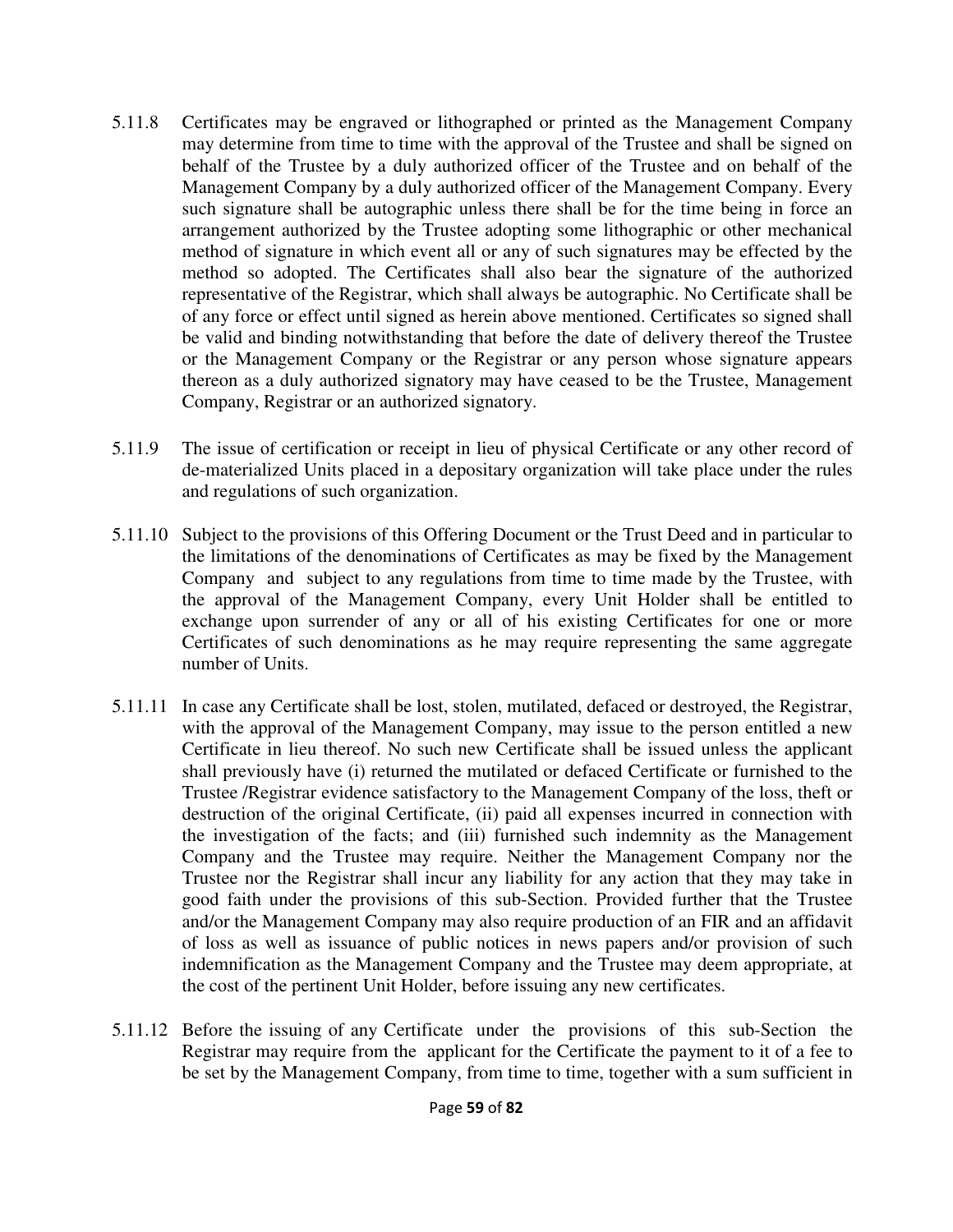5.11.8 Certificates may be engraved or lithographed or printed as the Management Company may determine from time to time with the approval of the Trustee and shall be signed on behalf of the Trustee by a duly authorized officer of the Trustee and on behalf of the Management Company by a duly authorized officer of the Management Company. Every such signature shall be autographic unless there shall be for the time being in force an arrangement authorized by the Trustee adopting some lithographic or other mechanical method of signature in which event all or any of such signatures may be effected by the method so adopted. The Certificates shall also bear the signature of the authorized representative of the Registrar, which shall always be autographic. No Certificate shall be of any force or effect until signed as herein above mentioned. Certificates so signed shall be valid and binding notwithstanding that before the date of delivery thereof the Trustee or the Management Company or the Registrar or any person whose signature appears thereon as a duly authorized signatory may have ceased to be the Trustee, Management Company, Registrar or an authorized signatory.

5.11.9 The issue of certification or receipt in lieu of physical Certificate or any other record of de-materialized Units placed in a depositary organization will take place under the rules and regulations of such organization.

5.11.10 Subject to the provisions of this Offering Document or the Trust Deed and in particular to the limitations of the denominations of Certificates as may be fixed by the Management Company and subject to any regulations from time to time made by the Trustee, with the approval of the Management Company, every Unit Holder shall be entitled to exchange upon surrender of any or all of his existing Certificates for one or more Certificates of such denominations as he may require representing the same aggregate number of Units.

5.11.11 In case any Certificate shall be lost, stolen, mutilated, defaced or destroyed, the Registrar, with the approval of the Management Company, may issue to the person entitled a new Certificate in lieu thereof. No such new Certificate shall be issued unless the applicant shall previously have (i) returned the mutilated or defaced Certificate or furnished to the Trustee /Registrar evidence satisfactory to the Management Company of the loss, theft or destruction of the original Certificate, (ii) paid all expenses incurred in connection with the investigation of the facts; and (iii) furnished such indemnity as the Management Company and the Trustee may require. Neither the Management Company nor the Trustee nor the Registrar shall incur any liability for any action that they may take in good faith under the provisions of this sub-Section. Provided further that the Trustee and/or the Management Company may also require production of an FIR and an affidavit of loss as well as issuance of public notices in news papers and/or provision of such indemnification as the Management Company and the Trustee may deem appropriate, at the cost of the pertinent Unit Holder, before issuing any new certificates.

5.11.12 Before the issuing of any Certificate under the provisions of this sub-Section the Registrar may require from the applicant for the Certificate the payment to it of a fee to be set by the Management Company, from time to time, together with a sum sufficient in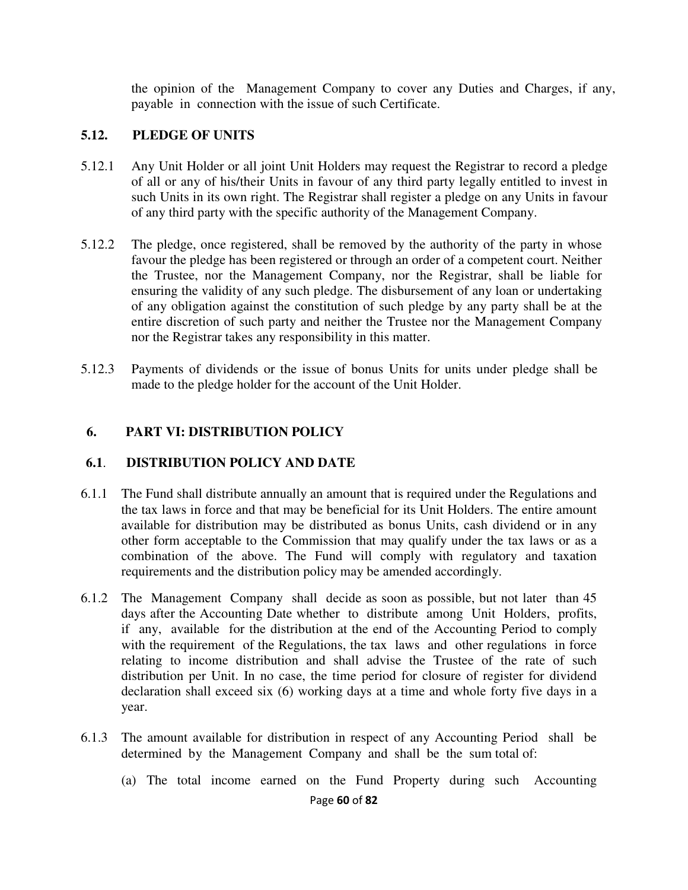the opinion of the Management Company to cover any Duties and Charges, if any, payable in connection with the issue of such Certificate.

### 5.12. PLEDGE OF UNITS

5.12.1 Any Unit Holder or all joint Unit Holders may request the Registrar to record a pledge of all or any of his/their Units in favour of any third party legally entitled to invest in such Units in its own right. The Registrar shall register a pledge on any Units in favour of any third party with the specific authority of the Management Company.

5.12.2 The pledge, once registered, shall be removed by the authority of the party in whose favour the pledge has been registered or through an order of a competent court. Neither the Trustee, nor the Management Company, nor the Registrar, shall be liable for ensuring the validity of any such pledge. The disbursement of any loan or undertaking of any obligation against the constitution of such pledge by any party shall be at the entire discretion of such party and neither the Trustee nor the Management Company nor the Registrar takes any responsibility in this matter.

5.12.3 Payments of dividends or the issue of bonus Units for units under pledge shall be made to the pledge holder for the account of the Unit Holder.

## 6. PART VI: DISTRIBUTION POLICY

### 6.1. DISTRIBUTION POLICY AND DATE

6.1.1 The Fund shall distribute annually an amount that is required under the Regulations and the tax laws in force and that may be beneficial for its Unit Holders. The entire amount available for distribution may be distributed as bonus Units, cash dividend or in any other form acceptable to the Commission that may qualify under the tax laws or as a combination of the above. The Fund will comply with regulatory and taxation requirements and the distribution policy may be amended accordingly.

6.1.2 The Management Company shall decide as soon as possible, but not later than 45 days after the Accounting Date whether to distribute among Unit Holders, profits, if any, available for the distribution at the end of the Accounting Period to comply with the requirement of the Regulations, the tax laws and other regulations in force relating to income distribution and shall advise the Trustee of the rate of such distribution per Unit. In no case, the time period for closure of register for dividend declaration shall exceed six (6) working days at a time and whole forty five days in a year.

6.1.3 The amount available for distribution in respect of any Accounting Period shall be determined by the Management Company and shall be the sum total of:

(a) The total income earned on the Fund Property during such Accounting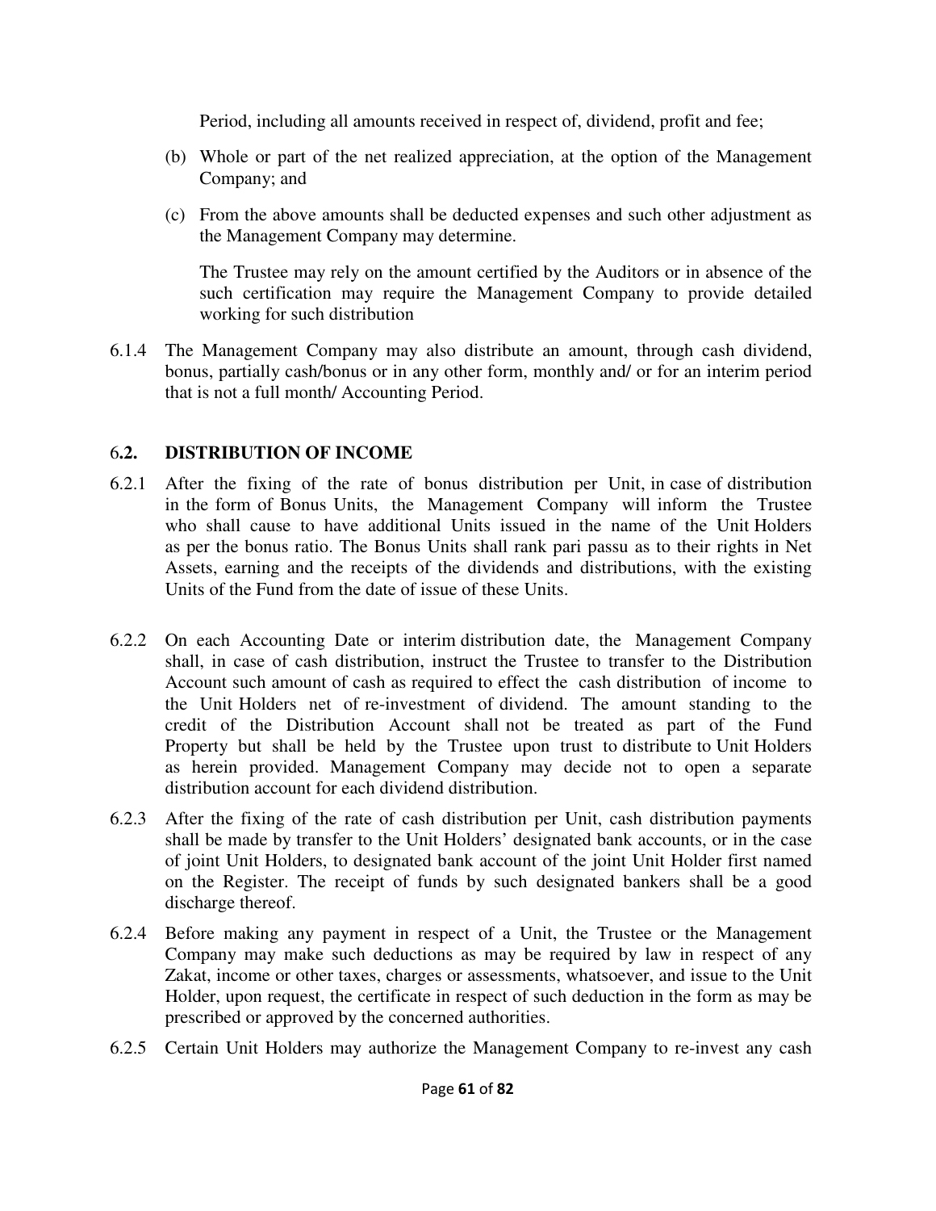Period, including all amounts received in respect of, dividend, profit and fee;

(b) Whole or part of the net realized appreciation, at the option of the Management Company; and

(c) From the above amounts shall be deducted expenses and such other adjustment as the Management Company may determine.

The Trustee may rely on the amount certified by the Auditors or in absence of the such certification may require the Management Company to provide detailed working for such distribution

6.1.4 The Management Company may also distribute an amount, through cash dividend, bonus, partially cash/bonus or in any other form, monthly and/ or for an interim period that is not a full month/ Accounting Period.

## 6.2. DISTRIBUTION OF INCOME

6.2.1 After the fixing of the rate of bonus distribution per Unit, in case of distribution in the form of Bonus Units, the Management Company will inform the Trustee who shall cause to have additional Units issued in the name of the Unit Holders as per the bonus ratio. The Bonus Units shall rank pari passu as to their rights in Net Assets, earning and the receipts of the dividends and distributions, with the existing Units of the Fund from the date of issue of these Units.

6.2.2 On each Accounting Date or interim distribution date, the Management Company shall, in case of cash distribution, instruct the Trustee to transfer to the Distribution Account such amount of cash as required to effect the cash distribution of income to the Unit Holders net of re-investment of dividend. The amount standing to the credit of the Distribution Account shall not be treated as part of the Fund Property but shall be held by the Trustee upon trust to distribute to Unit Holders as herein provided. Management Company may decide not to open a separate distribution account for each dividend distribution.

6.2.3 After the fixing of the rate of cash distribution per Unit, cash distribution payments shall be made by transfer to the Unit Holders' designated bank accounts, or in the case of joint Unit Holders, to designated bank account of the joint Unit Holder first named on the Register. The receipt of funds by such designated bankers shall be a good discharge thereof.

6.2.4 Before making any payment in respect of a Unit, the Trustee or the Management Company may make such deductions as may be required by law in respect of any Zakat, income or other taxes, charges or assessments, whatsoever, and issue to the Unit Holder, upon request, the certificate in respect of such deduction in the form as may be prescribed or approved by the concerned authorities.

6.2.5 Certain Unit Holders may authorize the Management Company to re-invest any cash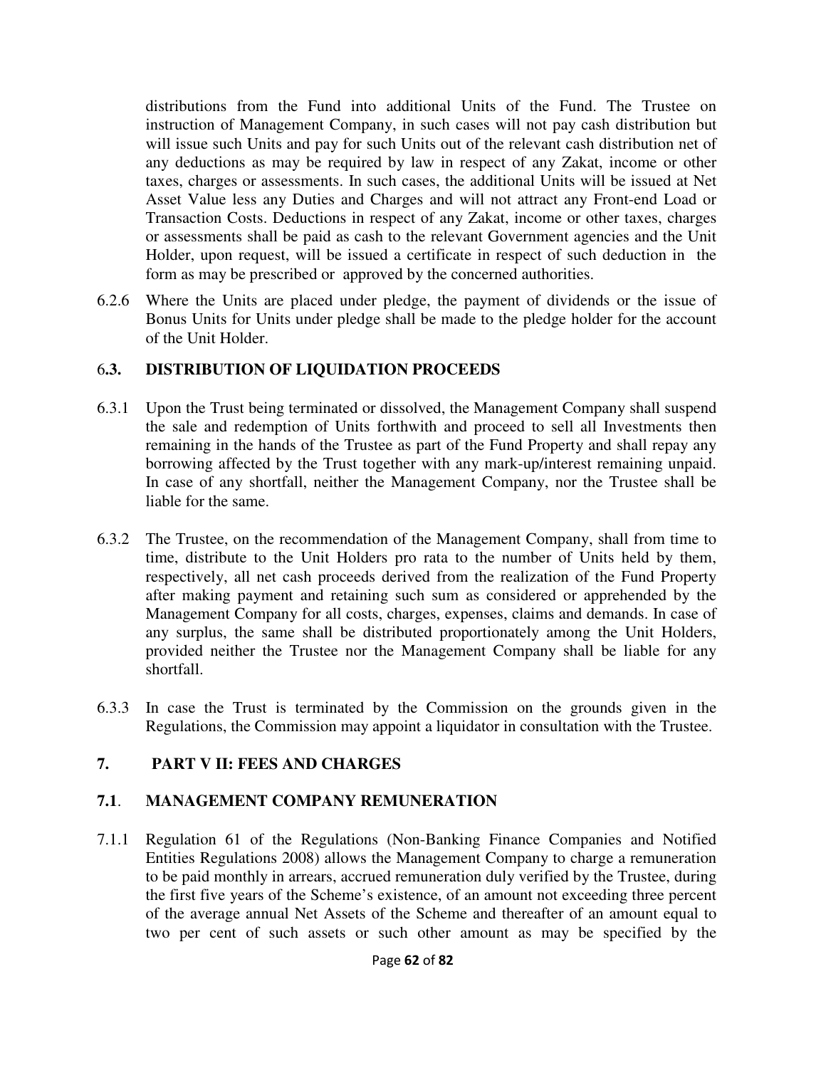distributions from the Fund into additional Units of the Fund. The Trustee on instruction of Management Company, in such cases will not pay cash distribution but will issue such Units and pay for such Units out of the relevant cash distribution net of any deductions as may be required by law in respect of any Zakat, income or other taxes, charges or assessments. In such cases, the additional Units will be issued at Net Asset Value less any Duties and Charges and will not attract any Front-end Load or Transaction Costs. Deductions in respect of any Zakat, income or other taxes, charges or assessments shall be paid as cash to the relevant Government agencies and the Unit Holder, upon request, will be issued a certificate in respect of such deduction in the form as may be prescribed or approved by the concerned authorities.

6.2.6 Where the Units are placed under pledge, the payment of dividends or the issue of Bonus Units for Units under pledge shall be made to the pledge holder for the account of the Unit Holder.

### 6.3. DISTRIBUTION OF LIQUIDATION PROCEEDS

6.3.1 Upon the Trust being terminated or dissolved, the Management Company shall suspend the sale and redemption of Units forthwith and proceed to sell all Investments then remaining in the hands of the Trustee as part of the Fund Property and shall repay any borrowing affected by the Trust together with any mark-up/interest remaining unpaid. In case of any shortfall, neither the Management Company, nor the Trustee shall be liable for the same.

6.3.2 The Trustee, on the recommendation of the Management Company, shall from time to time, distribute to the Unit Holders pro rata to the number of Units held by them, respectively, all net cash proceeds derived from the realization of the Fund Property after making payment and retaining such sum as considered or apprehended by the Management Company for all costs, charges, expenses, claims and demands. In case of any surplus, the same shall be distributed proportionately among the Unit Holders, provided neither the Trustee nor the Management Company shall be liable for any shortfall.

6.3.3 In case the Trust is terminated by the Commission on the grounds given in the Regulations, the Commission may appoint a liquidator in consultation with the Trustee.

## 7. PART V II: FEES AND CHARGES

### 7.1. MANAGEMENT COMPANY REMUNERATION

7.1.1 Regulation 61 of the Regulations (Non-Banking Finance Companies and Notified Entities Regulations 2008) allows the Management Company to charge a remuneration to be paid monthly in arrears, accrued remuneration duly verified by the Trustee, during the first five years of the Scheme's existence, of an amount not exceeding three percent of the average annual Net Assets of the Scheme and thereafter of an amount equal to two per cent of such assets or such other amount as may be specified by the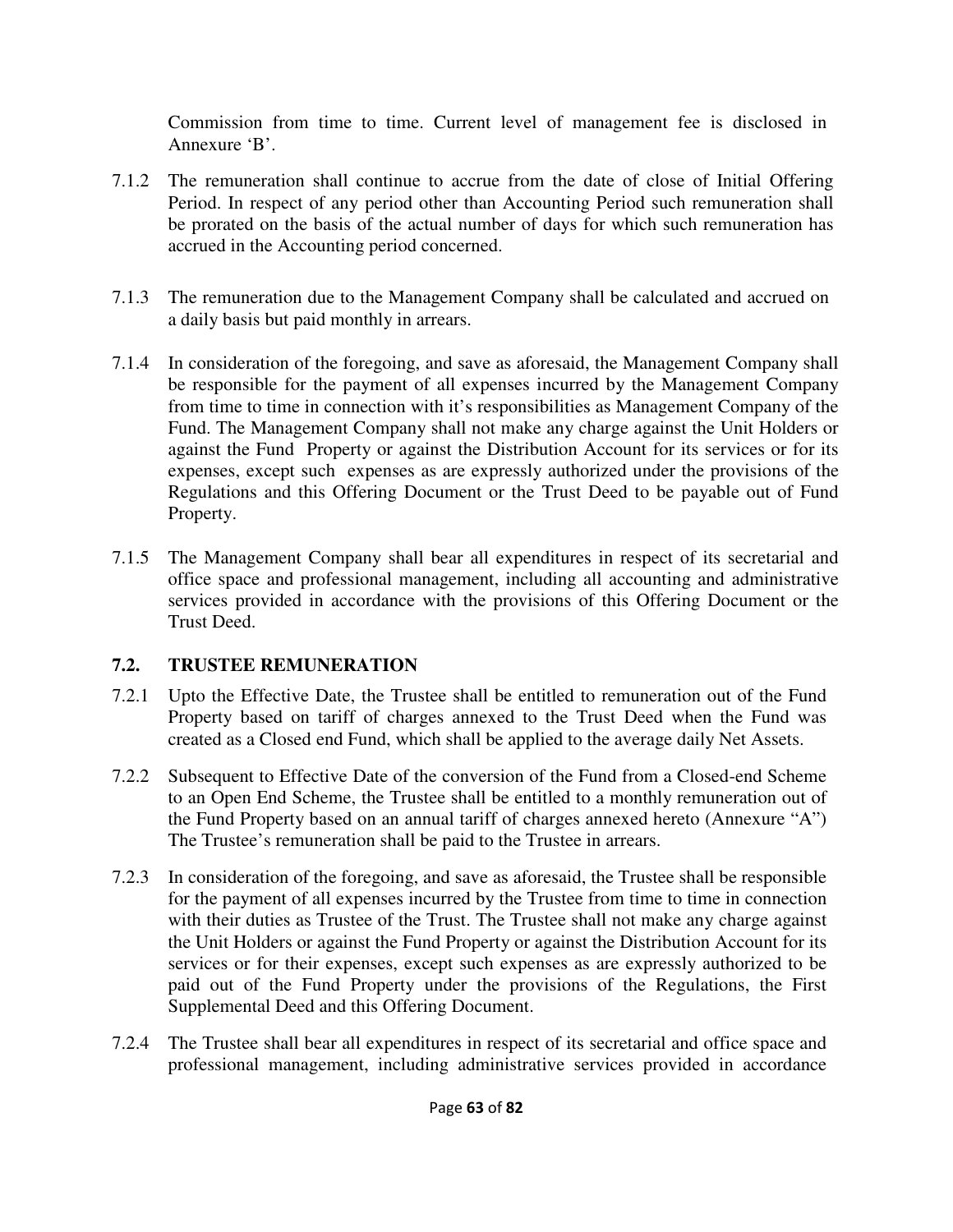Commission from time to time. Current level of management fee is disclosed in Annexure 'B'.

7.1.2 The remuneration shall continue to accrue from the date of close of Initial Offering Period. In respect of any period other than Accounting Period such remuneration shall be prorated on the basis of the actual number of days for which such remuneration has accrued in the Accounting period concerned.

7.1.3 The remuneration due to the Management Company shall be calculated and accrued on a daily basis but paid monthly in arrears.

7.1.4 In consideration of the foregoing, and save as aforesaid, the Management Company shall be responsible for the payment of all expenses incurred by the Management Company from time to time in connection with it's responsibilities as Management Company of the Fund. The Management Company shall not make any charge against the Unit Holders or against the Fund Property or against the Distribution Account for its services or for its expenses, except such expenses as are expressly authorized under the provisions of the Regulations and this Offering Document or the Trust Deed to be payable out of Fund Property.

7.1.5 The Management Company shall bear all expenditures in respect of its secretarial and office space and professional management, including all accounting and administrative services provided in accordance with the provisions of this Offering Document or the Trust Deed.

## 7.2. TRUSTEE REMUNERATION

7.2.1 Upto the Effective Date, the Trustee shall be entitled to remuneration out of the Fund Property based on tariff of charges annexed to the Trust Deed when the Fund was created as a Closed end Fund, which shall be applied to the average daily Net Assets.

7.2.2 Subsequent to Effective Date of the conversion of the Fund from a Closed-end Scheme to an Open End Scheme, the Trustee shall be entitled to a monthly remuneration out of the Fund Property based on an annual tariff of charges annexed hereto (Annexure "A") The Trustee's remuneration shall be paid to the Trustee in arrears.

7.2.3 In consideration of the foregoing, and save as aforesaid, the Trustee shall be responsible for the payment of all expenses incurred by the Trustee from time to time in connection with their duties as Trustee of the Trust. The Trustee shall not make any charge against the Unit Holders or against the Fund Property or against the Distribution Account for its services or for their expenses, except such expenses as are expressly authorized to be paid out of the Fund Property under the provisions of the Regulations, the First Supplemental Deed and this Offering Document.

7.2.4 The Trustee shall bear all expenditures in respect of its secretarial and office space and professional management, including administrative services provided in accordance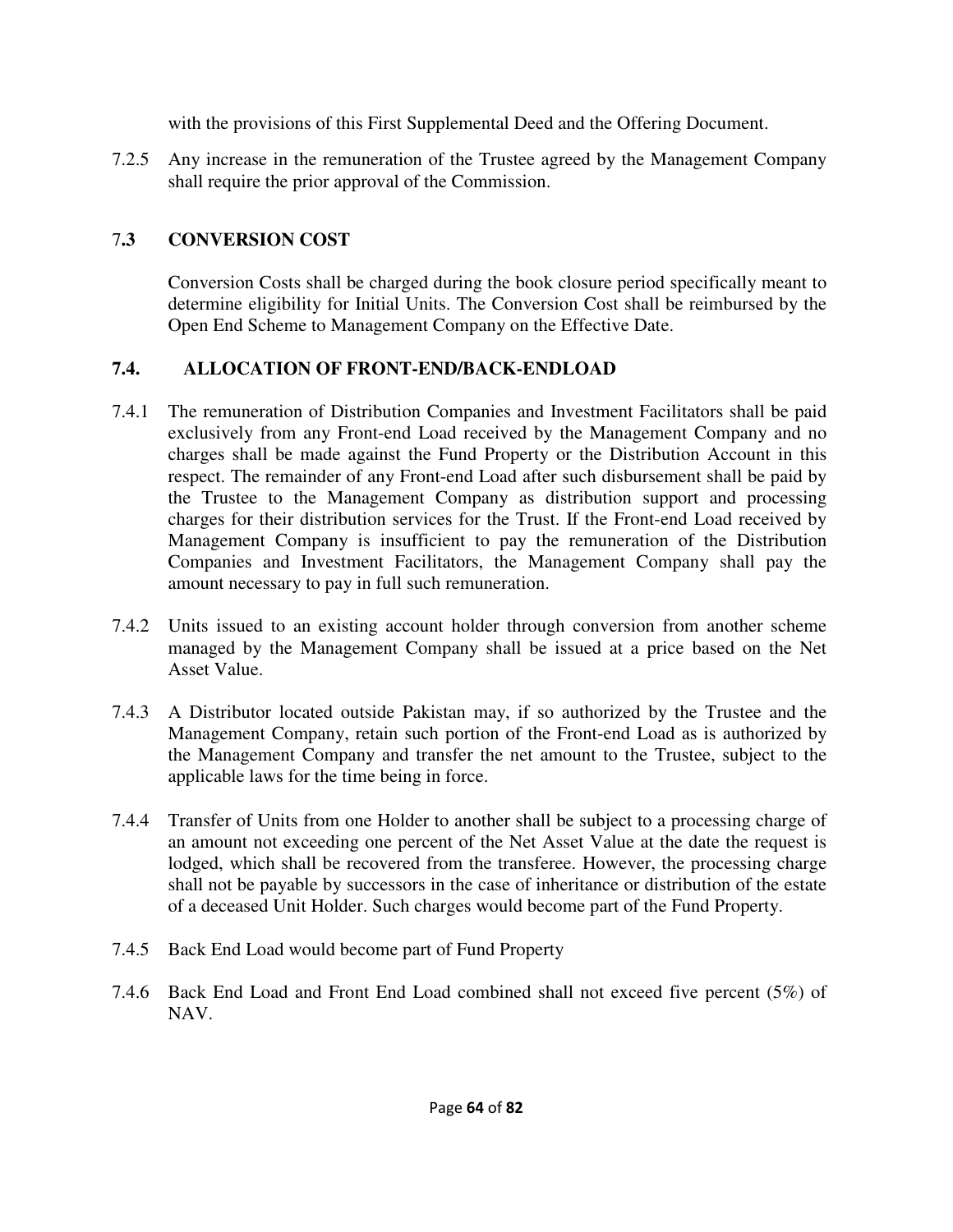with the provisions of this First Supplemental Deed and the Offering Document.

7.2.5 Any increase in the remuneration of the Trustee agreed by the Management Company shall require the prior approval of the Commission.

### 7.3 CONVERSION COST

Conversion Costs shall be charged during the book closure period specifically meant to determine eligibility for Initial Units. The Conversion Cost shall be reimbursed by the Open End Scheme to Management Company on the Effective Date.

### 7.4. ALLOCATION OF FRONT-END/BACK-ENDLOAD

7.4.1 The remuneration of Distribution Companies and Investment Facilitators shall be paid exclusively from any Front-end Load received by the Management Company and no charges shall be made against the Fund Property or the Distribution Account in this respect. The remainder of any Front-end Load after such disbursement shall be paid by the Trustee to the Management Company as distribution support and processing charges for their distribution services for the Trust. If the Front-end Load received by Management Company is insufficient to pay the remuneration of the Distribution Companies and Investment Facilitators, the Management Company shall pay the amount necessary to pay in full such remuneration.

7.4.2 Units issued to an existing account holder through conversion from another scheme managed by the Management Company shall be issued at a price based on the Net Asset Value.

7.4.3 A Distributor located outside Pakistan may, if so authorized by the Trustee and the Management Company, retain such portion of the Front-end Load as is authorized by the Management Company and transfer the net amount to the Trustee, subject to the applicable laws for the time being in force.

7.4.4 Transfer of Units from one Holder to another shall be subject to a processing charge of an amount not exceeding one percent of the Net Asset Value at the date the request is lodged, which shall be recovered from the transferee. However, the processing charge shall not be payable by successors in the case of inheritance or distribution of the estate of a deceased Unit Holder. Such charges would become part of the Fund Property.

7.4.5 Back End Load would become part of Fund Property

7.4.6 Back End Load and Front End Load combined shall not exceed five percent (5%) of NAV.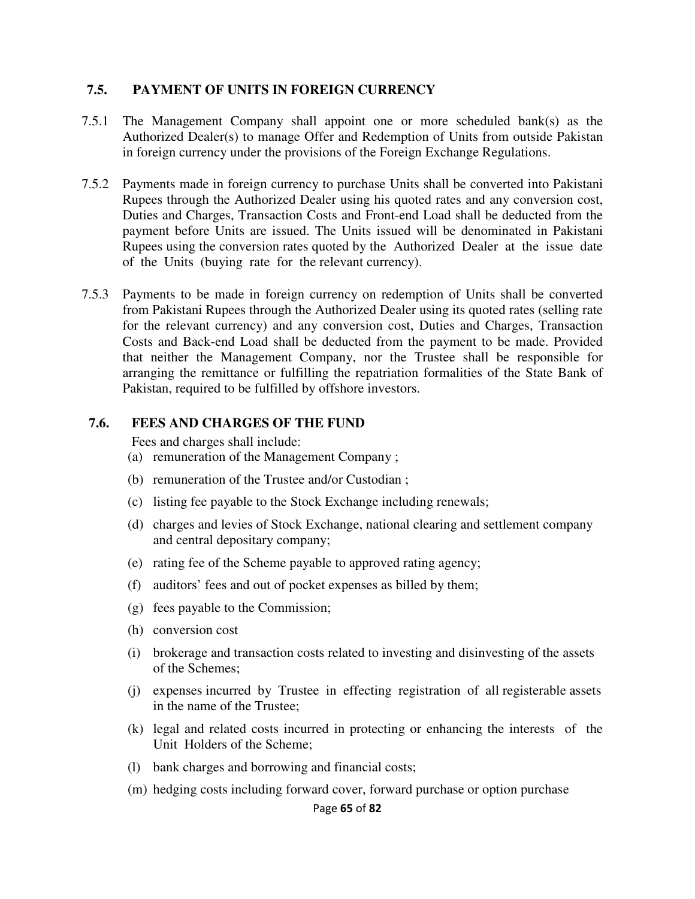### 7.5. PAYMENT OF UNITS IN FOREIGN CURRENCY

7.5.1 The Management Company shall appoint one or more scheduled bank(s) as the Authorized Dealer(s) to manage Offer and Redemption of Units from outside Pakistan in foreign currency under the provisions of the Foreign Exchange Regulations.

7.5.2 Payments made in foreign currency to purchase Units shall be converted into Pakistani Rupees through the Authorized Dealer using his quoted rates and any conversion cost, Duties and Charges, Transaction Costs and Front-end Load shall be deducted from the payment before Units are issued. The Units issued will be denominated in Pakistani Rupees using the conversion rates quoted by the Authorized Dealer at the issue date of the Units (buying rate for the relevant currency).

7.5.3 Payments to be made in foreign currency on redemption of Units shall be converted from Pakistani Rupees through the Authorized Dealer using its quoted rates (selling rate for the relevant currency) and any conversion cost, Duties and Charges, Transaction Costs and Back-end Load shall be deducted from the payment to be made. Provided that neither the Management Company, nor the Trustee shall be responsible for arranging the remittance or fulfilling the repatriation formalities of the State Bank of Pakistan, required to be fulfilled by offshore investors.

### 7.6. FEES AND CHARGES OF THE FUND

Fees and charges shall include:

(a) remuneration of the Management Company ;

(b) remuneration of the Trustee and/or Custodian ;

(c) listing fee payable to the Stock Exchange including renewals;

(d) charges and levies of Stock Exchange, national clearing and settlement company and central depositary company;

(e) rating fee of the Scheme payable to approved rating agency;

(f) auditors' fees and out of pocket expenses as billed by them;

(g) fees payable to the Commission;

(h) conversion cost

(i) brokerage and transaction costs related to investing and disinvesting of the assets of the Schemes;

(j) expenses incurred by Trustee in effecting registration of all registerable assets in the name of the Trustee;

(k) legal and related costs incurred in protecting or enhancing the interests of the Unit Holders of the Scheme;

(l) bank charges and borrowing and financial costs;

(m) hedging costs including forward cover, forward purchase or option purchase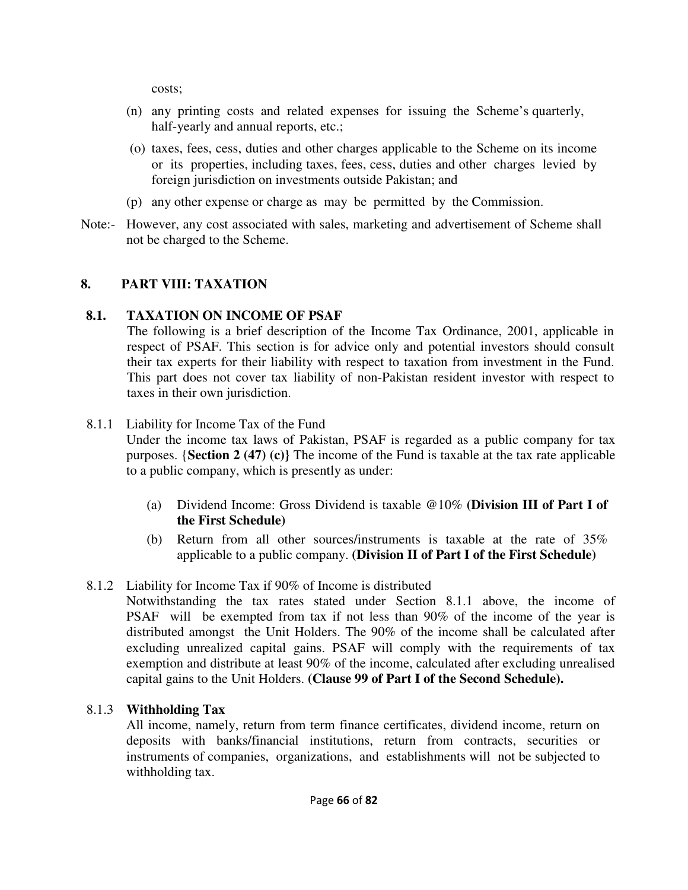costs;

(n) any printing costs and related expenses for issuing the Scheme's quarterly, half-yearly and annual reports, etc.;

(o) taxes, fees, cess, duties and other charges applicable to the Scheme on its income or its properties, including taxes, fees, cess, duties and other charges levied by foreign jurisdiction on investments outside Pakistan; and

(p) any other expense or charge as may be permitted by the Commission.

Note:- However, any cost associated with sales, marketing and advertisement of Scheme shall not be charged to the Scheme.

## 8. PART VIII: TAXATION

### 8.1. TAXATION ON INCOME OF PSAF

The following is a brief description of the Income Tax Ordinance, 2001, applicable in respect of PSAF. This section is for advice only and potential investors should consult their tax experts for their liability with respect to taxation from investment in the Fund. This part does not cover tax liability of non-Pakistan resident investor with respect to taxes in their own jurisdiction.

8.1.1 Liability for Income Tax of the Fund

Under the income tax laws of Pakistan, PSAF is regarded as a public company for tax purposes. {**Section 2 (47) (c)**} The income of the Fund is taxable at the tax rate applicable to a public company, which is presently as under:

(a) Dividend Income: Gross Dividend is taxable @10% **(Division III of Part I of the First Schedule)**

(b) Return from all other sources/instruments is taxable at the rate of 35% applicable to a public company. **(Division II of Part I of the First Schedule)**

8.1.2 Liability for Income Tax if 90% of Income is distributed

Notwithstanding the tax rates stated under Section 8.1.1 above, the income of PSAF will be exempted from tax if not less than 90% of the income of the year is distributed amongst the Unit Holders. The 90% of the income shall be calculated after excluding unrealized capital gains. PSAF will comply with the requirements of tax exemption and distribute at least 90% of the income, calculated after excluding unrealised capital gains to the Unit Holders. **(Clause 99 of Part I of the Second Schedule).**

8.1.3 **Withholding Tax**

All income, namely, return from term finance certificates, dividend income, return on deposits with banks/financial institutions, return from contracts, securities or instruments of companies, organizations, and establishments will not be subjected to withholding tax.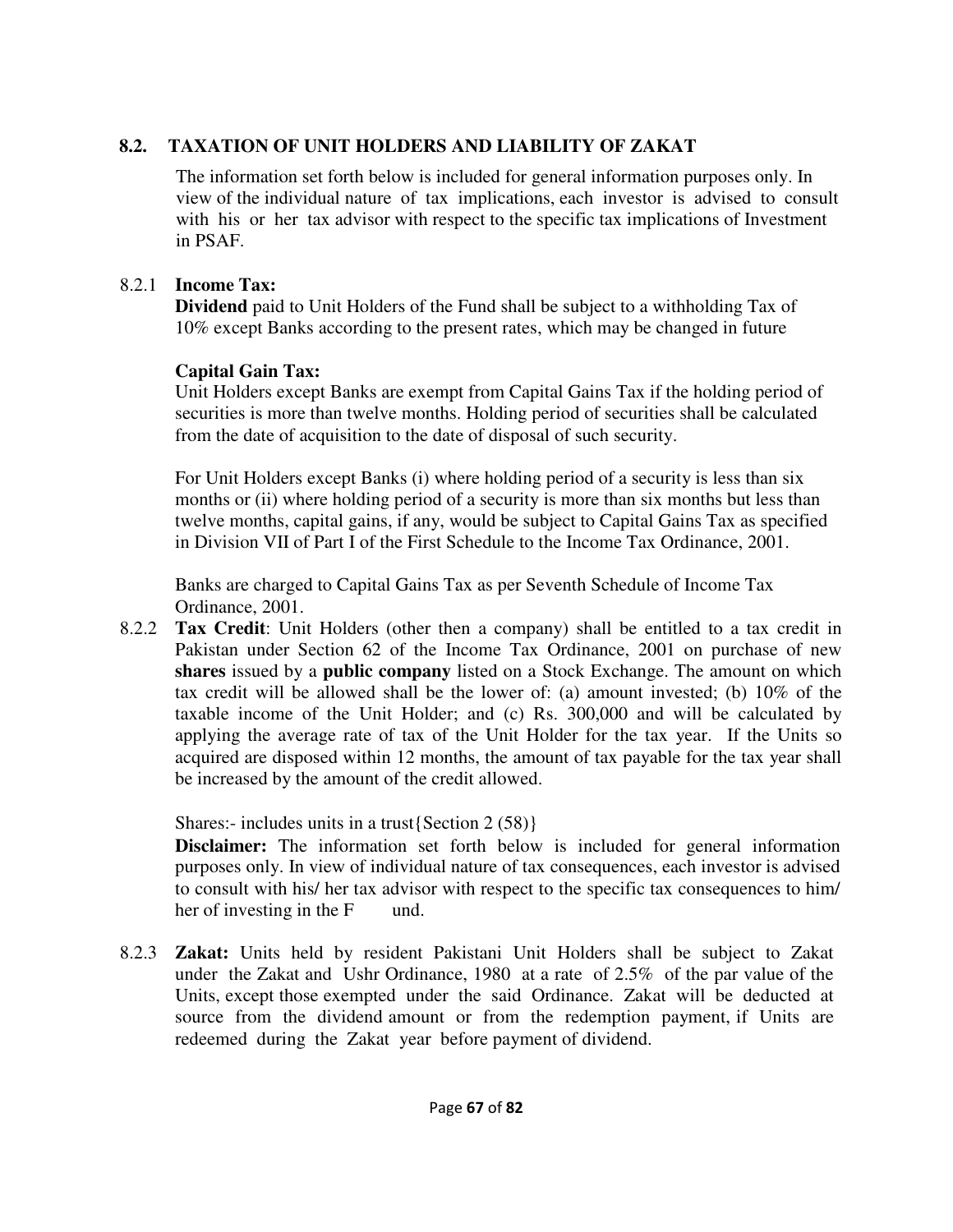## 8.2. TAXATION OF UNIT HOLDERS AND LIABILITY OF ZAKAT

The information set forth below is included for general information purposes only. In view of the individual nature of tax implications, each investor is advised to consult with his or her tax advisor with respect to the specific tax implications of Investment in PSAF.

### 8.2.1 Income Tax:

**Dividend** paid to Unit Holders of the Fund shall be subject to a withholding Tax of 10% except Banks according to the present rates, which may be changed in future

**Capital Gain Tax:**

Unit Holders except Banks are exempt from Capital Gains Tax if the holding period of securities is more than twelve months. Holding period of securities shall be calculated from the date of acquisition to the date of disposal of such security.

For Unit Holders except Banks (i) where holding period of a security is less than six months or (ii) where holding period of a security is more than six months but less than twelve months, capital gains, if any, would be subject to Capital Gains Tax as specified in Division VII of Part I of the First Schedule to the Income Tax Ordinance, 2001.

Banks are charged to Capital Gains Tax as per Seventh Schedule of Income Tax Ordinance, 2001.

### 8.2.2 **Tax Credit**: 

Unit Holders (other then a company) shall be entitled to a tax credit in Pakistan under Section 62 of the Income Tax Ordinance, 2001 on purchase of new **shares** issued by a **public company** listed on a Stock Exchange. The amount on which tax credit will be allowed shall be the lower of: (a) amount invested; (b) 10% of the taxable income of the Unit Holder; and (c) Rs. 300,000 and will be calculated by applying the average rate of tax of the Unit Holder for the tax year. If the Units so acquired are disposed within 12 months, the amount of tax payable for the tax year shall be increased by the amount of the credit allowed.

Shares:- includes units in a trust{Section 2 (58)}

**Disclaimer:** The information set forth below is included for general information purposes only. In view of individual nature of tax consequences, each investor is advised to consult with his/ her tax advisor with respect to the specific tax consequences to him/ her of investing in the F und.

### 8.2.3 **Zakat:** 

Units held by resident Pakistani Unit Holders shall be subject to Zakat under the Zakat and Ushr Ordinance, 1980 at a rate of 2.5% of the par value of the Units, except those exempted under the said Ordinance. Zakat will be deducted at source from the dividend amount or from the redemption payment, if Units are redeemed during the Zakat year before payment of dividend.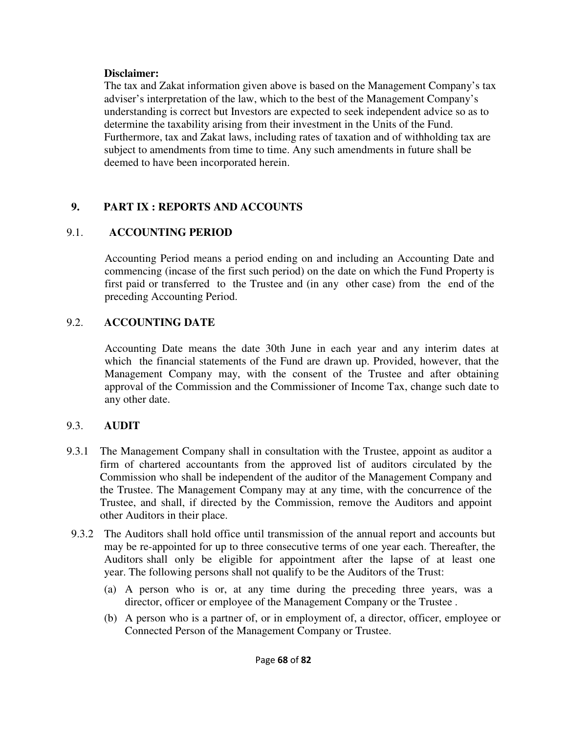**Disclaimer:**

The tax and Zakat information given above is based on the Management Company's tax adviser's interpretation of the law, which to the best of the Management Company's understanding is correct but Investors are expected to seek independent advice so as to determine the taxability arising from their investment in the Units of the Fund. Furthermore, tax and Zakat laws, including rates of taxation and of withholding tax are subject to amendments from time to time. Any such amendments in future shall be deemed to have been incorporated herein.

## 9. PART IX : REPORTS AND ACCOUNTS

### 9.1. ACCOUNTING PERIOD

Accounting Period means a period ending on and including an Accounting Date and commencing (incase of the first such period) on the date on which the Fund Property is first paid or transferred to the Trustee and (in any other case) from the end of the preceding Accounting Period.

### 9.2. ACCOUNTING DATE

Accounting Date means the date 30th June in each year and any interim dates at which the financial statements of the Fund are drawn up. Provided, however, that the Management Company may, with the consent of the Trustee and after obtaining approval of the Commission and the Commissioner of Income Tax, change such date to any other date.

### 9.3. AUDIT

9.3.1 The Management Company shall in consultation with the Trustee, appoint as auditor a firm of chartered accountants from the approved list of auditors circulated by the Commission who shall be independent of the auditor of the Management Company and the Trustee. The Management Company may at any time, with the concurrence of the Trustee, and shall, if directed by the Commission, remove the Auditors and appoint other Auditors in their place.

9.3.2 The Auditors shall hold office until transmission of the annual report and accounts but may be re-appointed for up to three consecutive terms of one year each. Thereafter, the Auditors shall only be eligible for appointment after the lapse of at least one year. The following persons shall not qualify to be the Auditors of the Trust:

(a) A person who is or, at any time during the preceding three years, was a director, officer or employee of the Management Company or the Trustee .

(b) A person who is a partner of, or in employment of, a director, officer, employee or Connected Person of the Management Company or Trustee.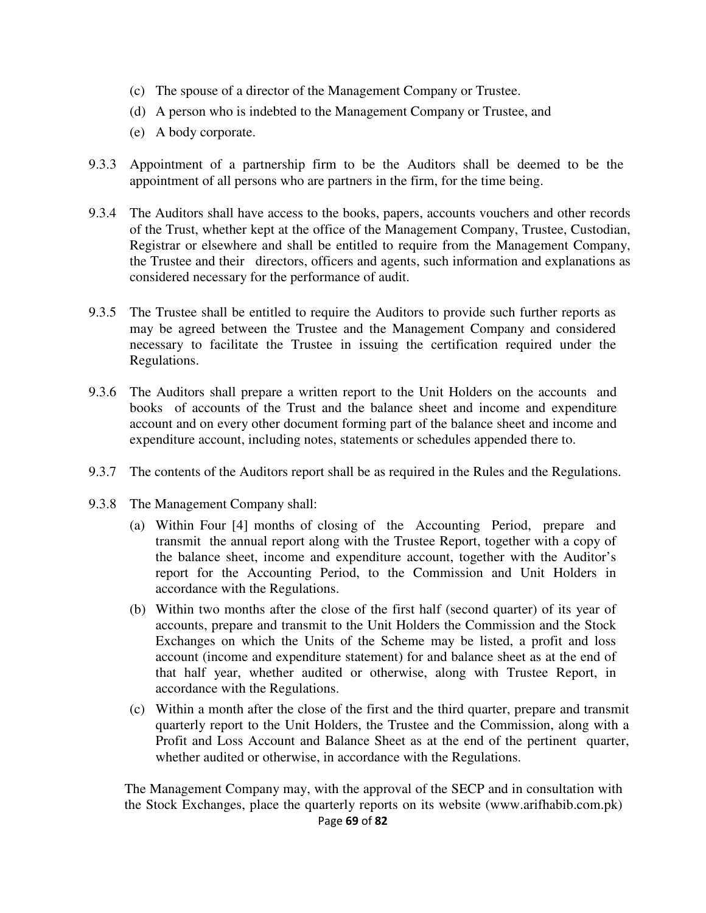(c) The spouse of a director of the Management Company or Trustee.

(d) A person who is indebted to the Management Company or Trustee, and

(e) A body corporate.

9.3.3 Appointment of a partnership firm to be the Auditors shall be deemed to be the appointment of all persons who are partners in the firm, for the time being.

9.3.4 The Auditors shall have access to the books, papers, accounts vouchers and other records of the Trust, whether kept at the office of the Management Company, Trustee, Custodian, Registrar or elsewhere and shall be entitled to require from the Management Company, the Trustee and their directors, officers and agents, such information and explanations as considered necessary for the performance of audit.

9.3.5 The Trustee shall be entitled to require the Auditors to provide such further reports as may be agreed between the Trustee and the Management Company and considered necessary to facilitate the Trustee in issuing the certification required under the Regulations.

9.3.6 The Auditors shall prepare a written report to the Unit Holders on the accounts and books of accounts of the Trust and the balance sheet and income and expenditure account and on every other document forming part of the balance sheet and income and expenditure account, including notes, statements or schedules appended there to.

9.3.7 The contents of the Auditors report shall be as required in the Rules and the Regulations.

9.3.8 The Management Company shall:

(a) Within Four [4] months of closing of the Accounting Period, prepare and transmit the annual report along with the Trustee Report, together with a copy of the balance sheet, income and expenditure account, together with the Auditor's report for the Accounting Period, to the Commission and Unit Holders in accordance with the Regulations.

(b) Within two months after the close of the first half (second quarter) of its year of accounts, prepare and transmit to the Unit Holders the Commission and the Stock Exchanges on which the Units of the Scheme may be listed, a profit and loss account (income and expenditure statement) for and balance sheet as at the end of that half year, whether audited or otherwise, along with Trustee Report, in accordance with the Regulations.

(c) Within a month after the close of the first and the third quarter, prepare and transmit quarterly report to the Unit Holders, the Trustee and the Commission, along with a Profit and Loss Account and Balance Sheet as at the end of the pertinent quarter, whether audited or otherwise, in accordance with the Regulations.

The Management Company may, with the approval of the SECP and in consultation with the Stock Exchanges, place the quarterly reports on its website (www.arifhabib.com.pk)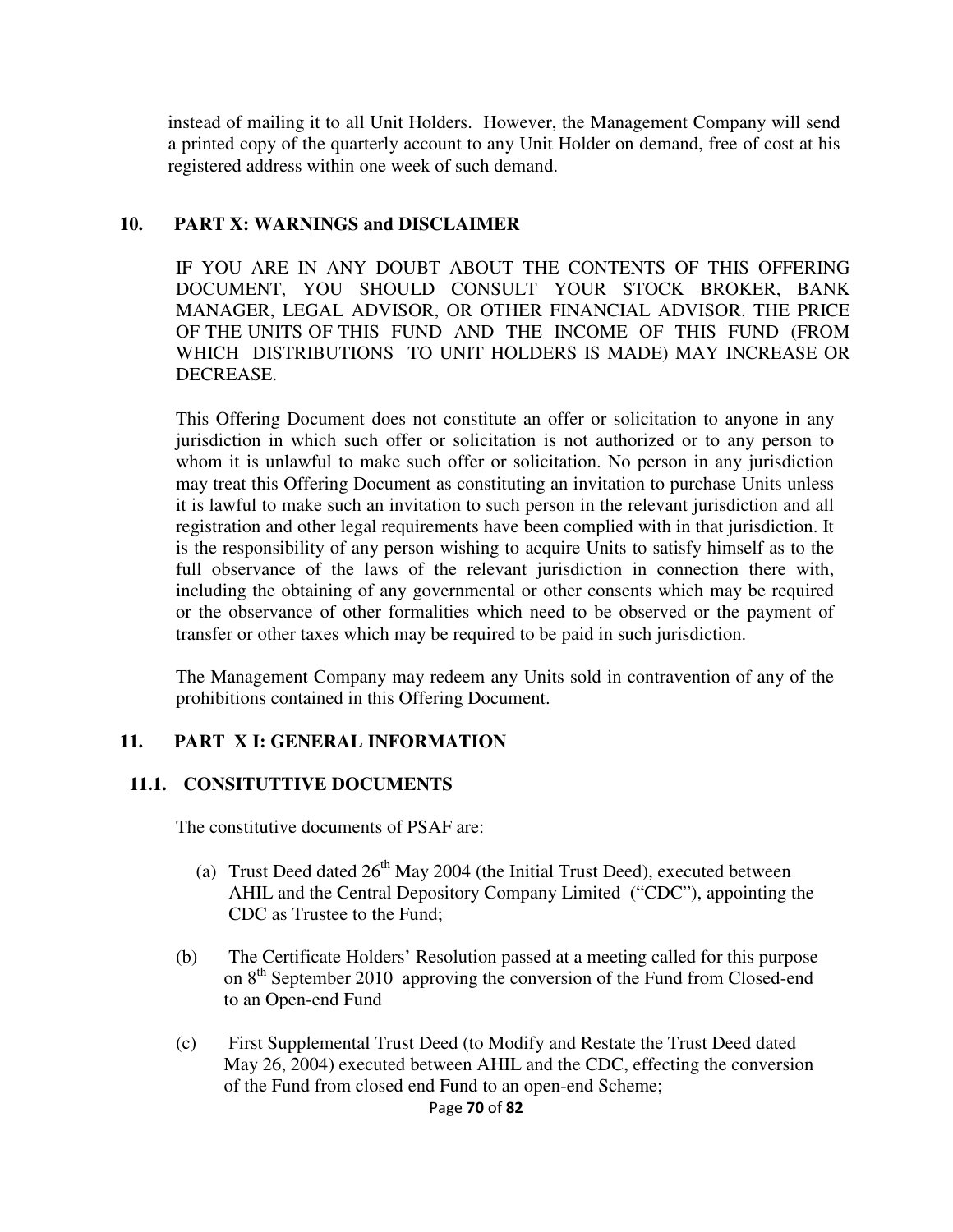instead of mailing it to all Unit Holders. However, the Management Company will send a printed copy of the quarterly account to any Unit Holder on demand, free of cost at his registered address within one week of such demand.

## 10. PART X: WARNINGS and DISCLAIMER

IF YOU ARE IN ANY DOUBT ABOUT THE CONTENTS OF THIS OFFERING DOCUMENT, YOU SHOULD CONSULT YOUR STOCK BROKER, BANK MANAGER, LEGAL ADVISOR, OR OTHER FINANCIAL ADVISOR. THE PRICE OF THE UNITS OF THIS FUND AND THE INCOME OF THIS FUND (FROM WHICH DISTRIBUTIONS TO UNIT HOLDERS IS MADE) MAY INCREASE OR DECREASE.

This Offering Document does not constitute an offer or solicitation to anyone in any jurisdiction in which such offer or solicitation is not authorized or to any person to whom it is unlawful to make such offer or solicitation. No person in any jurisdiction may treat this Offering Document as constituting an invitation to purchase Units unless it is lawful to make such an invitation to such person in the relevant jurisdiction and all registration and other legal requirements have been complied with in that jurisdiction. It is the responsibility of any person wishing to acquire Units to satisfy himself as to the full observance of the laws of the relevant jurisdiction in connection there with, including the obtaining of any governmental or other consents which may be required or the observance of other formalities which need to be observed or the payment of transfer or other taxes which may be required to be paid in such jurisdiction.

The Management Company may redeem any Units sold in contravention of any of the prohibitions contained in this Offering Document.

## 11. PART X I: GENERAL INFORMATION

### 11.1. CONSITUTTIVE DOCUMENTS

The constitutive documents of PSAF are:

(a) Trust Deed dated 26th May 2004 (the Initial Trust Deed), executed between AHIL and the Central Depository Company Limited ("CDC"), appointing the CDC as Trustee to the Fund;

(b) The Certificate Holders' Resolution passed at a meeting called for this purpose on 8th September 2010 approving the conversion of the Fund from Closed-end to an Open-end Fund

(c) First Supplemental Trust Deed (to Modify and Restate the Trust Deed dated May 26, 2004) executed between AHIL and the CDC, effecting the conversion of the Fund from closed end Fund to an open-end Scheme;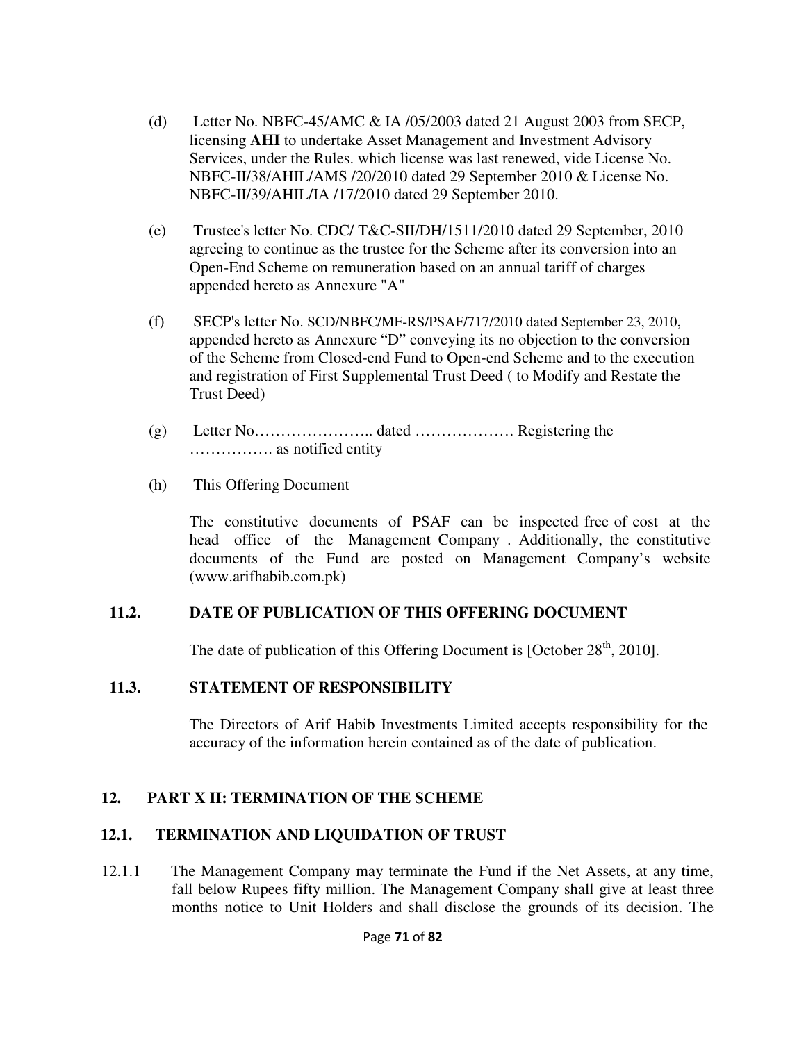(d) Letter No. NBFC-45/AMC & IA /05/2003 dated 21 August 2003 from SECP, licensing **AHI** to undertake Asset Management and Investment Advisory Services, under the Rules. which license was last renewed, vide License No. NBFC-II/38/AHIL/AMS /20/2010 dated 29 September 2010 & License No. NBFC-II/39/AHIL/IA /17/2010 dated 29 September 2010.

(e) Trustee's letter No. CDC/ T&C-SII/DH/1511/2010 dated 29 September, 2010 agreeing to continue as the trustee for the Scheme after its conversion into an Open-End Scheme on remuneration based on an annual tariff of charges appended hereto as Annexure "A"

(f) SECP's letter No. SCD/NBFC/MF-RS/PSAF/717/2010 dated September 23, 2010, appended hereto as Annexure "D" conveying its no objection to the conversion of the Scheme from Closed-end Fund to Open-end Scheme and to the execution and registration of First Supplemental Trust Deed ( to Modify and Restate the Trust Deed)

(g) Letter No………………….. dated ………………. Registering the ……………. as notified entity

(h) This Offering Document

The constitutive documents of PSAF can be inspected free of cost at the head office of the Management Company . Additionally, the constitutive documents of the Fund are posted on Management Company's website (www.arifhabib.com.pk)

### 11.2. DATE OF PUBLICATION OF THIS OFFERING DOCUMENT

The date of publication of this Offering Document is [October 28th, 2010].

### 11.3. STATEMENT OF RESPONSIBILITY

The Directors of Arif Habib Investments Limited accepts responsibility for the accuracy of the information herein contained as of the date of publication.

## 12. PART X II: TERMINATION OF THE SCHEME

### 12.1. TERMINATION AND LIQUIDATION OF TRUST

12.1.1 The Management Company may terminate the Fund if the Net Assets, at any time, fall below Rupees fifty million. The Management Company shall give at least three months notice to Unit Holders and shall disclose the grounds of its decision. The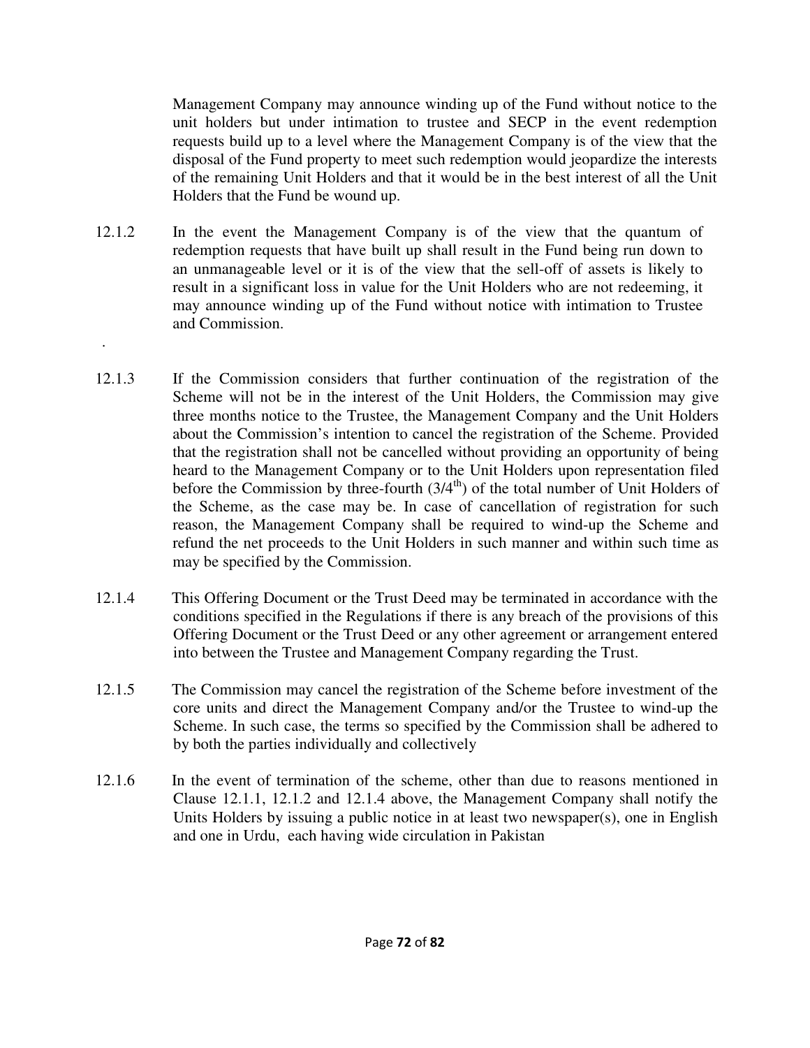Management Company may announce winding up of the Fund without notice to the unit holders but under intimation to trustee and SECP in the event redemption requests build up to a level where the Management Company is of the view that the disposal of the Fund property to meet such redemption would jeopardize the interests of the remaining Unit Holders and that it would be in the best interest of all the Unit Holders that the Fund be wound up.

12.1.2 In the event the Management Company is of the view that the quantum of redemption requests that have built up shall result in the Fund being run down to an unmanageable level or it is of the view that the sell-off of assets is likely to result in a significant loss in value for the Unit Holders who are not redeeming, it may announce winding up of the Fund without notice with intimation to Trustee and Commission.

.

12.1.3 If the Commission considers that further continuation of the registration of the Scheme will not be in the interest of the Unit Holders, the Commission may give three months notice to the Trustee, the Management Company and the Unit Holders about the Commission's intention to cancel the registration of the Scheme. Provided that the registration shall not be cancelled without providing an opportunity of being heard to the Management Company or to the Unit Holders upon representation filed before the Commission by three-fourth (3/4th) of the total number of Unit Holders of the Scheme, as the case may be. In case of cancellation of registration for such reason, the Management Company shall be required to wind-up the Scheme and refund the net proceeds to the Unit Holders in such manner and within such time as may be specified by the Commission.

12.1.4 This Offering Document or the Trust Deed may be terminated in accordance with the conditions specified in the Regulations if there is any breach of the provisions of this Offering Document or the Trust Deed or any other agreement or arrangement entered into between the Trustee and Management Company regarding the Trust.

12.1.5 The Commission may cancel the registration of the Scheme before investment of the core units and direct the Management Company and/or the Trustee to wind-up the Scheme. In such case, the terms so specified by the Commission shall be adhered to by both the parties individually and collectively

12.1.6 In the event of termination of the scheme, other than due to reasons mentioned in Clause 12.1.1, 12.1.2 and 12.1.4 above, the Management Company shall notify the Units Holders by issuing a public notice in at least two newspaper(s), one in English and one in Urdu, each having wide circulation in Pakistan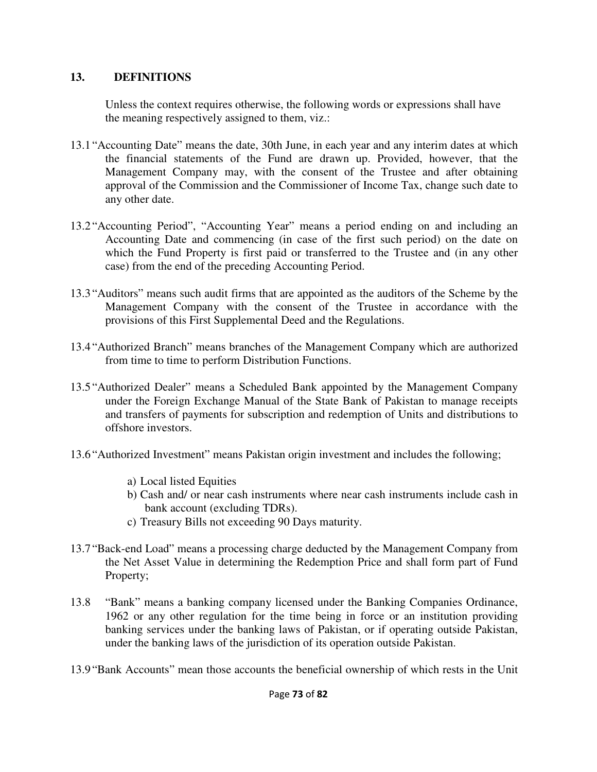## 13. DEFINITIONS

Unless the context requires otherwise, the following words or expressions shall have the meaning respectively assigned to them, viz.:

13.1 "Accounting Date" means the date, 30th June, in each year and any interim dates at which the financial statements of the Fund are drawn up. Provided, however, that the Management Company may, with the consent of the Trustee and after obtaining approval of the Commission and the Commissioner of Income Tax, change such date to any other date.

13.2 "Accounting Period", "Accounting Year" means a period ending on and including an Accounting Date and commencing (in case of the first such period) on the date on which the Fund Property is first paid or transferred to the Trustee and (in any other case) from the end of the preceding Accounting Period.

13.3 "Auditors" means such audit firms that are appointed as the auditors of the Scheme by the Management Company with the consent of the Trustee in accordance with the provisions of this First Supplemental Deed and the Regulations.

13.4 "Authorized Branch" means branches of the Management Company which are authorized from time to time to perform Distribution Functions.

13.5 "Authorized Dealer" means a Scheduled Bank appointed by the Management Company under the Foreign Exchange Manual of the State Bank of Pakistan to manage receipts and transfers of payments for subscription and redemption of Units and distributions to offshore investors.

13.6 "Authorized Investment" means Pakistan origin investment and includes the following;

a) Local listed Equities
b) Cash and/ or near cash instruments where near cash instruments include cash in bank account (excluding TDRs).
c) Treasury Bills not exceeding 90 Days maturity.

13.7 "Back-end Load" means a processing charge deducted by the Management Company from the Net Asset Value in determining the Redemption Price and shall form part of Fund Property;

13.8 "Bank" means a banking company licensed under the Banking Companies Ordinance, 1962 or any other regulation for the time being in force or an institution providing banking services under the banking laws of Pakistan, or if operating outside Pakistan, under the banking laws of the jurisdiction of its operation outside Pakistan.

13.9 "Bank Accounts" mean those accounts the beneficial ownership of which rests in the Unit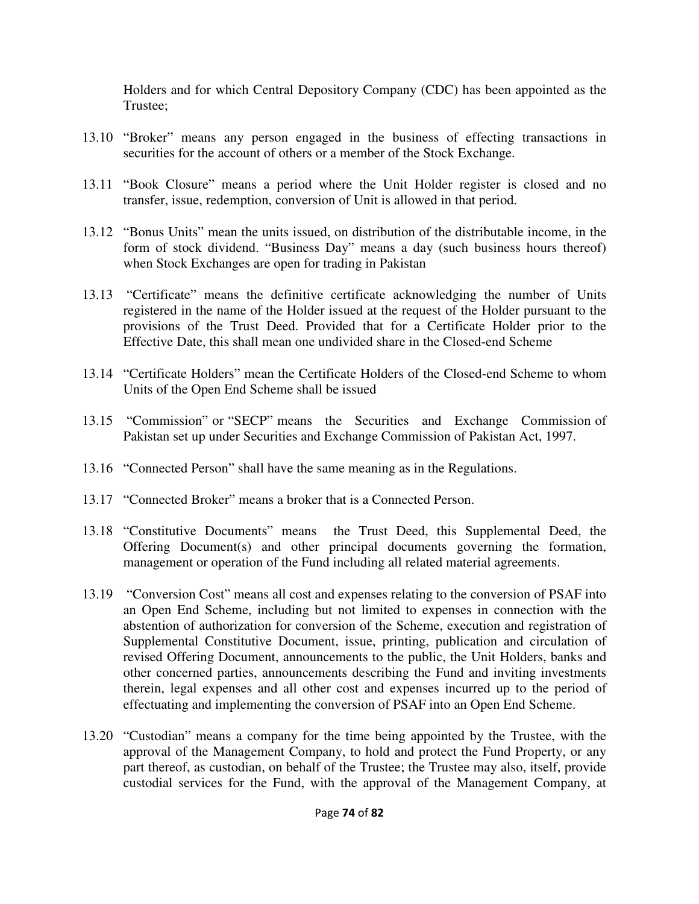Holders and for which Central Depository Company (CDC) has been appointed as the Trustee;

13.10 "Broker" means any person engaged in the business of effecting transactions in securities for the account of others or a member of the Stock Exchange.

13.11 "Book Closure" means a period where the Unit Holder register is closed and no transfer, issue, redemption, conversion of Unit is allowed in that period.

13.12 "Bonus Units" mean the units issued, on distribution of the distributable income, in the form of stock dividend. "Business Day" means a day (such business hours thereof) when Stock Exchanges are open for trading in Pakistan

13.13 "Certificate" means the definitive certificate acknowledging the number of Units registered in the name of the Holder issued at the request of the Holder pursuant to the provisions of the Trust Deed. Provided that for a Certificate Holder prior to the Effective Date, this shall mean one undivided share in the Closed-end Scheme

13.14 "Certificate Holders" mean the Certificate Holders of the Closed-end Scheme to whom Units of the Open End Scheme shall be issued

13.15 "Commission" or "SECP" means the Securities and Exchange Commission of Pakistan set up under Securities and Exchange Commission of Pakistan Act, 1997.

13.16 "Connected Person" shall have the same meaning as in the Regulations.

13.17 "Connected Broker" means a broker that is a Connected Person.

13.18 "Constitutive Documents" means the Trust Deed, this Supplemental Deed, the Offering Document(s) and other principal documents governing the formation, management or operation of the Fund including all related material agreements.

13.19 "Conversion Cost" means all cost and expenses relating to the conversion of PSAF into an Open End Scheme, including but not limited to expenses in connection with the abstention of authorization for conversion of the Scheme, execution and registration of Supplemental Constitutive Document, issue, printing, publication and circulation of revised Offering Document, announcements to the public, the Unit Holders, banks and other concerned parties, announcements describing the Fund and inviting investments therein, legal expenses and all other cost and expenses incurred up to the period of effectuating and implementing the conversion of PSAF into an Open End Scheme.

13.20 "Custodian" means a company for the time being appointed by the Trustee, with the approval of the Management Company, to hold and protect the Fund Property, or any part thereof, as custodian, on behalf of the Trustee; the Trustee may also, itself, provide custodial services for the Fund, with the approval of the Management Company, at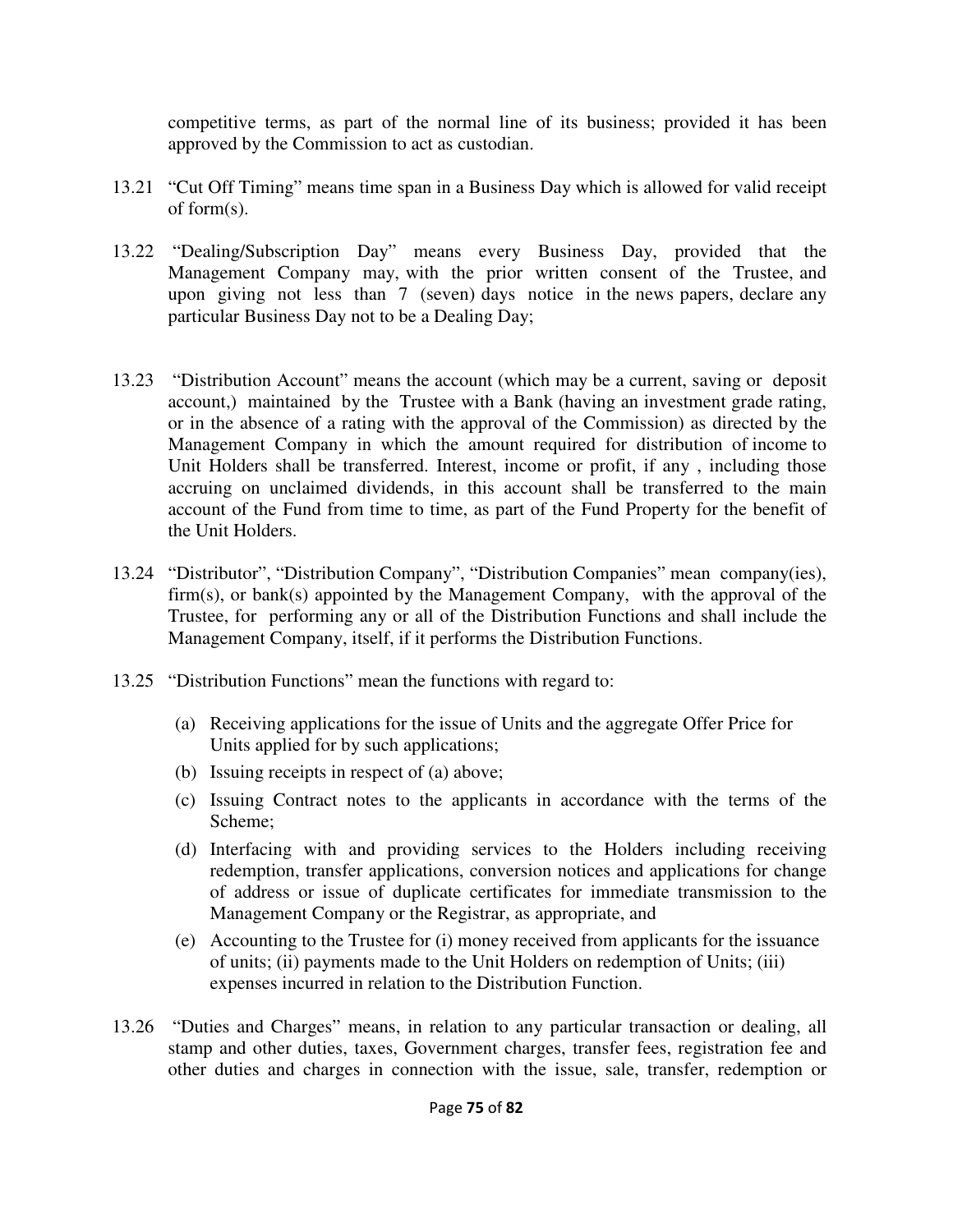competitive terms, as part of the normal line of its business; provided it has been approved by the Commission to act as custodian.

13.21 "Cut Off Timing" means time span in a Business Day which is allowed for valid receipt of form(s).

13.22 "Dealing/Subscription Day" means every Business Day, provided that the Management Company may, with the prior written consent of the Trustee, and upon giving not less than 7 (seven) days notice in the news papers, declare any particular Business Day not to be a Dealing Day;

13.23 "Distribution Account" means the account (which may be a current, saving or deposit account,) maintained by the Trustee with a Bank (having an investment grade rating, or in the absence of a rating with the approval of the Commission) as directed by the Management Company in which the amount required for distribution of income to Unit Holders shall be transferred. Interest, income or profit, if any , including those accruing on unclaimed dividends, in this account shall be transferred to the main account of the Fund from time to time, as part of the Fund Property for the benefit of the Unit Holders.

13.24 "Distributor", "Distribution Company", "Distribution Companies" mean company(ies), firm(s), or bank(s) appointed by the Management Company, with the approval of the Trustee, for performing any or all of the Distribution Functions and shall include the Management Company, itself, if it performs the Distribution Functions.

13.25 "Distribution Functions" mean the functions with regard to:

(a) Receiving applications for the issue of Units and the aggregate Offer Price for Units applied for by such applications;
(b) Issuing receipts in respect of (a) above;
(c) Issuing Contract notes to the applicants in accordance with the terms of the Scheme;
(d) Interfacing with and providing services to the Holders including receiving redemption, transfer applications, conversion notices and applications for change of address or issue of duplicate certificates for immediate transmission to the Management Company or the Registrar, as appropriate, and
(e) Accounting to the Trustee for (i) money received from applicants for the issuance of units; (ii) payments made to the Unit Holders on redemption of Units; (iii) expenses incurred in relation to the Distribution Function.

13.26 "Duties and Charges" means, in relation to any particular transaction or dealing, all stamp and other duties, taxes, Government charges, transfer fees, registration fee and other duties and charges in connection with the issue, sale, transfer, redemption or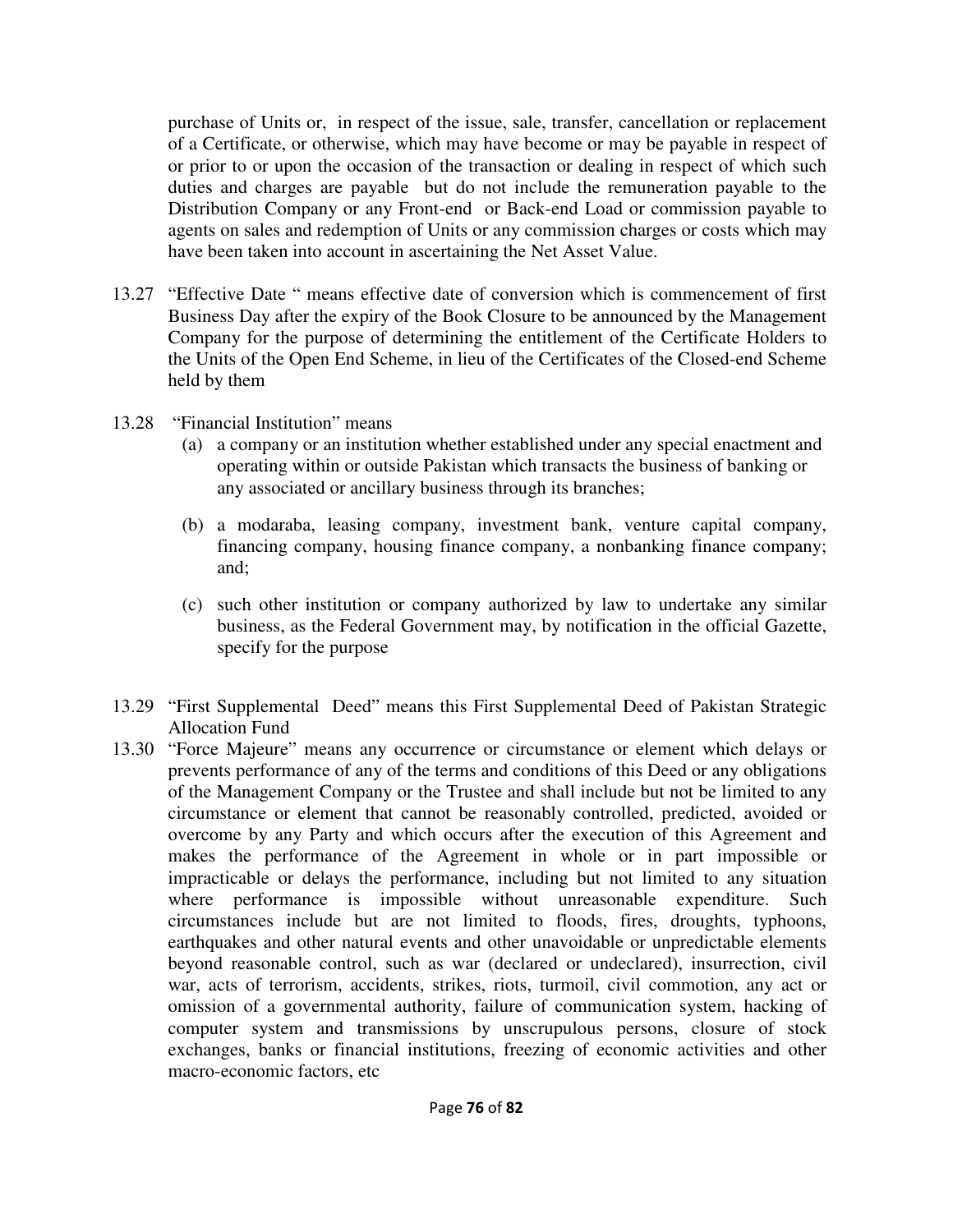purchase of Units or, in respect of the issue, sale, transfer, cancellation or replacement of a Certificate, or otherwise, which may have become or may be payable in respect of or prior to or upon the occasion of the transaction or dealing in respect of which such duties and charges are payable but do not include the remuneration payable to the Distribution Company or any Front-end or Back-end Load or commission payable to agents on sales and redemption of Units or any commission charges or costs which may have been taken into account in ascertaining the Net Asset Value.

13.27 "Effective Date " means effective date of conversion which is commencement of first Business Day after the expiry of the Book Closure to be announced by the Management Company for the purpose of determining the entitlement of the Certificate Holders to the Units of the Open End Scheme, in lieu of the Certificates of the Closed-end Scheme held by them

13.28 "Financial Institution" means

(a) a company or an institution whether established under any special enactment and operating within or outside Pakistan which transacts the business of banking or any associated or ancillary business through its branches;

(b) a modaraba, leasing company, investment bank, venture capital company, financing company, housing finance company, a nonbanking finance company; and;

(c) such other institution or company authorized by law to undertake any similar business, as the Federal Government may, by notification in the official Gazette, specify for the purpose

13.29 "First Supplemental Deed" means this First Supplemental Deed of Pakistan Strategic Allocation Fund

13.30 "Force Majeure" means any occurrence or circumstance or element which delays or prevents performance of any of the terms and conditions of this Deed or any obligations of the Management Company or the Trustee and shall include but not be limited to any circumstance or element that cannot be reasonably controlled, predicted, avoided or overcome by any Party and which occurs after the execution of this Agreement and makes the performance of the Agreement in whole or in part impossible or impracticable or delays the performance, including but not limited to any situation where performance is impossible without unreasonable expenditure. Such circumstances include but are not limited to floods, fires, droughts, typhoons, earthquakes and other natural events and other unavoidable or unpredictable elements beyond reasonable control, such as war (declared or undeclared), insurrection, civil war, acts of terrorism, accidents, strikes, riots, turmoil, civil commotion, any act or omission of a governmental authority, failure of communication system, hacking of computer system and transmissions by unscrupulous persons, closure of stock exchanges, banks or financial institutions, freezing of economic activities and other macro-economic factors, etc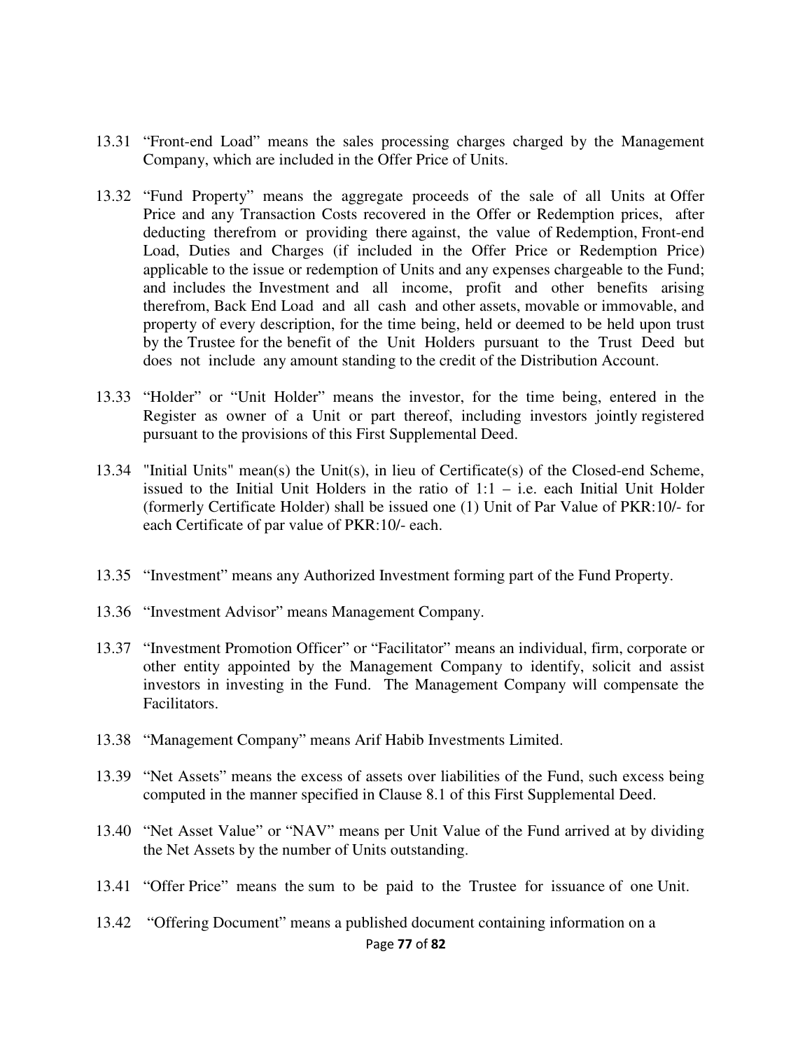13.31 "Front-end Load" means the sales processing charges charged by the Management Company, which are included in the Offer Price of Units.

13.32 "Fund Property" means the aggregate proceeds of the sale of all Units at Offer Price and any Transaction Costs recovered in the Offer or Redemption prices, after deducting therefrom or providing there against, the value of Redemption, Front-end Load, Duties and Charges (if included in the Offer Price or Redemption Price) applicable to the issue or redemption of Units and any expenses chargeable to the Fund; and includes the Investment and all income, profit and other benefits arising therefrom, Back End Load and all cash and other assets, movable or immovable, and property of every description, for the time being, held or deemed to be held upon trust by the Trustee for the benefit of the Unit Holders pursuant to the Trust Deed but does not include any amount standing to the credit of the Distribution Account.

13.33 "Holder" or "Unit Holder" means the investor, for the time being, entered in the Register as owner of a Unit or part thereof, including investors jointly registered pursuant to the provisions of this First Supplemental Deed.

13.34 "Initial Units" mean(s) the Unit(s), in lieu of Certificate(s) of the Closed-end Scheme, issued to the Initial Unit Holders in the ratio of 1:1 – i.e. each Initial Unit Holder (formerly Certificate Holder) shall be issued one (1) Unit of Par Value of PKR:10/- for each Certificate of par value of PKR:10/- each.

13.35 "Investment" means any Authorized Investment forming part of the Fund Property.

13.36 "Investment Advisor" means Management Company.

13.37 "Investment Promotion Officer" or "Facilitator" means an individual, firm, corporate or other entity appointed by the Management Company to identify, solicit and assist investors in investing in the Fund. The Management Company will compensate the Facilitators.

13.38 "Management Company" means Arif Habib Investments Limited.

13.39 "Net Assets" means the excess of assets over liabilities of the Fund, such excess being computed in the manner specified in Clause 8.1 of this First Supplemental Deed.

13.40 "Net Asset Value" or "NAV" means per Unit Value of the Fund arrived at by dividing the Net Assets by the number of Units outstanding.

13.41 "Offer Price" means the sum to be paid to the Trustee for issuance of one Unit.

13.42 "Offering Document" means a published document containing information on a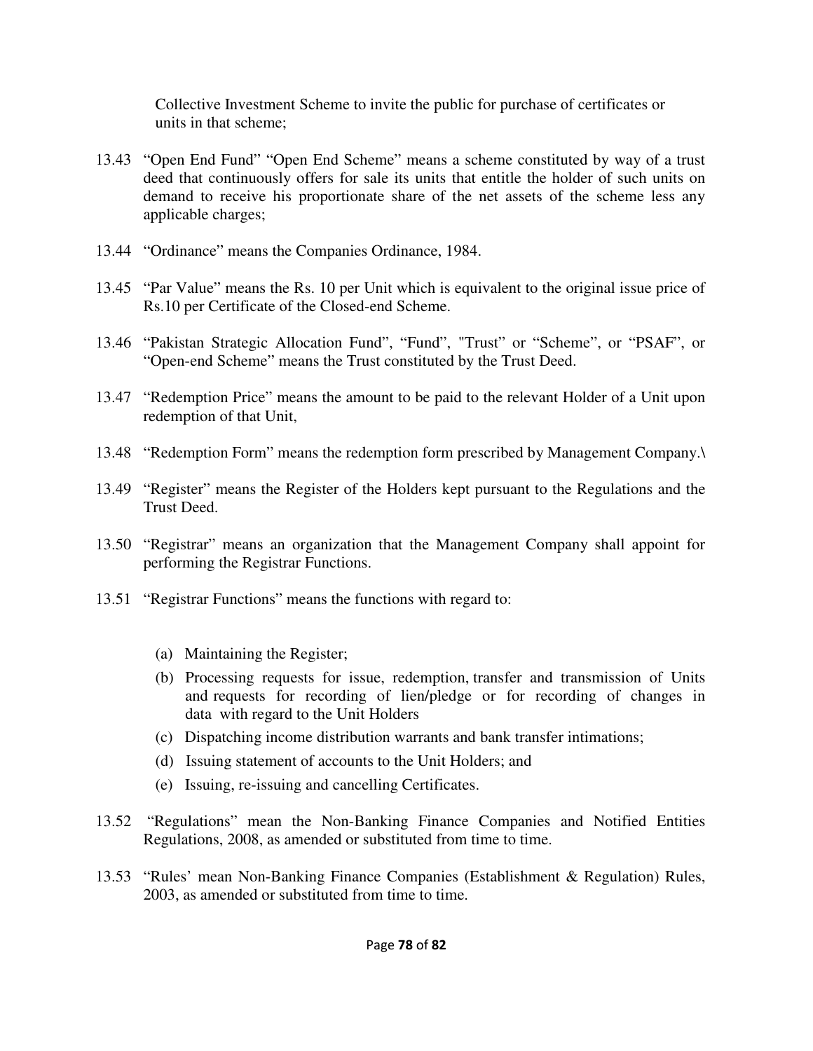Collective Investment Scheme to invite the public for purchase of certificates or units in that scheme;

13.43 "Open End Fund" "Open End Scheme" means a scheme constituted by way of a trust deed that continuously offers for sale its units that entitle the holder of such units on demand to receive his proportionate share of the net assets of the scheme less any applicable charges;

13.44 "Ordinance" means the Companies Ordinance, 1984.

13.45 "Par Value" means the Rs. 10 per Unit which is equivalent to the original issue price of Rs.10 per Certificate of the Closed-end Scheme.

13.46 "Pakistan Strategic Allocation Fund", "Fund", "Trust" or "Scheme", or "PSAF", or "Open-end Scheme" means the Trust constituted by the Trust Deed.

13.47 "Redemption Price" means the amount to be paid to the relevant Holder of a Unit upon redemption of that Unit,

13.48 "Redemption Form" means the redemption form prescribed by Management Company.\

13.49 "Register" means the Register of the Holders kept pursuant to the Regulations and the Trust Deed.

13.50 "Registrar" means an organization that the Management Company shall appoint for performing the Registrar Functions.

13.51 "Registrar Functions" means the functions with regard to:

(a) Maintaining the Register;

(b) Processing requests for issue, redemption, transfer and transmission of Units and requests for recording of lien/pledge or for recording of changes in data with regard to the Unit Holders

(c) Dispatching income distribution warrants and bank transfer intimations;

(d) Issuing statement of accounts to the Unit Holders; and

(e) Issuing, re-issuing and cancelling Certificates.

13.52 "Regulations" mean the Non-Banking Finance Companies and Notified Entities Regulations, 2008, as amended or substituted from time to time.

13.53 "Rules' mean Non-Banking Finance Companies (Establishment & Regulation) Rules, 2003, as amended or substituted from time to time.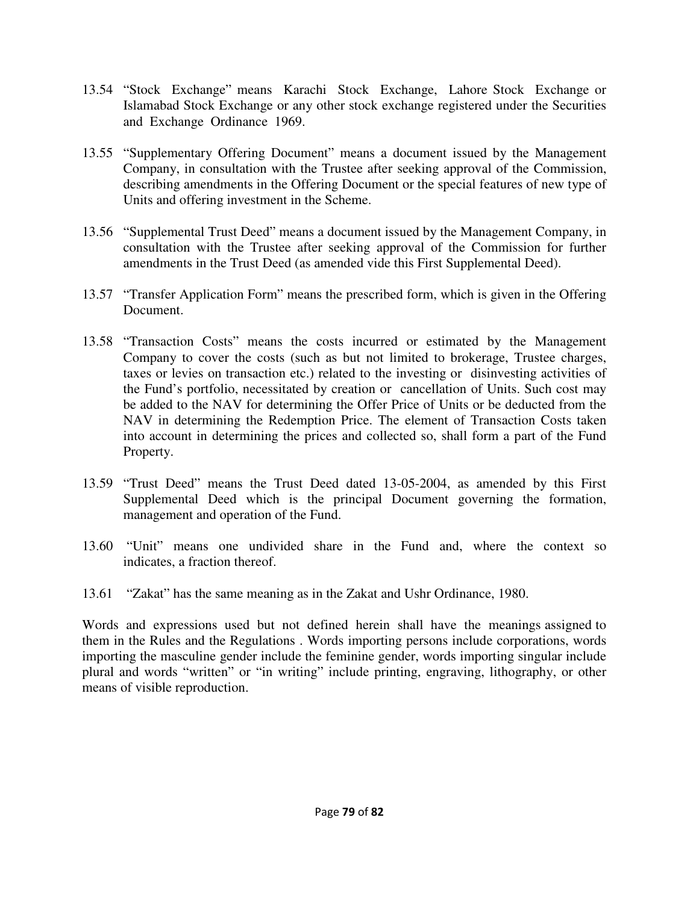13.54 "Stock Exchange" means Karachi Stock Exchange, Lahore Stock Exchange or Islamabad Stock Exchange or any other stock exchange registered under the Securities and Exchange Ordinance 1969.

13.55 "Supplementary Offering Document" means a document issued by the Management Company, in consultation with the Trustee after seeking approval of the Commission, describing amendments in the Offering Document or the special features of new type of Units and offering investment in the Scheme.

13.56 "Supplemental Trust Deed" means a document issued by the Management Company, in consultation with the Trustee after seeking approval of the Commission for further amendments in the Trust Deed (as amended vide this First Supplemental Deed).

13.57 "Transfer Application Form" means the prescribed form, which is given in the Offering Document.

13.58 "Transaction Costs" means the costs incurred or estimated by the Management Company to cover the costs (such as but not limited to brokerage, Trustee charges, taxes or levies on transaction etc.) related to the investing or disinvesting activities of the Fund's portfolio, necessitated by creation or cancellation of Units. Such cost may be added to the NAV for determining the Offer Price of Units or be deducted from the NAV in determining the Redemption Price. The element of Transaction Costs taken into account in determining the prices and collected so, shall form a part of the Fund Property.

13.59 "Trust Deed" means the Trust Deed dated 13-05-2004, as amended by this First Supplemental Deed which is the principal Document governing the formation, management and operation of the Fund.

13.60 "Unit" means one undivided share in the Fund and, where the context so indicates, a fraction thereof.

13.61 "Zakat" has the same meaning as in the Zakat and Ushr Ordinance, 1980.

Words and expressions used but not defined herein shall have the meanings assigned to them in the Rules and the Regulations . Words importing persons include corporations, words importing the masculine gender include the feminine gender, words importing singular include plural and words "written" or "in writing" include printing, engraving, lithography, or other means of visible reproduction.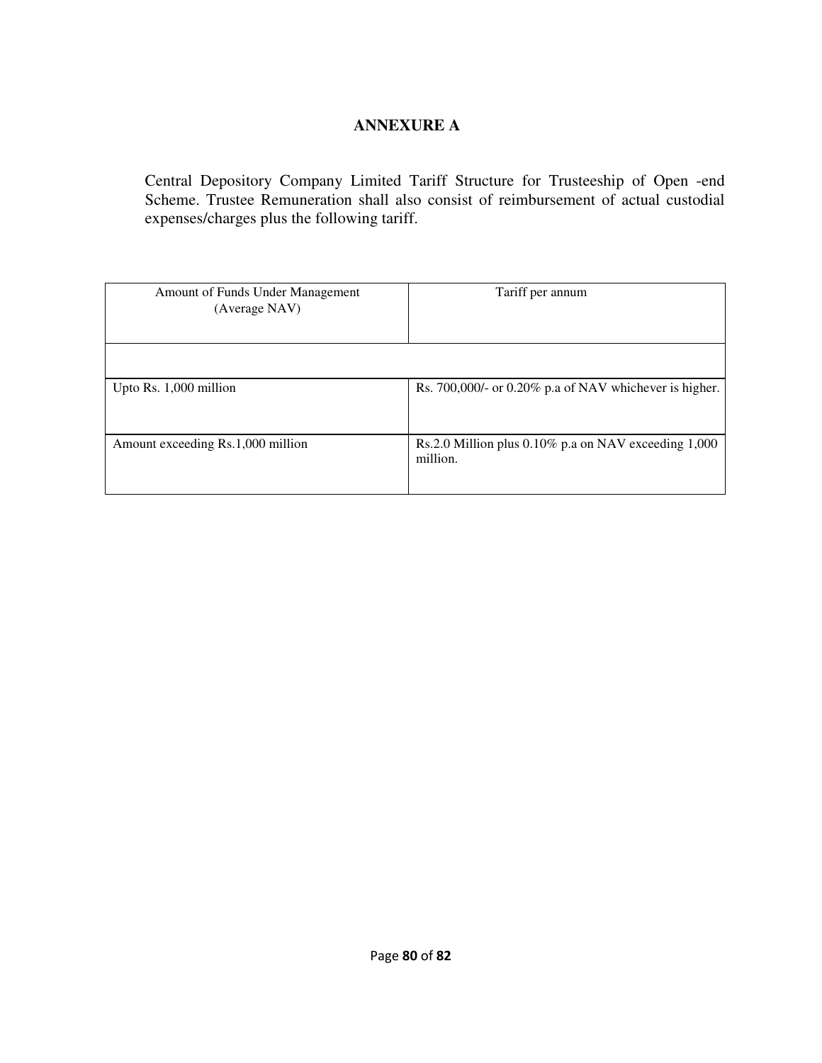## ANNEXURE A

Central Depository Company Limited Tariff Structure for Trusteeship of Open -end Scheme. Trustee Remuneration shall also consist of reimbursement of actual custodial expenses/charges plus the following tariff.

| Amount of Funds Under Management (Average NAV) | Tariff per annum |
|---|---|
| | |
| Upto Rs. 1,000 million | Rs. 700,000/- or 0.20% p.a of NAV whichever is higher. |
| Amount exceeding Rs.1,000 million | Rs.2.0 Million plus 0.10% p.a on NAV exceeding 1,000 million. |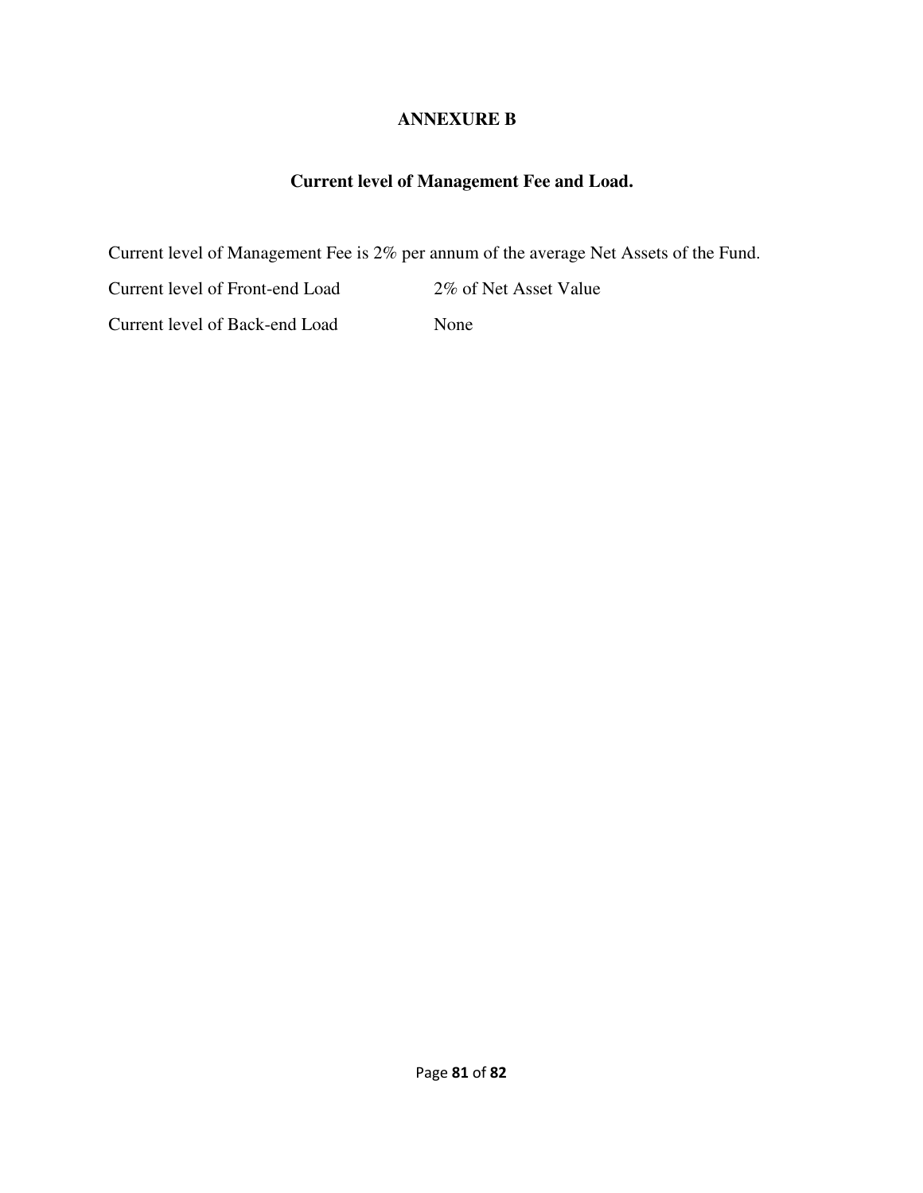# ANNEXURE B

## Current level of Management Fee and Load.

Current level of Management Fee is 2% per annum of the average Net Assets of the Fund.

| | |
|---|---|
| Current level of Front-end Load | 2% of Net Asset Value |
| Current level of Back-end Load | None |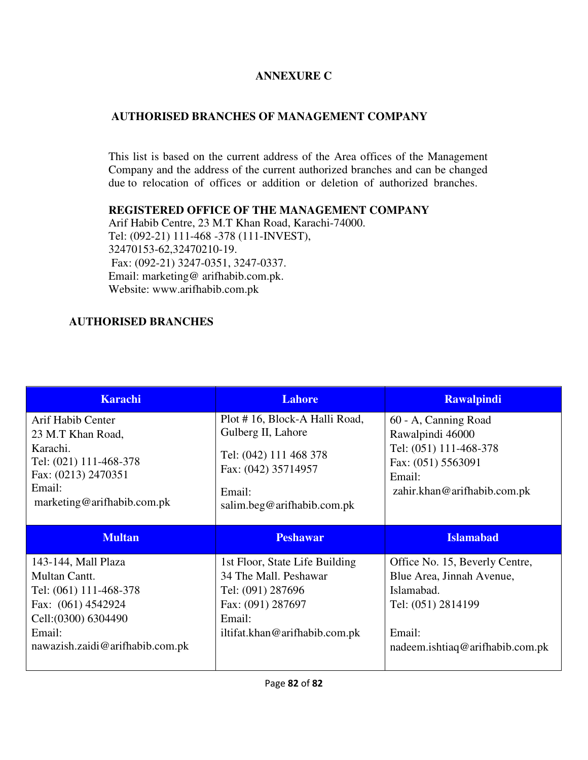# ANNEXURE C

## AUTHORISED BRANCHES OF MANAGEMENT COMPANY

This list is based on the current address of the Area offices of the Management Company and the address of the current authorized branches and can be changed due to relocation of offices or addition or deletion of authorized branches.

**REGISTERED OFFICE OF THE MANAGEMENT COMPANY**
Arif Habib Centre, 23 M.T Khan Road, Karachi-74000.
Tel: (092-21) 111-468 -378 (111-INVEST),
32470153-62,32470210-19.
Fax: (092-21) 3247-0351, 3247-0337.
Email: marketing@ arifhabib.com.pk.
Website: www.arifhabib.com.pk

**AUTHORISED BRANCHES**

| Karachi | Lahore | Rawalpindi |
|---|---|---|
| Arif Habib Center<br>23 M.T Khan Road,<br>Karachi.<br>Tel: (021) 111-468-378<br>Fax: (0213) 2470351<br>Email:<br>marketing@arifhabib.com.pk | Plot # 16, Block-A Halli Road,<br>Gulberg II, Lahore<br>Tel: (042) 111 468 378<br>Fax: (042) 35714957<br>Email:<br>salim.beg@arifhabib.com.pk | 60 - A, Canning Road<br>Rawalpindi 46000<br>Tel: (051) 111-468-378<br>Fax: (051) 5563091<br>Email:<br>zahir.khan@arifhabib.com.pk |
| **Multan** | **Peshawar** | **Islamabad** |
| 143-144, Mall Plaza<br>Multan Cantt.<br>Tel: (061) 111-468-378<br>Fax: (061) 4542924<br>Cell:(0300) 6304490<br>Email:<br>nawazish.zaidi@arifhabib.com.pk | 1st Floor, State Life Building<br>34 The Mall. Peshawar<br>Tel: (091) 287696<br>Fax: (091) 287697<br>Email:<br>iltifat.khan@arifhabib.com.pk | Office No. 15, Beverly Centre,<br>Blue Area, Jinnah Avenue,<br>Islamabad.<br>Tel: (051) 2814199<br>Email:<br>nadeem.ishtiaq@arifhabib.com.pk |